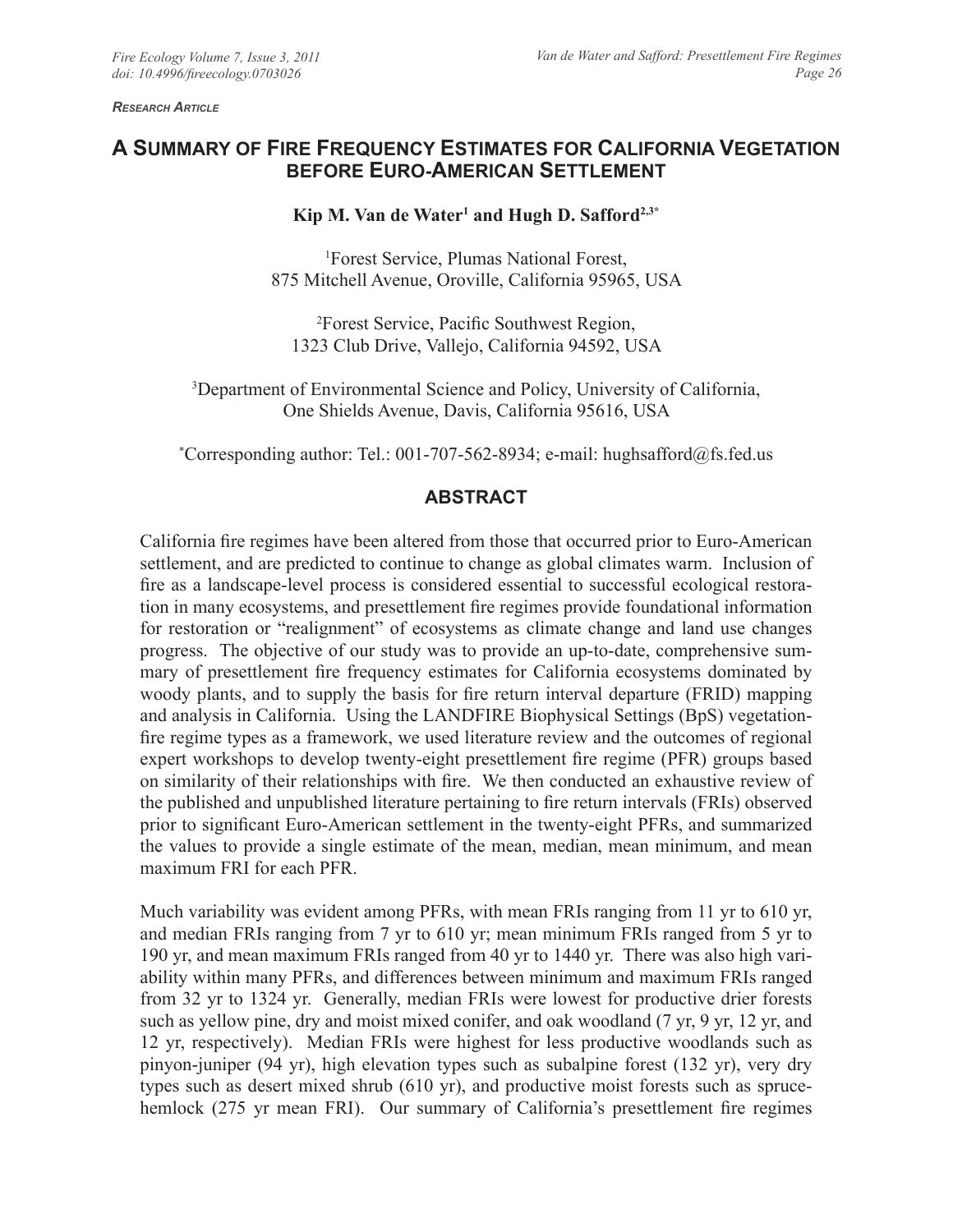*Research Article*

# A Summary of Fire Frequency Estimates for California Vegetation before Euro-American Settlement

**Kip M. Van de Water[1] and Hugh D. Safford[2,3*]**

[1]Forest Service, Plumas National Forest,
875 Mitchell Avenue, Oroville, California 95965, USA

[2]Forest Service, Pacific Southwest Region,
1323 Club Drive, Vallejo, California 94592, USA

[3]Department of Environmental Science and Policy, University of California,
One Shields Avenue, Davis, California 95616, USA

[*]Corresponding author: Tel.: 001-707-562-8934; e-mail: hughsafford@fs.fed.us

## ABSTRACT

California fire regimes have been altered from those that occurred prior to Euro-American settlement, and are predicted to continue to change as global climates warm. Inclusion of fire as a landscape-level process is considered essential to successful ecological restoration in many ecosystems, and presettlement fire regimes provide foundational information for restoration or "realignment" of ecosystems as climate change and land use changes progress. The objective of our study was to provide an up-to-date, comprehensive summary of presettlement fire frequency estimates for California ecosystems dominated by woody plants, and to supply the basis for fire return interval departure (FRID) mapping and analysis in California. Using the LANDFIRE Biophysical Settings (BpS) vegetation-fire regime types as a framework, we used literature review and the outcomes of regional expert workshops to develop twenty-eight presettlement fire regime (PFR) groups based on similarity of their relationships with fire. We then conducted an exhaustive review of the published and unpublished literature pertaining to fire return intervals (FRIs) observed prior to significant Euro-American settlement in the twenty-eight PFRs, and summarized the values to provide a single estimate of the mean, median, mean minimum, and mean maximum FRI for each PFR.

Much variability was evident among PFRs, with mean FRIs ranging from 11 yr to 610 yr, and median FRIs ranging from 7 yr to 610 yr; mean minimum FRIs ranged from 5 yr to 190 yr, and mean maximum FRIs ranged from 40 yr to 1440 yr. There was also high variability within many PFRs, and differences between minimum and maximum FRIs ranged from 32 yr to 1324 yr. Generally, median FRIs were lowest for productive drier forests such as yellow pine, dry and moist mixed conifer, and oak woodland (7 yr, 9 yr, 12 yr, and 12 yr, respectively). Median FRIs were highest for less productive woodlands such as pinyon-juniper (94 yr), high elevation types such as subalpine forest (132 yr), very dry types such as desert mixed shrub (610 yr), and productive moist forests such as spruce-hemlock (275 yr mean FRI). Our summary of California's presettlement fire regimes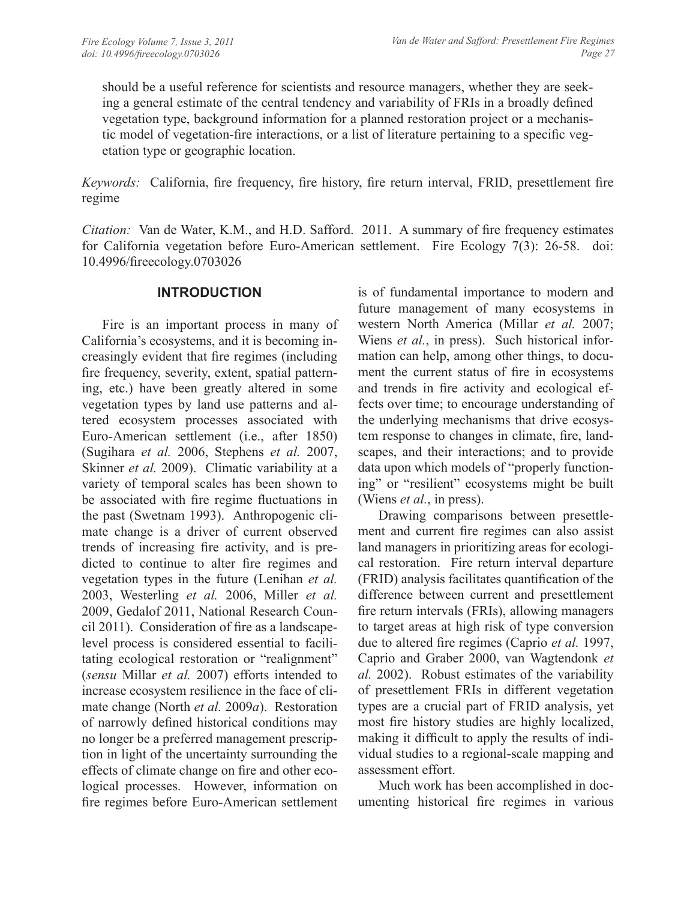should be a useful reference for scientists and resource managers, whether they are seeking a general estimate of the central tendency and variability of FRIs in a broadly defined vegetation type, background information for a planned restoration project or a mechanistic model of vegetation-fire interactions, or a list of literature pertaining to a specific vegetation type or geographic location.

*Keywords:* California, fire frequency, fire history, fire return interval, FRID, presettlement fire regime

*Citation:* Van de Water, K.M., and H.D. Safford. 2011. A summary of fire frequency estimates for California vegetation before Euro-American settlement. Fire Ecology 7(3): 26-58. doi: 10.4996/fireecology.0703026

## INTRODUCTION

Fire is an important process in many of California's ecosystems, and it is becoming increasingly evident that fire regimes (including fire frequency, severity, extent, spatial patterning, etc.) have been greatly altered in some vegetation types by land use patterns and altered ecosystem processes associated with Euro-American settlement (i.e., after 1850) (Sugihara *et al.* 2006, Stephens *et al.* 2007, Skinner *et al.* 2009). Climatic variability at a variety of temporal scales has been shown to be associated with fire regime fluctuations in the past (Swetnam 1993). Anthropogenic climate change is a driver of current observed trends of increasing fire activity, and is predicted to continue to alter fire regimes and vegetation types in the future (Lenihan *et al.* 2003, Westerling *et al.* 2006, Miller *et al.* 2009, Gedalof 2011, National Research Council 2011). Consideration of fire as a landscape-level process is considered essential to facilitating ecological restoration or "realignment" (*sensu* Millar *et al.* 2007) efforts intended to increase ecosystem resilience in the face of climate change (North *et al.* 2009*a*). Restoration of narrowly defined historical conditions may no longer be a preferred management prescription in light of the uncertainty surrounding the effects of climate change on fire and other ecological processes. However, information on fire regimes before Euro-American settlement is of fundamental importance to modern and future management of many ecosystems in western North America (Millar *et al.* 2007; Wiens *et al.*, in press). Such historical information can help, among other things, to document the current status of fire in ecosystems and trends in fire activity and ecological effects over time; to encourage understanding of the underlying mechanisms that drive ecosystem response to changes in climate, fire, landscapes, and their interactions; and to provide data upon which models of "properly functioning" or "resilient" ecosystems might be built (Wiens *et al.*, in press).

Drawing comparisons between presettlement and current fire regimes can also assist land managers in prioritizing areas for ecological restoration. Fire return interval departure (FRID) analysis facilitates quantification of the difference between current and presettlement fire return intervals (FRIs), allowing managers to target areas at high risk of type conversion due to altered fire regimes (Caprio *et al.* 1997, Caprio and Graber 2000, van Wagtendonk *et al.* 2002). Robust estimates of the variability of presettlement FRIs in different vegetation types are a crucial part of FRID analysis, yet most fire history studies are highly localized, making it difficult to apply the results of individual studies to a regional-scale mapping and assessment effort.

Much work has been accomplished in documenting historical fire regimes in various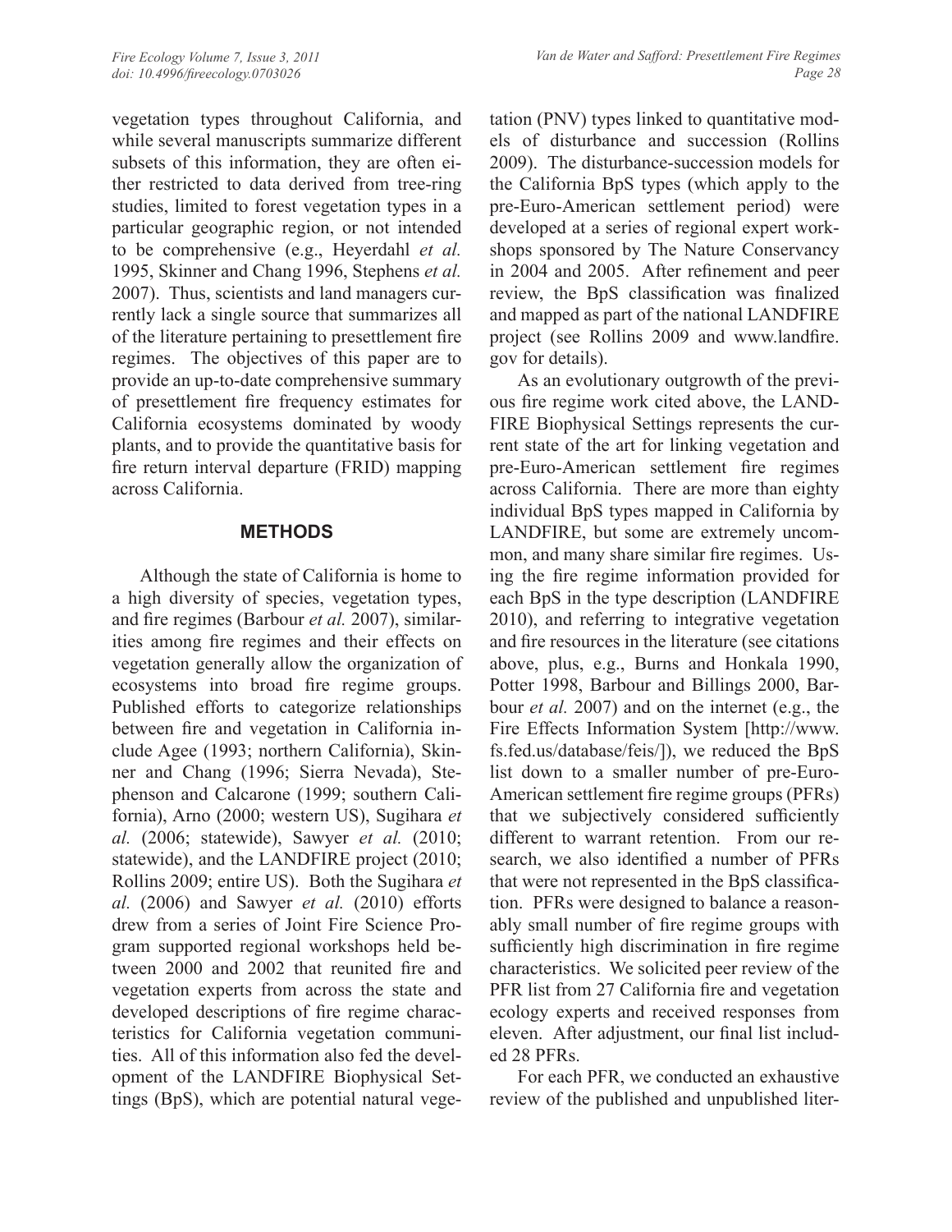vegetation types throughout California, and while several manuscripts summarize different subsets of this information, they are often either restricted to data derived from tree-ring studies, limited to forest vegetation types in a particular geographic region, or not intended to be comprehensive (e.g., Heyerdahl *et al.* 1995, Skinner and Chang 1996, Stephens *et al.* 2007). Thus, scientists and land managers currently lack a single source that summarizes all of the literature pertaining to presettlement fire regimes. The objectives of this paper are to provide an up-to-date comprehensive summary of presettlement fire frequency estimates for California ecosystems dominated by woody plants, and to provide the quantitative basis for fire return interval departure (FRID) mapping across California.

## METHODS

Although the state of California is home to a high diversity of species, vegetation types, and fire regimes (Barbour *et al.* 2007), similarities among fire regimes and their effects on vegetation generally allow the organization of ecosystems into broad fire regime groups. Published efforts to categorize relationships between fire and vegetation in California include Agee (1993; northern California), Skinner and Chang (1996; Sierra Nevada), Stephenson and Calcarone (1999; southern California), Arno (2000; western US), Sugihara *et al.* (2006; statewide), Sawyer *et al.* (2010; statewide), and the LANDFIRE project (2010; Rollins 2009; entire US). Both the Sugihara *et al.* (2006) and Sawyer *et al.* (2010) efforts drew from a series of Joint Fire Science Program supported regional workshops held between 2000 and 2002 that reunited fire and vegetation experts from across the state and developed descriptions of fire regime characteristics for California vegetation communities. All of this information also fed the development of the LANDFIRE Biophysical Settings (BpS), which are potential natural vegetation (PNV) types linked to quantitative models of disturbance and succession (Rollins 2009). The disturbance-succession models for the California BpS types (which apply to the pre-Euro-American settlement period) were developed at a series of regional expert workshops sponsored by The Nature Conservancy in 2004 and 2005. After refinement and peer review, the BpS classification was finalized and mapped as part of the national LANDFIRE project (see Rollins 2009 and www.landfire.gov for details).

As an evolutionary outgrowth of the previous fire regime work cited above, the LANDFIRE Biophysical Settings represents the current state of the art for linking vegetation and pre-Euro-American settlement fire regimes across California. There are more than eighty individual BpS types mapped in California by LANDFIRE, but some are extremely uncommon, and many share similar fire regimes. Using the fire regime information provided for each BpS in the type description (LANDFIRE 2010), and referring to integrative vegetation and fire resources in the literature (see citations above, plus, e.g., Burns and Honkala 1990, Potter 1998, Barbour and Billings 2000, Barbour *et al.* 2007) and on the internet (e.g., the Fire Effects Information System [http://www.fs.fed.us/database/feis/]), we reduced the BpS list down to a smaller number of pre-Euro-American settlement fire regime groups (PFRs) that we subjectively considered sufficiently different to warrant retention. From our research, we also identified a number of PFRs that were not represented in the BpS classification. PFRs were designed to balance a reasonably small number of fire regime groups with sufficiently high discrimination in fire regime characteristics. We solicited peer review of the PFR list from 27 California fire and vegetation ecology experts and received responses from eleven. After adjustment, our final list included 28 PFRs.

For each PFR, we conducted an exhaustive review of the published and unpublished liter-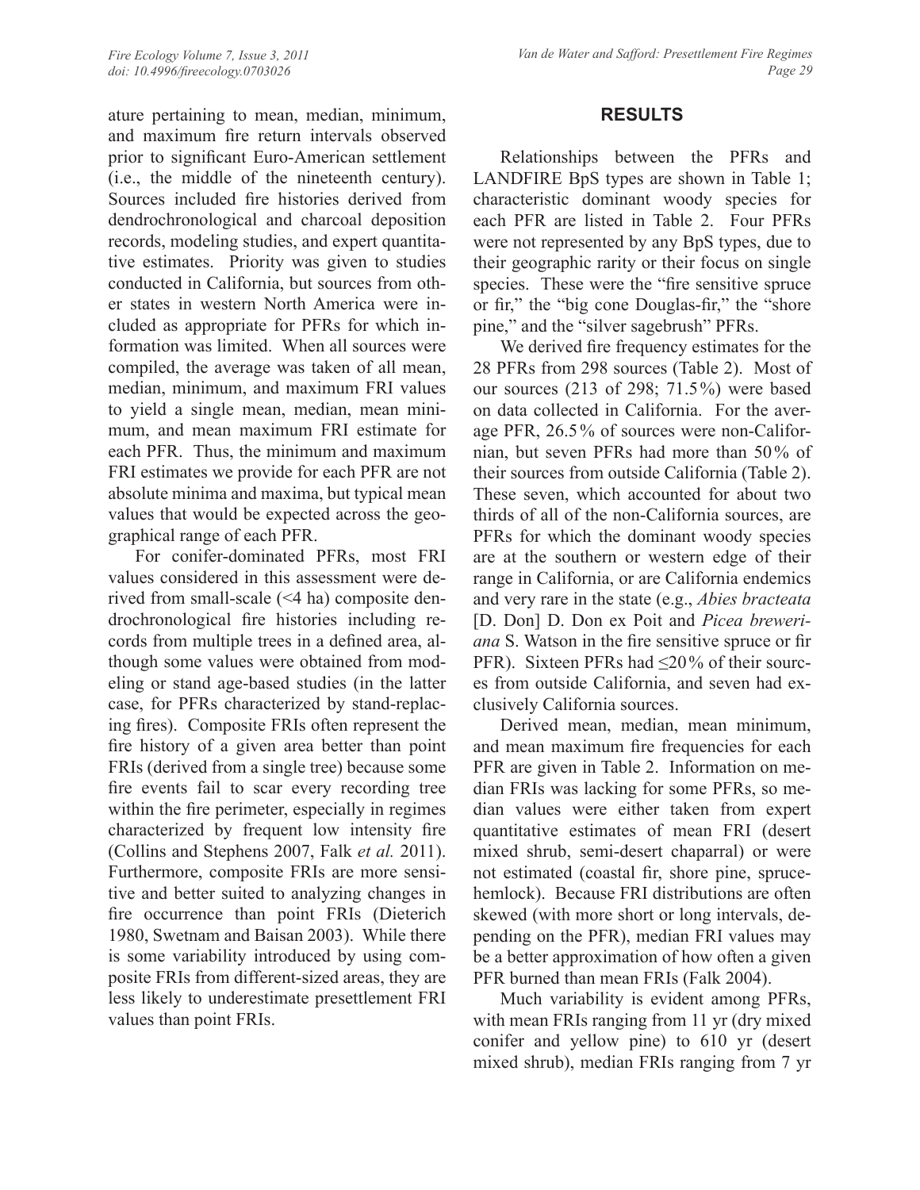ature pertaining to mean, median, minimum, and maximum fire return intervals observed prior to significant Euro-American settlement (i.e., the middle of the nineteenth century). Sources included fire histories derived from dendrochronological and charcoal deposition records, modeling studies, and expert quantitative estimates. Priority was given to studies conducted in California, but sources from other states in western North America were included as appropriate for PFRs for which information was limited. When all sources were compiled, the average was taken of all mean, median, minimum, and maximum FRI values to yield a single mean, median, mean minimum, and mean maximum FRI estimate for each PFR. Thus, the minimum and maximum FRI estimates we provide for each PFR are not absolute minima and maxima, but typical mean values that would be expected across the geographical range of each PFR.

For conifer-dominated PFRs, most FRI values considered in this assessment were derived from small-scale (<4 ha) composite dendrochronological fire histories including records from multiple trees in a defined area, although some values were obtained from modeling or stand age-based studies (in the latter case, for PFRs characterized by stand-replacing fires). Composite FRIs often represent the fire history of a given area better than point FRIs (derived from a single tree) because some fire events fail to scar every recording tree within the fire perimeter, especially in regimes characterized by frequent low intensity fire (Collins and Stephens 2007, Falk *et al.* 2011). Furthermore, composite FRIs are more sensitive and better suited to analyzing changes in fire occurrence than point FRIs (Dieterich 1980, Swetnam and Baisan 2003). While there is some variability introduced by using composite FRIs from different-sized areas, they are less likely to underestimate presettlement FRI values than point FRIs.

## RESULTS

Relationships between the PFRs and LANDFIRE BpS types are shown in Table 1; characteristic dominant woody species for each PFR are listed in Table 2. Four PFRs were not represented by any BpS types, due to their geographic rarity or their focus on single species. These were the "fire sensitive spruce or fir," the "big cone Douglas-fir," the "shore pine," and the "silver sagebrush" PFRs.

We derived fire frequency estimates for the 28 PFRs from 298 sources (Table 2). Most of our sources (213 of 298; 71.5%) were based on data collected in California. For the average PFR, 26.5% of sources were non-Californian, but seven PFRs had more than 50% of their sources from outside California (Table 2). These seven, which accounted for about two thirds of all of the non-California sources, are PFRs for which the dominant woody species are at the southern or western edge of their range in California, or are California endemics and very rare in the state (e.g., *Abies bracteata* [D. Don] D. Don ex Poit and *Picea breweriana* S. Watson in the fire sensitive spruce or fir PFR). Sixteen PFRs had ≤20% of their sources from outside California, and seven had exclusively California sources.

Derived mean, median, mean minimum, and mean maximum fire frequencies for each PFR are given in Table 2. Information on median FRIs was lacking for some PFRs, so median values were either taken from expert quantitative estimates of mean FRI (desert mixed shrub, semi-desert chaparral) or were not estimated (coastal fir, shore pine, spruce-hemlock). Because FRI distributions are often skewed (with more short or long intervals, depending on the PFR), median FRI values may be a better approximation of how often a given PFR burned than mean FRIs (Falk 2004).

Much variability is evident among PFRs, with mean FRIs ranging from 11 yr (dry mixed conifer and yellow pine) to 610 yr (desert mixed shrub), median FRIs ranging from 7 yr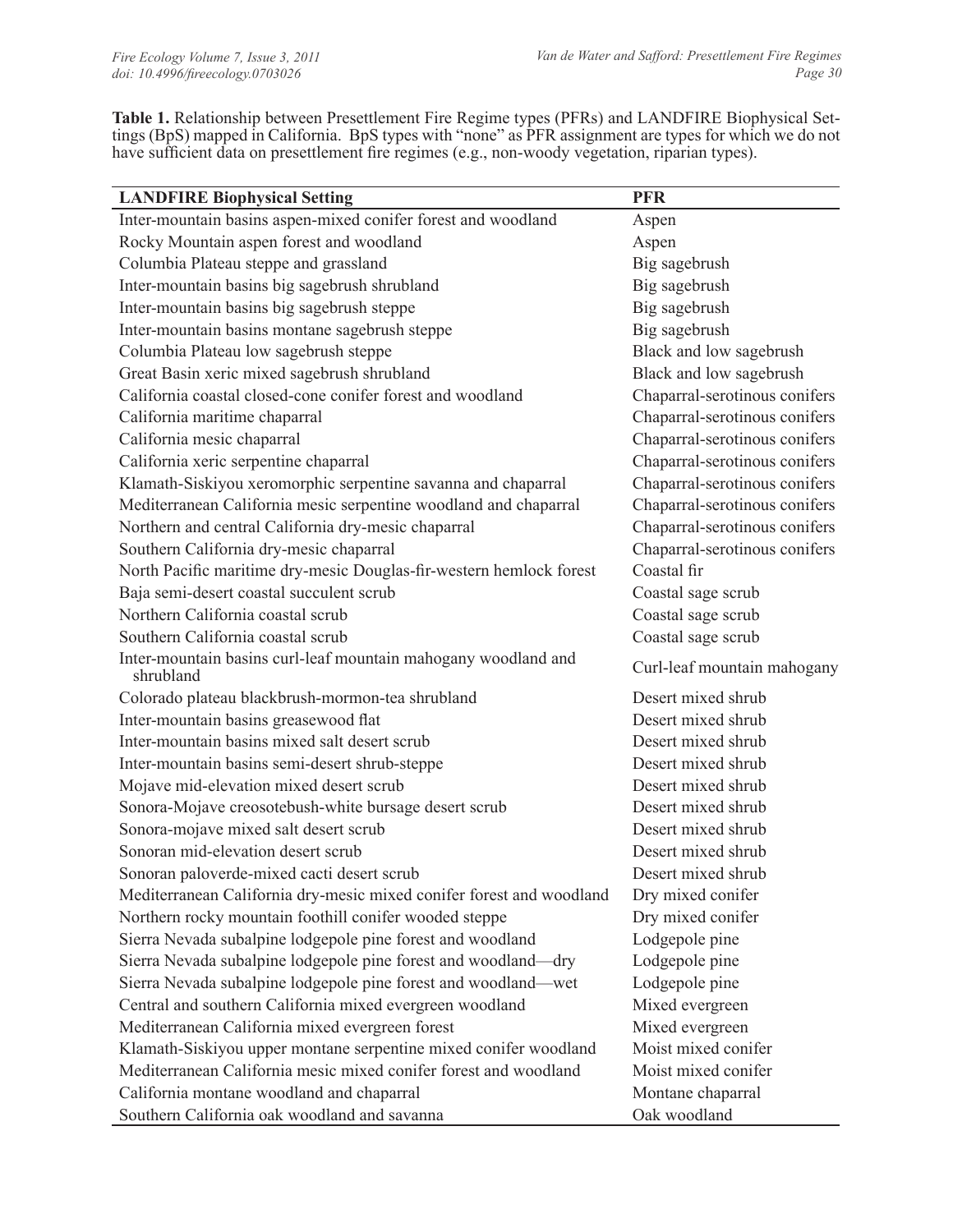**Table 1.** Relationship between Presettlement Fire Regime types (PFRs) and LANDFIRE Biophysical Settings (BpS) mapped in California. BpS types with "none" as PFR assignment are types for which we do not have sufficient data on presettlement fire regimes (e.g., non-woody vegetation, riparian types).

| LANDFIRE Biophysical Setting | PFR |
|---|---|
| Inter-mountain basins aspen-mixed conifer forest and woodland | Aspen |
| Rocky Mountain aspen forest and woodland | Aspen |
| Columbia Plateau steppe and grassland | Big sagebrush |
| Inter-mountain basins big sagebrush shrubland | Big sagebrush |
| Inter-mountain basins big sagebrush steppe | Big sagebrush |
| Inter-mountain basins montane sagebrush steppe | Big sagebrush |
| Columbia Plateau low sagebrush steppe | Black and low sagebrush |
| Great Basin xeric mixed sagebrush shrubland | Black and low sagebrush |
| California coastal closed-cone conifer forest and woodland | Chaparral-serotinous conifers |
| California maritime chaparral | Chaparral-serotinous conifers |
| California mesic chaparral | Chaparral-serotinous conifers |
| California xeric serpentine chaparral | Chaparral-serotinous conifers |
| Klamath-Siskiyou xeromorphic serpentine savanna and chaparral | Chaparral-serotinous conifers |
| Mediterranean California mesic serpentine woodland and chaparral | Chaparral-serotinous conifers |
| Northern and central California dry-mesic chaparral | Chaparral-serotinous conifers |
| Southern California dry-mesic chaparral | Chaparral-serotinous conifers |
| North Pacific maritime dry-mesic Douglas-fir-western hemlock forest | Coastal fir |
| Baja semi-desert coastal succulent scrub | Coastal sage scrub |
| Northern California coastal scrub | Coastal sage scrub |
| Southern California coastal scrub | Coastal sage scrub |
| Inter-mountain basins curl-leaf mountain mahogany woodland and shrubland | Curl-leaf mountain mahogany |
| Colorado plateau blackbrush-mormon-tea shrubland | Desert mixed shrub |
| Inter-mountain basins greasewood flat | Desert mixed shrub |
| Inter-mountain basins mixed salt desert scrub | Desert mixed shrub |
| Inter-mountain basins semi-desert shrub-steppe | Desert mixed shrub |
| Mojave mid-elevation mixed desert scrub | Desert mixed shrub |
| Sonora-Mojave creosotebush-white bursage desert scrub | Desert mixed shrub |
| Sonora-mojave mixed salt desert scrub | Desert mixed shrub |
| Sonoran mid-elevation desert scrub | Desert mixed shrub |
| Sonoran paloverde-mixed cacti desert scrub | Desert mixed shrub |
| Mediterranean California dry-mesic mixed conifer forest and woodland | Dry mixed conifer |
| Northern rocky mountain foothill conifer wooded steppe | Dry mixed conifer |
| Sierra Nevada subalpine lodgepole pine forest and woodland | Lodgepole pine |
| Sierra Nevada subalpine lodgepole pine forest and woodland—dry | Lodgepole pine |
| Sierra Nevada subalpine lodgepole pine forest and woodland—wet | Lodgepole pine |
| Central and southern California mixed evergreen woodland | Mixed evergreen |
| Mediterranean California mixed evergreen forest | Mixed evergreen |
| Klamath-Siskiyou upper montane serpentine mixed conifer woodland | Moist mixed conifer |
| Mediterranean California mesic mixed conifer forest and woodland | Moist mixed conifer |
| California montane woodland and chaparral | Montane chaparral |
| Southern California oak woodland and savanna | Oak woodland |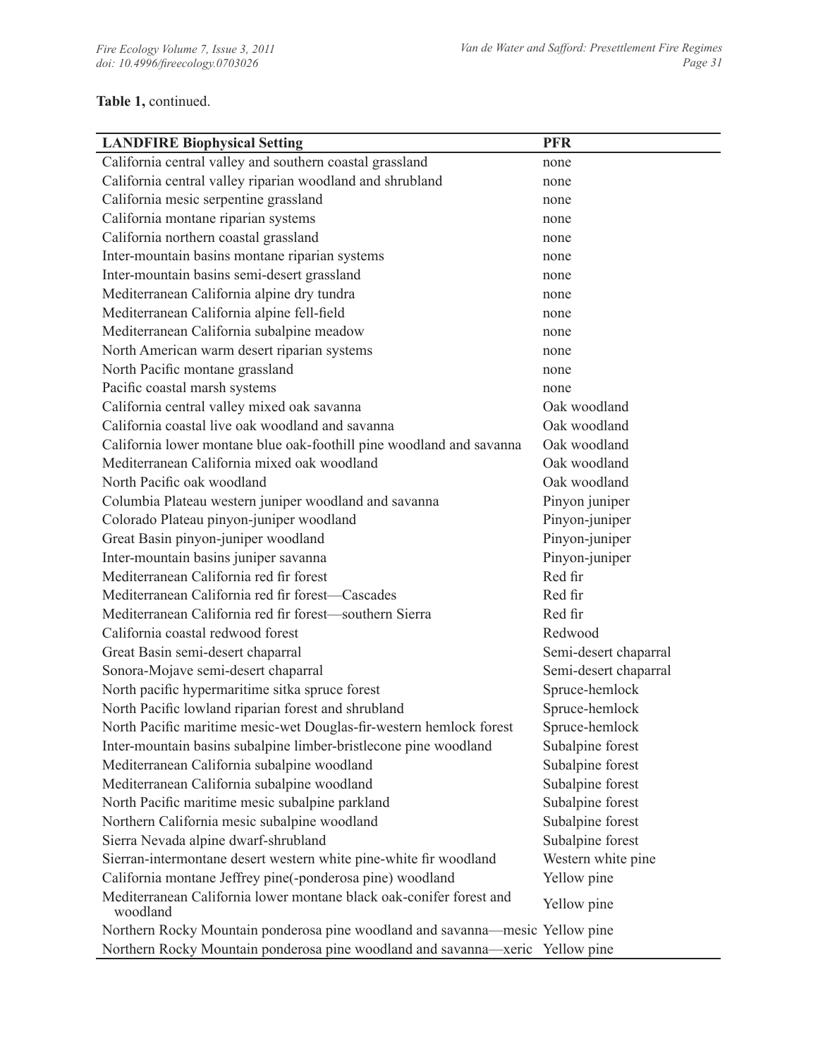**Table 1,** continued.

| LANDFIRE Biophysical Setting | PFR |
|---|---|
| California central valley and southern coastal grassland | none |
| California central valley riparian woodland and shrubland | none |
| California mesic serpentine grassland | none |
| California montane riparian systems | none |
| California northern coastal grassland | none |
| Inter-mountain basins montane riparian systems | none |
| Inter-mountain basins semi-desert grassland | none |
| Mediterranean California alpine dry tundra | none |
| Mediterranean California alpine fell-field | none |
| Mediterranean California subalpine meadow | none |
| North American warm desert riparian systems | none |
| North Pacific montane grassland | none |
| Pacific coastal marsh systems | none |
| California central valley mixed oak savanna | Oak woodland |
| California coastal live oak woodland and savanna | Oak woodland |
| California lower montane blue oak-foothill pine woodland and savanna | Oak woodland |
| Mediterranean California mixed oak woodland | Oak woodland |
| North Pacific oak woodland | Oak woodland |
| Columbia Plateau western juniper woodland and savanna | Pinyon juniper |
| Colorado Plateau pinyon-juniper woodland | Pinyon-juniper |
| Great Basin pinyon-juniper woodland | Pinyon-juniper |
| Inter-mountain basins juniper savanna | Pinyon-juniper |
| Mediterranean California red fir forest | Red fir |
| Mediterranean California red fir forest—Cascades | Red fir |
| Mediterranean California red fir forest—southern Sierra | Red fir |
| California coastal redwood forest | Redwood |
| Great Basin semi-desert chaparral | Semi-desert chaparral |
| Sonora-Mojave semi-desert chaparral | Semi-desert chaparral |
| North pacific hypermaritime sitka spruce forest | Spruce-hemlock |
| North Pacific lowland riparian forest and shrubland | Spruce-hemlock |
| North Pacific maritime mesic-wet Douglas-fir-western hemlock forest | Spruce-hemlock |
| Inter-mountain basins subalpine limber-bristlecone pine woodland | Subalpine forest |
| Mediterranean California subalpine woodland | Subalpine forest |
| Mediterranean California subalpine woodland | Subalpine forest |
| North Pacific maritime mesic subalpine parkland | Subalpine forest |
| Northern California mesic subalpine woodland | Subalpine forest |
| Sierra Nevada alpine dwarf-shrubland | Subalpine forest |
| Sierran-intermontane desert western white pine-white fir woodland | Western white pine |
| California montane Jeffrey pine(-ponderosa pine) woodland | Yellow pine |
| Mediterranean California lower montane black oak-conifer forest and woodland | Yellow pine |
| Northern Rocky Mountain ponderosa pine woodland and savanna—mesic | Yellow pine |
| Northern Rocky Mountain ponderosa pine woodland and savanna—xeric | Yellow pine |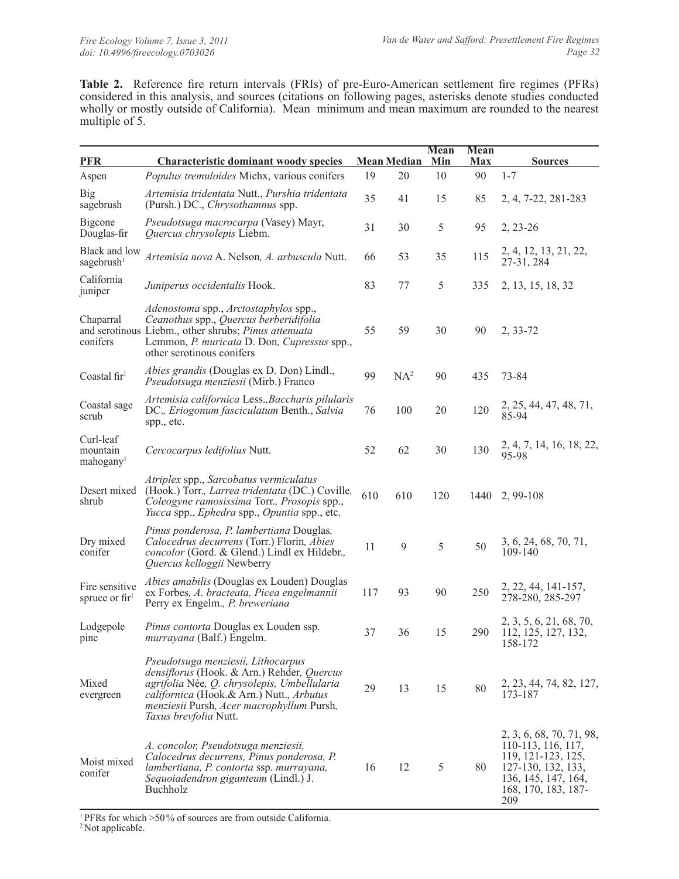**Table 2.** Reference fire return intervals (FRIs) of pre-Euro-American settlement fire regimes (PFRs) considered in this analysis, and sources (citations on following pages, asterisks denote studies conducted wholly or mostly outside of California). Mean minimum and mean maximum are rounded to the nearest multiple of 5.

| PFR | Characteristic dominant woody species | Mean | Median | Mean Min | Mean Max | Sources |
|---|---|---|---|---|---|---|
| Aspen | *Populus tremuloides* Michx, various conifers | 19 | 20 | 10 | 90 | 1-7 |
| Big sagebrush | *Artemisia tridentata* Nutt., *Purshia tridentata* (Pursh.) DC., *Chrysothamnus* spp. | 35 | 41 | 15 | 85 | 2, 4, 7-22, 281-283 |
| Bigcone Douglas-fir | *Pseudotsuga macrocarpa* (Vasey) Mayr, *Quercus chrysolepis* Liebm. | 31 | 30 | 5 | 95 | 2, 23-26 |
| Black and low sagebrush[1] | *Artemisia nova* A. Nelson, *A. arbuscula* Nutt. | 66 | 53 | 35 | 115 | 2, 4, 12, 13, 21, 22, 27-31, 284 |
| California juniper | *Juniperus occidentalis* Hook. | 83 | 77 | 5 | 335 | 2, 13, 15, 18, 32 |
| Chaparral and serotinous conifers | *Adenostoma* spp., *Arctostaphylos* spp., *Ceanothus* spp., *Quercus berberidifolia* Liebm., other shrubs; *Pinus attenuata* Lemmon, *P. muricata* D. Don, *Cupressus* spp., other serotinous conifers | 55 | 59 | 30 | 90 | 2, 33-72 |
| Coastal fir[1] | *Abies grandis* (Douglas ex D. Don) Lindl., *Pseudotsuga menziesii* (Mirb.) Franco | 99 | NA[2] | 90 | 435 | 73-84 |
| Coastal sage scrub | *Artemisia californica* Less., *Baccharis pilularis* DC., *Eriogonum fasciculatum* Benth., *Salvia* spp., etc. | 76 | 100 | 20 | 120 | 2, 25, 44, 47, 48, 71, 85-94 |
| Curl-leaf mountain mahogany[1] | *Cercocarpus ledifolius* Nutt. | 52 | 62 | 30 | 130 | 2, 4, 7, 14, 16, 18, 22, 95-98 |
| Desert mixed shrub | *Atriplex* spp., *Sarcobatus vermiculatus* (Hook.) Torr., *Larrea tridentata* (DC.) Coville, *Coleogyne ramosissima* Torr., *Prosopis* spp., *Yucca* spp., *Ephedra* spp., *Opuntia* spp., etc. | 610 | 610 | 120 | 1440 | 2, 99-108 |
| Dry mixed conifer | *Pinus ponderosa*, *P. lambertiana* Douglas, *Calocedrus decurrens* (Torr.) Florin, *Abies concolor* (Gord. & Glend.) Lindl ex Hildebr., *Quercus kelloggii* Newberry | 11 | 9 | 5 | 50 | 3, 6, 24, 68, 70, 71, 109-140 |
| Fire sensitive spruce or fir[1] | *Abies amabilis* (Douglas ex Louden) Douglas ex Forbes, *A. bracteata*, *Picea engelmannii* Perry ex Engelm., *P. breweriana* | 117 | 93 | 90 | 250 | 2, 22, 44, 141-157, 278-280, 285-297 |
| Lodgepole pine | *Pinus contorta* Douglas ex Louden ssp. *murrayana* (Balf.) Engelm. | 37 | 36 | 15 | 290 | 2, 3, 5, 6, 21, 68, 70, 112, 125, 127, 132, 158-172 |
| Mixed evergreen | *Pseudotsuga menziesii*, *Lithocarpus densiflorus* (Hook. & Arn.) Rehder, *Quercus agrifolia* Née, *Q. chrysolepis*, *Umbellularia californica* (Hook.& Arn.) Nutt., *Arbutus menziesii* Pursh, *Acer macrophyllum* Pursh, *Taxus brevfolia* Nutt. | 29 | 13 | 15 | 80 | 2, 23, 44, 74, 82, 127, 173-187 |
| Moist mixed conifer | *A. concolor*, *Pseudotsuga menziesii*, *Calocedrus decurrens*, *Pinus ponderosa*, *P. lambertiana*, *P. contorta* ssp. *murrayana*, *Sequoiadendron giganteum* (Lindl.) J. Buchholz | 16 | 12 | 5 | 80 | 2, 3, 6, 68, 70, 71, 98, 110-113, 116, 117, 119, 121-123, 125, 127-130, 132, 133, 136, 145, 147, 164, 168, 170, 183, 187-209 |

[1] PFRs for which >50% of sources are from outside California.
[2] Not applicable.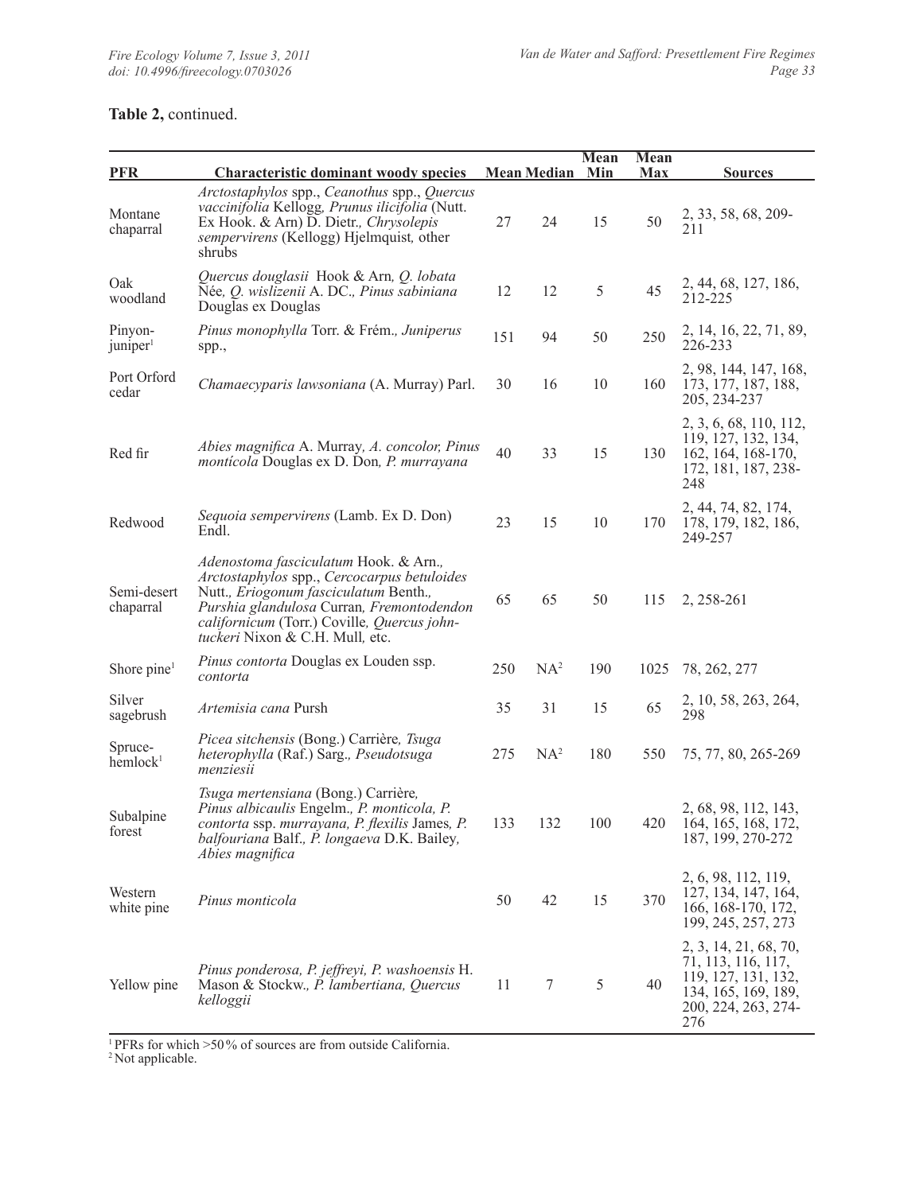**Table 2,** continued.

| PFR | Characteristic dominant woody species | Mean | Median | Mean Min | Mean Max | Sources |
|---|---|---|---|---|---|---|
| Montane chaparral | *Arctostaphylos* spp., *Ceanothus* spp., *Quercus vaccinifolia* Kellogg, *Prunus ilicifolia* (Nutt. Ex Hook. & Arn) D. Dietr., *Chrysolepis sempervirens* (Kellogg) Hjelmquist, other shrubs | 27 | 24 | 15 | 50 | 2, 33, 58, 68, 209-211 |
| Oak woodland | *Quercus douglasii* Hook & Arn, *Q. lobata* Née, *Q. wislizenii* A. DC., *Pinus sabiniana* Douglas ex Douglas | 12 | 12 | 5 | 45 | 2, 44, 68, 127, 186, 212-225 |
| Pinyon-juniper[1] | *Pinus monophylla* Torr. & Frém., *Juniperus* spp., | 151 | 94 | 50 | 250 | 2, 14, 16, 22, 71, 89, 226-233 |
| Port Orford cedar | *Chamaecyparis lawsoniana* (A. Murray) Parl. | 30 | 16 | 10 | 160 | 2, 98, 144, 147, 168, 173, 177, 187, 188, 205, 234-237 |
| Red fir | *Abies magnifica* A. Murray, *A. concolor, Pinus monticola* Douglas ex D. Don, *P. murrayana* | 40 | 33 | 15 | 130 | 2, 3, 6, 68, 110, 112, 119, 127, 132, 134, 162, 164, 168-170, 172, 181, 187, 238-248 |
| Redwood | *Sequoia sempervirens* (Lamb. Ex D. Don) Endl. | 23 | 15 | 10 | 170 | 2, 44, 74, 82, 174, 178, 179, 182, 186, 249-257 |
| Semi-desert chaparral | *Adenostoma fasciculatum* Hook. & Arn., *Arctostaphylos* spp., *Cercocarpus betuloides* Nutt., *Eriogonum fasciculatum* Benth., *Purshia glandulosa* Curran, *Fremontodendon californicum* (Torr.) Coville, *Quercus john-tuckeri* Nixon & C.H. Mull, etc. | 65 | 65 | 50 | 115 | 2, 258-261 |
| Shore pine[1] | *Pinus contorta* Douglas ex Louden ssp. *contorta* | 250 | NA[2] | 190 | 1025 | 78, 262, 277 |
| Silver sagebrush | *Artemisia cana* Pursh | 35 | 31 | 15 | 65 | 2, 10, 58, 263, 264, 298 |
| Spruce-hemlock[1] | *Picea sitchensis* (Bong.) Carrière, *Tsuga heterophylla* (Raf.) Sarg., *Pseudotsuga menziesii* | 275 | NA[2] | 180 | 550 | 75, 77, 80, 265-269 |
| Subalpine forest | *Tsuga mertensiana* (Bong.) Carrière, *Pinus albicaulis* Engelm., *P. monticola, P. contorta* ssp. *murrayana, P. flexilis* James, *P. balfouriana* Balf., *P. longaeva* D.K. Bailey, *Abies magnifica* | 133 | 132 | 100 | 420 | 2, 68, 98, 112, 143, 164, 165, 168, 172, 187, 199, 270-272 |
| Western white pine | *Pinus monticola* | 50 | 42 | 15 | 370 | 2, 6, 98, 112, 119, 127, 134, 147, 164, 166, 168-170, 172, 199, 245, 257, 273 |
| Yellow pine | *Pinus ponderosa, P. jeffreyi, P. washoensis* H. Mason & Stockw., *P. lambertiana, Quercus kelloggii* | 11 | 7 | 5 | 40 | 2, 3, 14, 21, 68, 70, 71, 113, 116, 117, 119, 127, 131, 132, 134, 165, 169, 189, 200, 224, 263, 274-276 |

[1] PFRs for which >50% of sources are from outside California.
[2] Not applicable.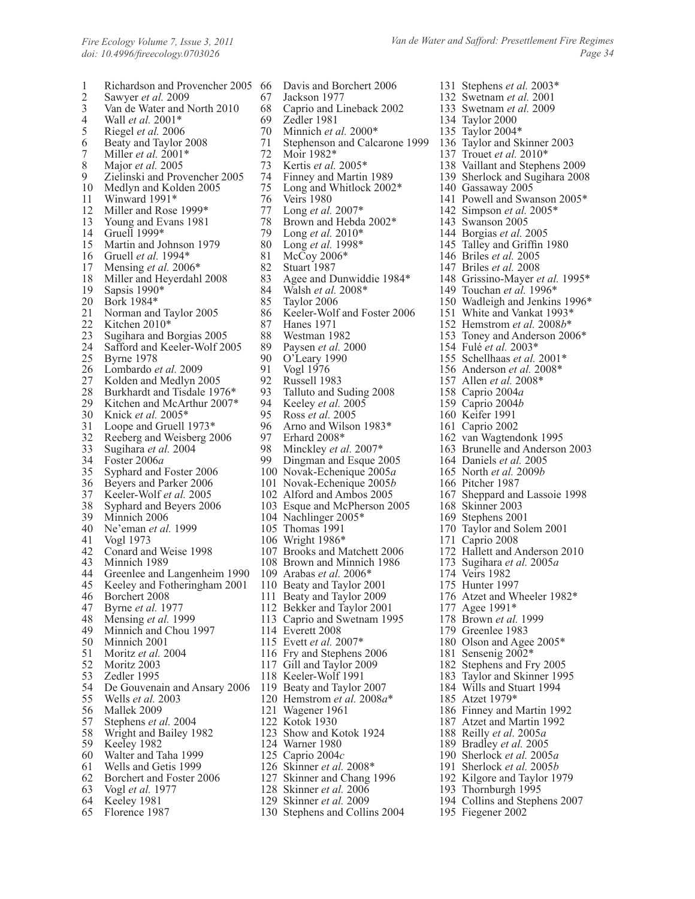1 Richardson and Provencher 2005
2 Sawyer *et al.* 2009
3 Van de Water and North 2010
4 Wall *et al.* 2001*
5 Riegel *et al.* 2006
6 Beaty and Taylor 2008
7 Miller *et al.* 2001*
8 Major *et al.* 2005
9 Zielinski and Provencher 2005
10 Medlyn and Kolden 2005
11 Winward 1991*
12 Miller and Rose 1999*
13 Young and Evans 1981
14 Gruell 1999*
15 Martin and Johnson 1979
16 Gruell *et al.* 1994*
17 Mensing *et al.* 2006*
18 Miller and Heyerdahl 2008
19 Sapsis 1990*
20 Bork 1984*
21 Norman and Taylor 2005
22 Kitchen 2010*
23 Sugihara and Borgias 2005
24 Safford and Keeler-Wolf 2005
25 Byrne 1978
26 Lombardo *et al.* 2009
27 Kolden and Medlyn 2005
28 Burkhardt and Tisdale 1976*
29 Kitchen and McArthur 2007*
30 Knick *et al.* 2005*
31 Loope and Gruell 1973*
32 Reeberg and Weisberg 2006
33 Sugihara *et al.* 2004
34 Foster 2006*a*
35 Syphard and Foster 2006
36 Beyers and Parker 2006
37 Keeler-Wolf *et al.* 2005
38 Syphard and Beyers 2006
39 Minnich 2006
40 Ne'eman *et al.* 1999
41 Vogl 1973
42 Conard and Weise 1998
43 Minnich 1989
44 Greenlee and Langenheim 1990
45 Keeley and Fotheringham 2001
46 Borchert 2008
47 Byrne *et al.* 1977
48 Mensing *et al.* 1999
49 Minnich and Chou 1997
50 Minnich 2001
51 Moritz *et al.* 2004
52 Moritz 2003
53 Zedler 1995
54 De Gouvenain and Ansary 2006
55 Wells *et al.* 2003
56 Mallek 2009
57 Stephens *et al.* 2004
58 Wright and Bailey 1982
59 Keeley 1982
60 Walter and Taha 1999
61 Wells and Getis 1999
62 Borchert and Foster 2006
63 Vogl *et al.* 1977
64 Keeley 1981
65 Florence 1987
66 Davis and Borchert 2006
67 Jackson 1977
68 Caprio and Lineback 2002
69 Zedler 1981
70 Minnich *et al.* 2000*
71 Stephenson and Calcarone 1999
72 Moir 1982*
73 Kertis *et al.* 2005*
74 Finney and Martin 1989
75 Long and Whitlock 2002*
76 Veirs 1980
77 Long *et al.* 2007*
78 Brown and Hebda 2002*
79 Long *et al.* 2010*
80 Long *et al.* 1998*
81 McCoy 2006*
82 Stuart 1987
83 Agee and Dunwiddie 1984*
84 Walsh *et al.* 2008*
85 Taylor 2006
86 Keeler-Wolf and Foster 2006
87 Hanes 1971
88 Westman 1982
89 Paysen *et al.* 2000
90 O'Leary 1990
91 Vogl 1976
92 Russell 1983
93 Talluto and Suding 2008
94 Keeley *et al.* 2005
95 Ross *et al.* 2005
96 Arno and Wilson 1983*
97 Erhard 2008*
98 Minckley *et al.* 2007*
99 Dingman and Esque 2005
100 Novak-Echenique 2005*a*
101 Novak-Echenique 2005*b*
102 Alford and Ambos 2005
103 Esque and McPherson 2005
104 Nachlinger 2005*
105 Thomas 1991
106 Wright 1986*
107 Brooks and Matchett 2006
108 Brown and Minnich 1986
109 Arabas *et al.* 2006*
110 Beaty and Taylor 2001
111 Beaty and Taylor 2009
112 Bekker and Taylor 2001
113 Caprio and Swetnam 1995
114 Everett 2008
115 Evett *et al.* 2007*
116 Fry and Stephens 2006
117 Gill and Taylor 2009
118 Keeler-Wolf 1991
119 Beaty and Taylor 2007
120 Hemstrom *et al.* 2008*a**
121 Wagener 1961
122 Kotok 1930
123 Show and Kotok 1924
124 Warner 1980
125 Caprio 2004*c*
126 Skinner *et al.* 2008*
127 Skinner and Chang 1996
128 Skinner *et al.* 2006
129 Skinner *et al.* 2009
130 Stephens and Collins 2004
131 Stephens *et al.* 2003*
132 Swetnam *et al.* 2001
133 Swetnam *et al.* 2009
134 Taylor 2000
135 Taylor 2004*
136 Taylor and Skinner 2003
137 Trouet *et al.* 2010*
138 Vaillant and Stephens 2009
139 Sherlock and Sugihara 2008
140 Gassaway 2005
141 Powell and Swanson 2005*
142 Simpson *et al.* 2005*
143 Swanson 2005
144 Borgias *et al.* 2005
145 Talley and Griffin 1980
146 Briles *et al.* 2005
147 Briles *et al.* 2008
148 Grissino-Mayer *et al.* 1995*
149 Touchan *et al.* 1996*
150 Wadleigh and Jenkins 1996*
151 White and Vankat 1993*
152 Hemstrom *et al.* 2008*b**
153 Toney and Anderson 2006*
154 Fulé *et al.* 2003*
155 Schellhaas *et al.* 2001*
156 Anderson *et al.* 2008*
157 Allen *et al.* 2008*
158 Caprio 2004*a*
159 Caprio 2004*b*
160 Keifer 1991
161 Caprio 2002
162 van Wagtendonk 1995
163 Brunelle and Anderson 2003
164 Daniels *et al.* 2005
165 North *et al.* 2009*b*
166 Pitcher 1987
167 Sheppard and Lassoie 1998
168 Skinner 2003
169 Stephens 2001
170 Taylor and Solem 2001
171 Caprio 2008
172 Hallett and Anderson 2010
173 Sugihara *et al.* 2005*a*
174 Veirs 1982
175 Hunter 1997
176 Atzet and Wheeler 1982*
177 Agee 1991*
178 Brown *et al.* 1999
179 Greenlee 1983
180 Olson and Agee 2005*
181 Sensenig 2002*
182 Stephens and Fry 2005
183 Taylor and Skinner 1995
184 Wills and Stuart 1994
185 Atzet 1979*
186 Finney and Martin 1992
187 Atzet and Martin 1992
188 Reilly *et al.* 2005*a*
189 Bradley *et al.* 2005
190 Sherlock *et al.* 2005*a*
191 Sherlock *et al.* 2005*b*
192 Kilgore and Taylor 1979
193 Thornburgh 1995
194 Collins and Stephens 2007
195 Fiegener 2002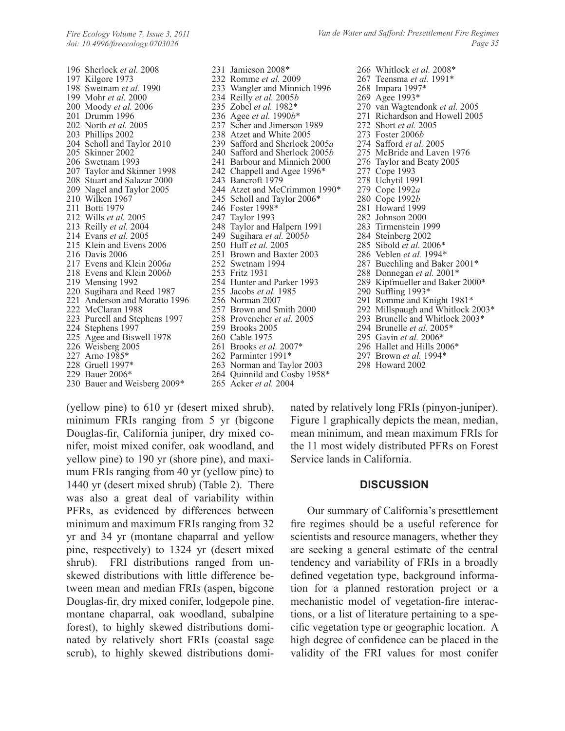196 Sherlock *et al.* 2008
197 Kilgore 1973
198 Swetnam *et al.* 1990
199 Mohr *et al.* 2000
200 Moody *et al.* 2006
201 Drumm 1996
202 North *et al.* 2005
203 Phillips 2002
204 Scholl and Taylor 2010
205 Skinner 2002
206 Swetnam 1993
207 Taylor and Skinner 1998
208 Stuart and Salazar 2000
209 Nagel and Taylor 2005
210 Wilken 1967
211 Botti 1979
212 Wills *et al.* 2005
213 Reilly *et al.* 2004
214 Evans *et al.* 2005
215 Klein and Evens 2006
216 Davis 2006
217 Evens and Klein 2006*a*
218 Evens and Klein 2006*b*
219 Mensing 1992
220 Sugihara and Reed 1987
221 Anderson and Moratto 1996
222 McClaran 1988
223 Purcell and Stephens 1997
224 Stephens 1997
225 Agee and Biswell 1978
226 Weisberg 2005
227 Arno 1985*
228 Gruell 1997*
229 Bauer 2006*
230 Bauer and Weisberg 2009*
231 Jamieson 2008*
232 Romme *et al.* 2009
233 Wangler and Minnich 1996
234 Reilly *et al.* 2005*b*
235 Zobel *et al.* 1982*
236 Agee *et al.* 1990*b**
237 Scher and Jimerson 1989
238 Atzet and White 2005
239 Safford and Sherlock 2005*a*
240 Safford and Sherlock 2005*b*
241 Barbour and Minnich 2000
242 Chappell and Agee 1996*
243 Bancroft 1979
244 Atzet and McCrimmon 1990*
245 Scholl and Taylor 2006*
246 Foster 1998*
247 Taylor 1993
248 Taylor and Halpern 1991
249 Sugihara *et al.* 2005*b*
250 Huff *et al.* 2005
251 Brown and Baxter 2003
252 Swetnam 1994
253 Fritz 1931
254 Hunter and Parker 1993
255 Jacobs *et al.* 1985
256 Norman 2007
257 Brown and Smith 2000
258 Provencher *et al.* 2005
259 Brooks 2005
260 Cable 1975
261 Brooks *et al.* 2007*
262 Parminter 1991*
263 Norman and Taylor 2003
264 Quinnild and Cosby 1958*
265 Acker *et al.* 2004
266 Whitlock *et al.* 2008*
267 Teensma *et al.* 1991*
268 Impara 1997*
269 Agee 1993*
270 van Wagtendonk *et al.* 2005
271 Richardson and Howell 2005
272 Short *et al.* 2005
273 Foster 2006*b*
274 Safford *et al.* 2005
275 McBride and Laven 1976
276 Taylor and Beaty 2005
277 Cope 1993
278 Uchytil 1991
279 Cope 1992*a*
280 Cope 1992*b*
281 Howard 1999
282 Johnson 2000
283 Tirmenstein 1999
284 Steinberg 2002
285 Sibold *et al.* 2006*
286 Veblen *et al.* 1994*
287 Buechling and Baker 2001*
288 Donnegan *et al.* 2001*
289 Kipfmueller and Baker 2000*
290 Suffling 1993*
291 Romme and Knight 1981*
292 Millspaugh and Whitlock 2003*
293 Brunelle and Whitlock 2003*
294 Brunelle *et al.* 2005*
295 Gavin *et al.* 2006*
296 Hallet and Hills 2006*
297 Brown *et al.* 1994*
298 Howard 2002

(yellow pine) to 610 yr (desert mixed shrub), minimum FRIs ranging from 5 yr (bigcone Douglas-fir, California juniper, dry mixed conifer, moist mixed conifer, oak woodland, and yellow pine) to 190 yr (shore pine), and maximum FRIs ranging from 40 yr (yellow pine) to 1440 yr (desert mixed shrub) (Table 2). There was also a great deal of variability within PFRs, as evidenced by differences between minimum and maximum FRIs ranging from 32 yr and 34 yr (montane chaparral and yellow pine, respectively) to 1324 yr (desert mixed shrub). FRI distributions ranged from unskewed distributions with little difference between mean and median FRIs (aspen, bigcone Douglas-fir, dry mixed conifer, lodgepole pine, montane chaparral, oak woodland, subalpine forest), to highly skewed distributions dominated by relatively short FRIs (coastal sage scrub), to highly skewed distributions dominated by relatively long FRIs (pinyon-juniper). Figure 1 graphically depicts the mean, median, mean minimum, and mean maximum FRIs for the 11 most widely distributed PFRs on Forest Service lands in California.

## DISCUSSION

Our summary of California's presettlement fire regimes should be a useful reference for scientists and resource managers, whether they are seeking a general estimate of the central tendency and variability of FRIs in a broadly defined vegetation type, background information for a planned restoration project or a mechanistic model of vegetation-fire interactions, or a list of literature pertaining to a specific vegetation type or geographic location. A high degree of confidence can be placed in the validity of the FRI values for most conifer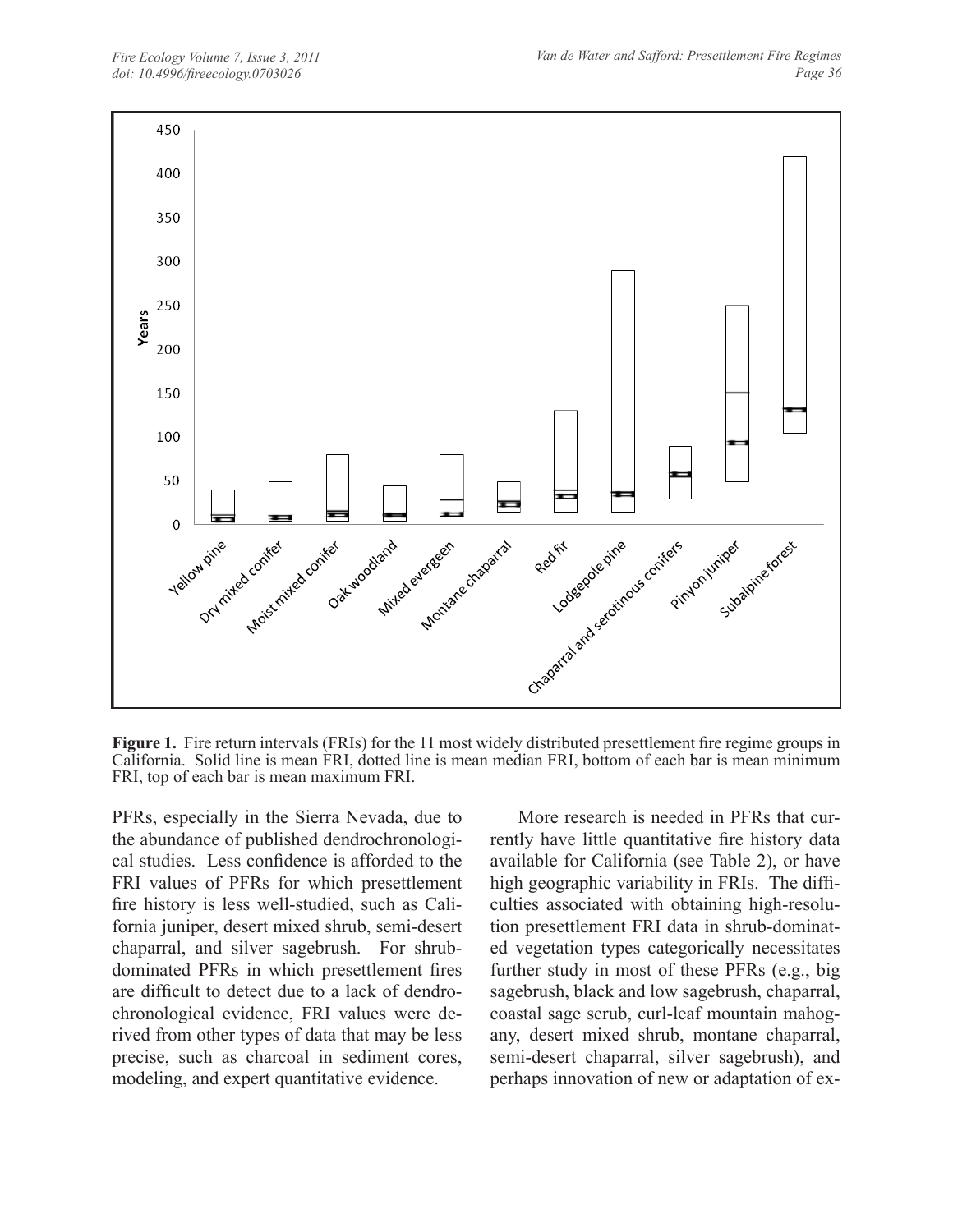**Figure 1.** Fire return intervals (FRIs) for the 11 most widely distributed presettlement fire regime groups in California. Solid line is mean FRI, dotted line is mean median FRI, bottom of each bar is mean minimum FRI, top of each bar is mean maximum FRI.

PFRs, especially in the Sierra Nevada, due to the abundance of published dendrochronological studies. Less confidence is afforded to the FRI values of PFRs for which presettlement fire history is less well-studied, such as California juniper, desert mixed shrub, semi-desert chaparral, and silver sagebrush. For shrub-dominated PFRs in which presettlement fires are difficult to detect due to a lack of dendrochronological evidence, FRI values were derived from other types of data that may be less precise, such as charcoal in sediment cores, modeling, and expert quantitative evidence.

More research is needed in PFRs that currently have little quantitative fire history data available for California (see Table 2), or have high geographic variability in FRIs. The difficulties associated with obtaining high-resolution presettlement FRI data in shrub-dominated vegetation types categorically necessitates further study in most of these PFRs (e.g., big sagebrush, black and low sagebrush, chaparral, coastal sage scrub, curl-leaf mountain mahogany, desert mixed shrub, montane chaparral, semi-desert chaparral, silver sagebrush), and perhaps innovation of new or adaptation of ex-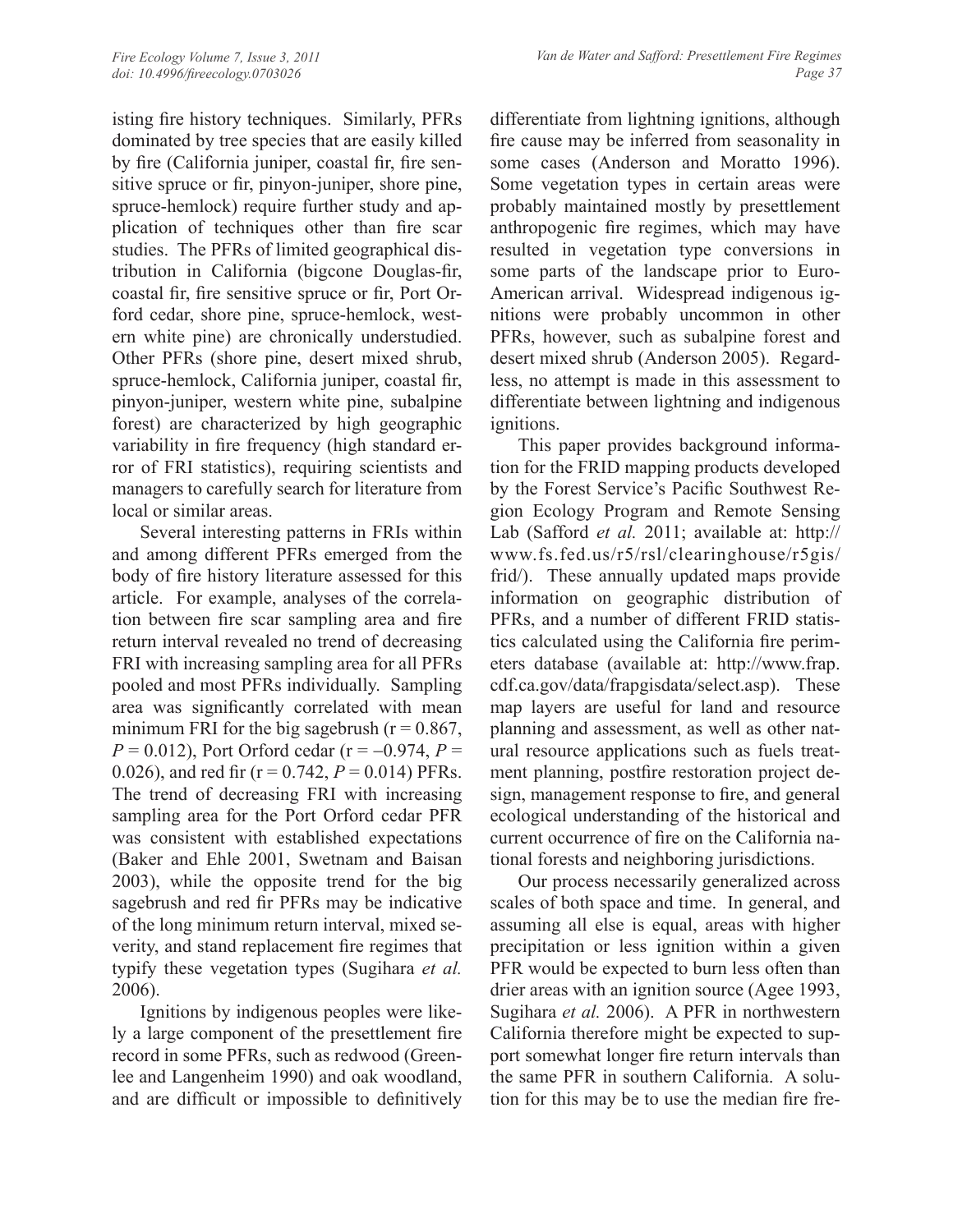isting fire history techniques. Similarly, PFRs dominated by tree species that are easily killed by fire (California juniper, coastal fir, fire sensitive spruce or fir, pinyon-juniper, shore pine, spruce-hemlock) require further study and application of techniques other than fire scar studies. The PFRs of limited geographical distribution in California (bigcone Douglas-fir, coastal fir, fire sensitive spruce or fir, Port Orford cedar, shore pine, spruce-hemlock, western white pine) are chronically understudied. Other PFRs (shore pine, desert mixed shrub, spruce-hemlock, California juniper, coastal fir, pinyon-juniper, western white pine, subalpine forest) are characterized by high geographic variability in fire frequency (high standard error of FRI statistics), requiring scientists and managers to carefully search for literature from local or similar areas.

Several interesting patterns in FRIs within and among different PFRs emerged from the body of fire history literature assessed for this article. For example, analyses of the correlation between fire scar sampling area and fire return interval revealed no trend of decreasing FRI with increasing sampling area for all PFRs pooled and most PFRs individually. Sampling area was significantly correlated with mean minimum FRI for the big sagebrush ($r = 0.867$, $P = 0.012$), Port Orford cedar ($r = -0.974$, $P = 0.026$), and red fir ($r = 0.742$, $P = 0.014$) PFRs. The trend of decreasing FRI with increasing sampling area for the Port Orford cedar PFR was consistent with established expectations (Baker and Ehle 2001, Swetnam and Baisan 2003), while the opposite trend for the big sagebrush and red fir PFRs may be indicative of the long minimum return interval, mixed severity, and stand replacement fire regimes that typify these vegetation types (Sugihara *et al.* 2006).

Ignitions by indigenous peoples were likely a large component of the presettlement fire record in some PFRs, such as redwood (Greenlee and Langenheim 1990) and oak woodland, and are difficult or impossible to definitively differentiate from lightning ignitions, although fire cause may be inferred from seasonality in some cases (Anderson and Moratto 1996). Some vegetation types in certain areas were probably maintained mostly by presettlement anthropogenic fire regimes, which may have resulted in vegetation type conversions in some parts of the landscape prior to Euro-American arrival. Widespread indigenous ignitions were probably uncommon in other PFRs, however, such as subalpine forest and desert mixed shrub (Anderson 2005). Regardless, no attempt is made in this assessment to differentiate between lightning and indigenous ignitions.

This paper provides background information for the FRID mapping products developed by the Forest Service's Pacific Southwest Region Ecology Program and Remote Sensing Lab (Safford *et al.* 2011; available at: http://www.fs.fed.us/r5/rsl/clearinghouse/r5gis/frid/). These annually updated maps provide information on geographic distribution of PFRs, and a number of different FRID statistics calculated using the California fire perimeters database (available at: http://www.frap.cdf.ca.gov/data/frapgisdata/select.asp). These map layers are useful for land and resource planning and assessment, as well as other natural resource applications such as fuels treatment planning, postfire restoration project design, management response to fire, and general ecological understanding of the historical and current occurrence of fire on the California national forests and neighboring jurisdictions.

Our process necessarily generalized across scales of both space and time. In general, and assuming all else is equal, areas with higher precipitation or less ignition within a given PFR would be expected to burn less often than drier areas with an ignition source (Agee 1993, Sugihara *et al.* 2006). A PFR in northwestern California therefore might be expected to support somewhat longer fire return intervals than the same PFR in southern California. A solution for this may be to use the median fire fre-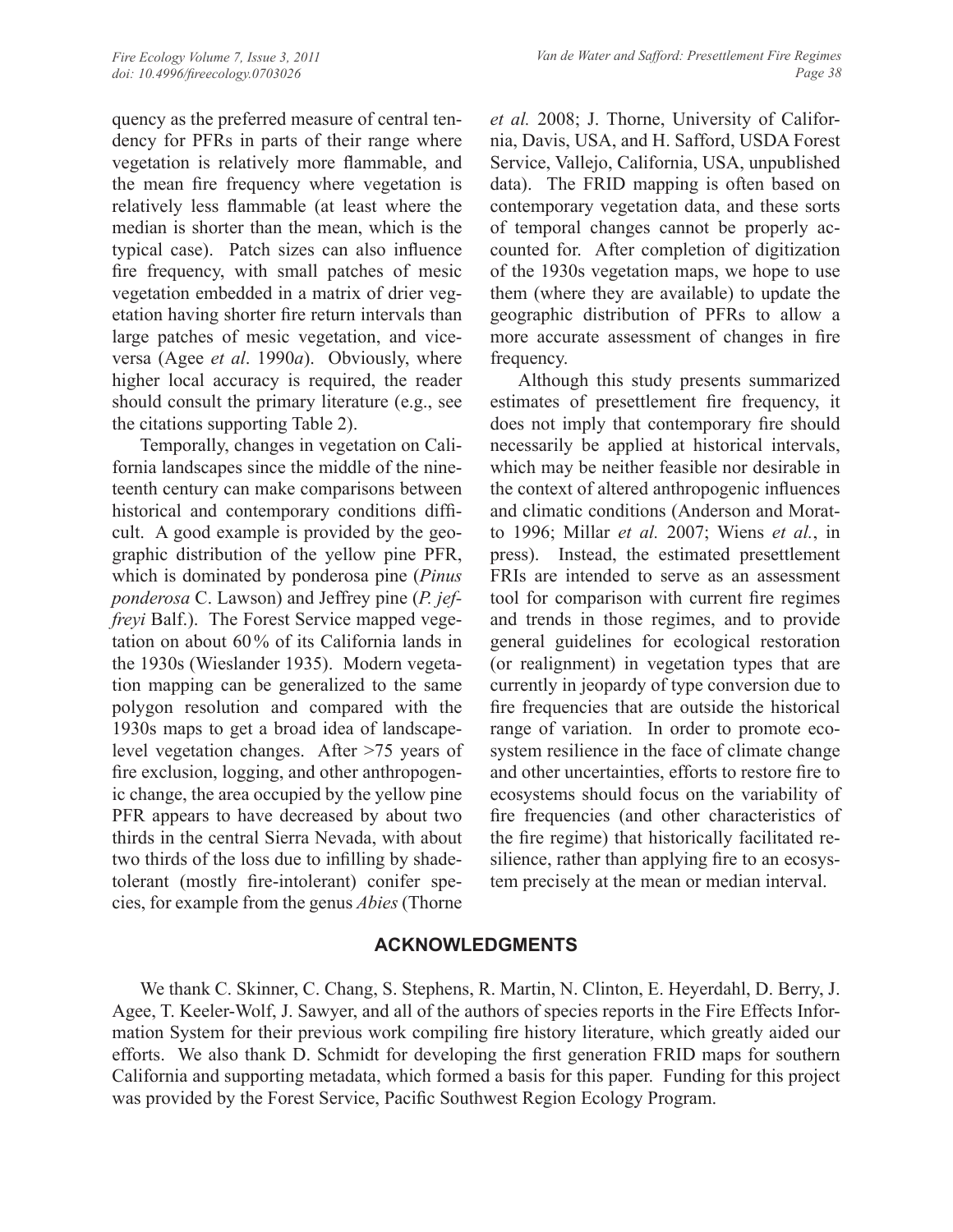quency as the preferred measure of central tendency for PFRs in parts of their range where vegetation is relatively more flammable, and the mean fire frequency where vegetation is relatively less flammable (at least where the median is shorter than the mean, which is the typical case). Patch sizes can also influence fire frequency, with small patches of mesic vegetation embedded in a matrix of drier vegetation having shorter fire return intervals than large patches of mesic vegetation, and vice-versa (Agee *et al*. 1990*a*). Obviously, where higher local accuracy is required, the reader should consult the primary literature (e.g., see the citations supporting Table 2).

Temporally, changes in vegetation on California landscapes since the middle of the nineteenth century can make comparisons between historical and contemporary conditions difficult. A good example is provided by the geographic distribution of the yellow pine PFR, which is dominated by ponderosa pine (*Pinus ponderosa* C. Lawson) and Jeffrey pine (*P. jeffreyi* Balf.). The Forest Service mapped vegetation on about 60% of its California lands in the 1930s (Wieslander 1935). Modern vegetation mapping can be generalized to the same polygon resolution and compared with the 1930s maps to get a broad idea of landscape-level vegetation changes. After >75 years of fire exclusion, logging, and other anthropogenic change, the area occupied by the yellow pine PFR appears to have decreased by about two thirds in the central Sierra Nevada, with about two thirds of the loss due to infilling by shade-tolerant (mostly fire-intolerant) conifer species, for example from the genus *Abies* (Thorne *et al.* 2008; J. Thorne, University of California, Davis, USA, and H. Safford, USDA Forest Service, Vallejo, California, USA, unpublished data). The FRID mapping is often based on contemporary vegetation data, and these sorts of temporal changes cannot be properly accounted for. After completion of digitization of the 1930s vegetation maps, we hope to use them (where they are available) to update the geographic distribution of PFRs to allow a more accurate assessment of changes in fire frequency.

Although this study presents summarized estimates of presettlement fire frequency, it does not imply that contemporary fire should necessarily be applied at historical intervals, which may be neither feasible nor desirable in the context of altered anthropogenic influences and climatic conditions (Anderson and Moratto 1996; Millar *et al.* 2007; Wiens *et al.*, in press). Instead, the estimated presettlement FRIs are intended to serve as an assessment tool for comparison with current fire regimes and trends in those regimes, and to provide general guidelines for ecological restoration (or realignment) in vegetation types that are currently in jeopardy of type conversion due to fire frequencies that are outside the historical range of variation. In order to promote ecosystem resilience in the face of climate change and other uncertainties, efforts to restore fire to ecosystems should focus on the variability of fire frequencies (and other characteristics of the fire regime) that historically facilitated resilience, rather than applying fire to an ecosystem precisely at the mean or median interval.

## ACKNOWLEDGMENTS

We thank C. Skinner, C. Chang, S. Stephens, R. Martin, N. Clinton, E. Heyerdahl, D. Berry, J. Agee, T. Keeler-Wolf, J. Sawyer, and all of the authors of species reports in the Fire Effects Information System for their previous work compiling fire history literature, which greatly aided our efforts. We also thank D. Schmidt for developing the first generation FRID maps for southern California and supporting metadata, which formed a basis for this paper. Funding for this project was provided by the Forest Service, Pacific Southwest Region Ecology Program.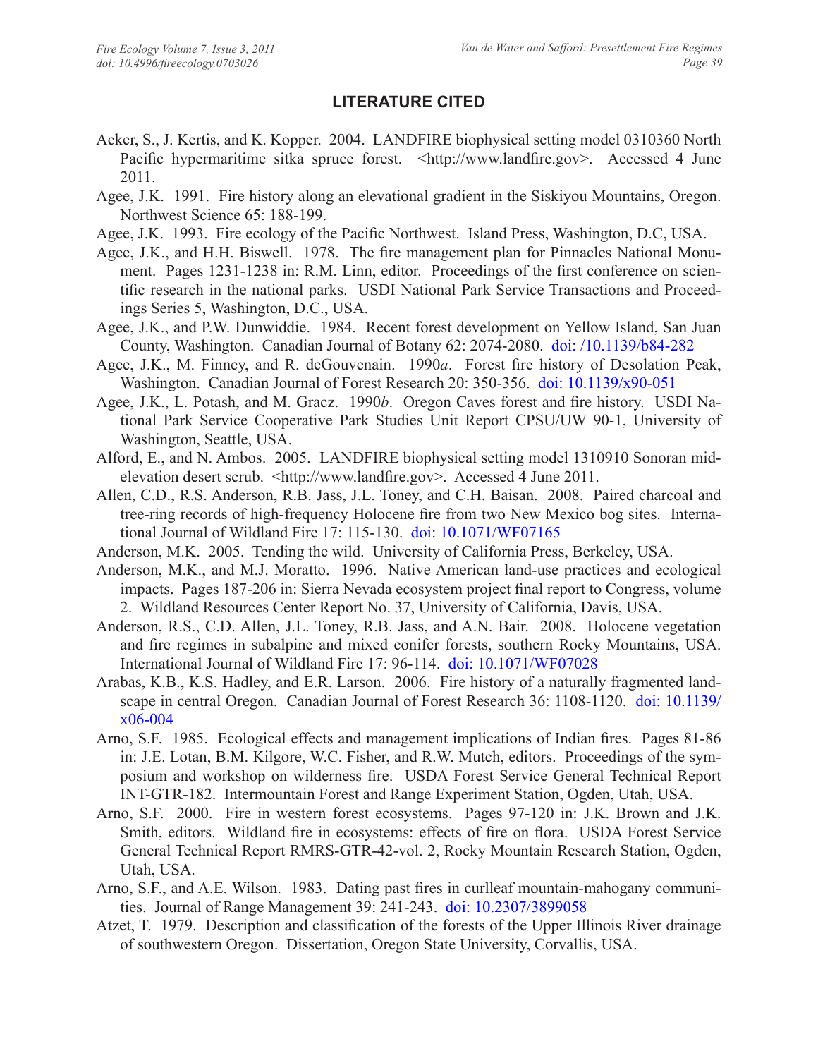## LITERATURE CITED

Acker, S., J. Kertis, and K. Kopper. 2004. LANDFIRE biophysical setting model 0310360 North Pacific hypermaritime sitka spruce forest. <http://www.landfire.gov>. Accessed 4 June 2011.

Agee, J.K. 1991. Fire history along an elevational gradient in the Siskiyou Mountains, Oregon. Northwest Science 65: 188-199.

Agee, J.K. 1993. Fire ecology of the Pacific Northwest. Island Press, Washington, D.C, USA.

Agee, J.K., and H.H. Biswell. 1978. The fire management plan for Pinnacles National Monument. Pages 1231-1238 in: R.M. Linn, editor. Proceedings of the first conference on scientific research in the national parks. USDI National Park Service Transactions and Proceedings Series 5, Washington, D.C., USA.

Agee, J.K., and P.W. Dunwiddie. 1984. Recent forest development on Yellow Island, San Juan County, Washington. Canadian Journal of Botany 62: 2074-2080. doi: /10.1139/b84-282

Agee, J.K., M. Finney, and R. deGouvenain. 1990*a*. Forest fire history of Desolation Peak, Washington. Canadian Journal of Forest Research 20: 350-356. doi: 10.1139/x90-051

Agee, J.K., L. Potash, and M. Gracz. 1990*b*. Oregon Caves forest and fire history. USDI National Park Service Cooperative Park Studies Unit Report CPSU/UW 90-1, University of Washington, Seattle, USA.

Alford, E., and N. Ambos. 2005. LANDFIRE biophysical setting model 1310910 Sonoran mid-elevation desert scrub. <http://www.landfire.gov>. Accessed 4 June 2011.

Allen, C.D., R.S. Anderson, R.B. Jass, J.L. Toney, and C.H. Baisan. 2008. Paired charcoal and tree-ring records of high-frequency Holocene fire from two New Mexico bog sites. International Journal of Wildland Fire 17: 115-130. doi: 10.1071/WF07165

Anderson, M.K. 2005. Tending the wild. University of California Press, Berkeley, USA.

Anderson, M.K., and M.J. Moratto. 1996. Native American land-use practices and ecological impacts. Pages 187-206 in: Sierra Nevada ecosystem project final report to Congress, volume 2. Wildland Resources Center Report No. 37, University of California, Davis, USA.

Anderson, R.S., C.D. Allen, J.L. Toney, R.B. Jass, and A.N. Bair. 2008. Holocene vegetation and fire regimes in subalpine and mixed conifer forests, southern Rocky Mountains, USA. International Journal of Wildland Fire 17: 96-114. doi: 10.1071/WF07028

Arabas, K.B., K.S. Hadley, and E.R. Larson. 2006. Fire history of a naturally fragmented landscape in central Oregon. Canadian Journal of Forest Research 36: 1108-1120. doi: 10.1139/x06-004

Arno, S.F. 1985. Ecological effects and management implications of Indian fires. Pages 81-86 in: J.E. Lotan, B.M. Kilgore, W.C. Fisher, and R.W. Mutch, editors. Proceedings of the symposium and workshop on wilderness fire. USDA Forest Service General Technical Report INT-GTR-182. Intermountain Forest and Range Experiment Station, Ogden, Utah, USA.

Arno, S.F. 2000. Fire in western forest ecosystems. Pages 97-120 in: J.K. Brown and J.K. Smith, editors. Wildland fire in ecosystems: effects of fire on flora. USDA Forest Service General Technical Report RMRS-GTR-42-vol. 2, Rocky Mountain Research Station, Ogden, Utah, USA.

Arno, S.F., and A.E. Wilson. 1983. Dating past fires in curlleaf mountain-mahogany communities. Journal of Range Management 39: 241-243. doi: 10.2307/3899058

Atzet, T. 1979. Description and classification of the forests of the Upper Illinois River drainage of southwestern Oregon. Dissertation, Oregon State University, Corvallis, USA.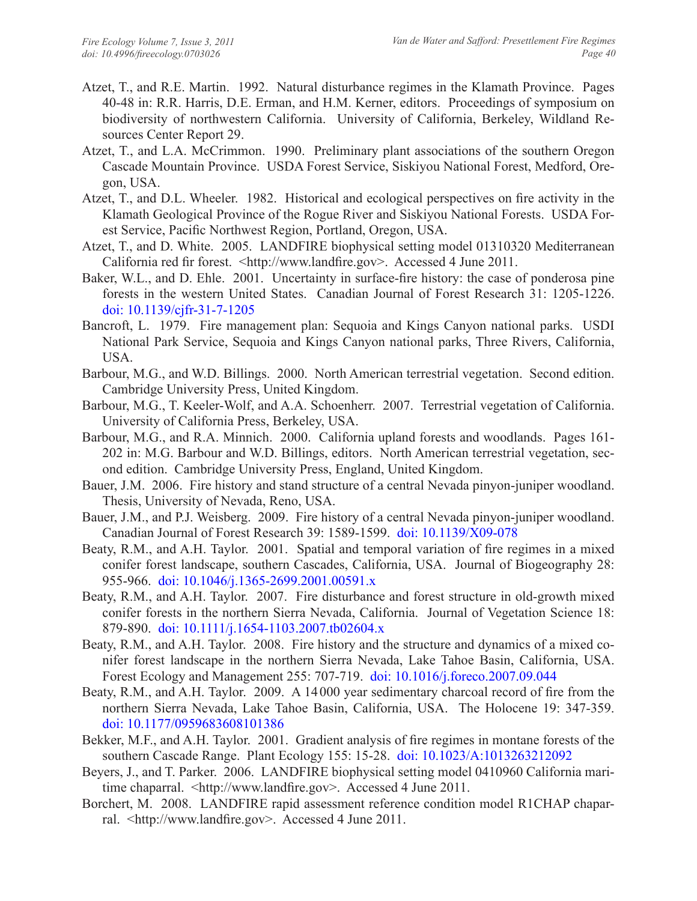Atzet, T., and R.E. Martin. 1992. Natural disturbance regimes in the Klamath Province. Pages 40-48 in: R.R. Harris, D.E. Erman, and H.M. Kerner, editors. Proceedings of symposium on biodiversity of northwestern California. University of California, Berkeley, Wildland Resources Center Report 29.

Atzet, T., and L.A. McCrimmon. 1990. Preliminary plant associations of the southern Oregon Cascade Mountain Province. USDA Forest Service, Siskiyou National Forest, Medford, Oregon, USA.

Atzet, T., and D.L. Wheeler. 1982. Historical and ecological perspectives on fire activity in the Klamath Geological Province of the Rogue River and Siskiyou National Forests. USDA Forest Service, Pacific Northwest Region, Portland, Oregon, USA.

Atzet, T., and D. White. 2005. LANDFIRE biophysical setting model 01310320 Mediterranean California red fir forest. <http://www.landfire.gov>. Accessed 4 June 2011.

Baker, W.L., and D. Ehle. 2001. Uncertainty in surface-fire history: the case of ponderosa pine forests in the western United States. Canadian Journal of Forest Research 31: 1205-1226. doi: 10.1139/cjfr-31-7-1205

Bancroft, L. 1979. Fire management plan: Sequoia and Kings Canyon national parks. USDI National Park Service, Sequoia and Kings Canyon national parks, Three Rivers, California, USA.

Barbour, M.G., and W.D. Billings. 2000. North American terrestrial vegetation. Second edition. Cambridge University Press, United Kingdom.

Barbour, M.G., T. Keeler-Wolf, and A.A. Schoenherr. 2007. Terrestrial vegetation of California. University of California Press, Berkeley, USA.

Barbour, M.G., and R.A. Minnich. 2000. California upland forests and woodlands. Pages 161-202 in: M.G. Barbour and W.D. Billings, editors. North American terrestrial vegetation, second edition. Cambridge University Press, England, United Kingdom.

Bauer, J.M. 2006. Fire history and stand structure of a central Nevada pinyon-juniper woodland. Thesis, University of Nevada, Reno, USA.

Bauer, J.M., and P.J. Weisberg. 2009. Fire history of a central Nevada pinyon-juniper woodland. Canadian Journal of Forest Research 39: 1589-1599. doi: 10.1139/X09-078

Beaty, R.M., and A.H. Taylor. 2001. Spatial and temporal variation of fire regimes in a mixed conifer forest landscape, southern Cascades, California, USA. Journal of Biogeography 28: 955-966. doi: 10.1046/j.1365-2699.2001.00591.x

Beaty, R.M., and A.H. Taylor. 2007. Fire disturbance and forest structure in old-growth mixed conifer forests in the northern Sierra Nevada, California. Journal of Vegetation Science 18: 879-890. doi: 10.1111/j.1654-1103.2007.tb02604.x

Beaty, R.M., and A.H. Taylor. 2008. Fire history and the structure and dynamics of a mixed conifer forest landscape in the northern Sierra Nevada, Lake Tahoe Basin, California, USA. Forest Ecology and Management 255: 707-719. doi: 10.1016/j.foreco.2007.09.044

Beaty, R.M., and A.H. Taylor. 2009. A 14 000 year sedimentary charcoal record of fire from the northern Sierra Nevada, Lake Tahoe Basin, California, USA. The Holocene 19: 347-359. doi: 10.1177/0959683608101386

Bekker, M.F., and A.H. Taylor. 2001. Gradient analysis of fire regimes in montane forests of the southern Cascade Range. Plant Ecology 155: 15-28. doi: 10.1023/A:1013263212092

Beyers, J., and T. Parker. 2006. LANDFIRE biophysical setting model 0410960 California maritime chaparral. <http://www.landfire.gov>. Accessed 4 June 2011.

Borchert, M. 2008. LANDFIRE rapid assessment reference condition model R1CHAP chaparral. <http://www.landfire.gov>. Accessed 4 June 2011.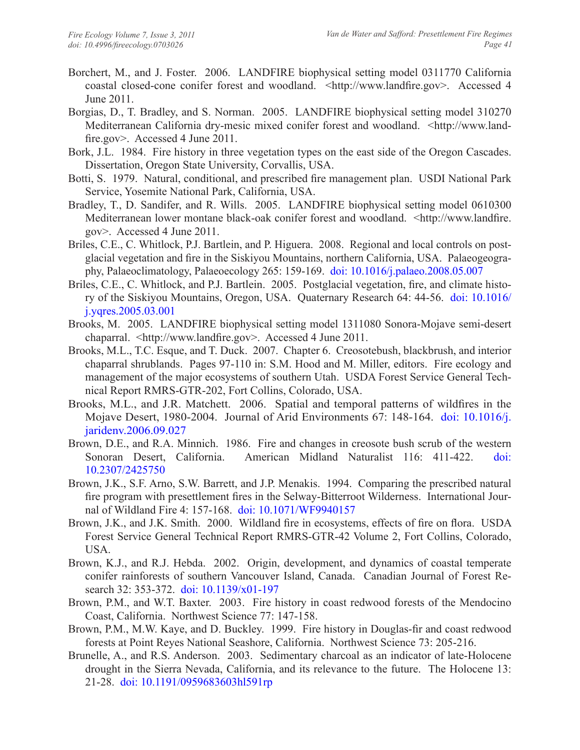Borchert, M., and J. Foster. 2006. LANDFIRE biophysical setting model 0311770 California coastal closed-cone conifer forest and woodland. <http://www.landfire.gov>. Accessed 4 June 2011.

Borgias, D., T. Bradley, and S. Norman. 2005. LANDFIRE biophysical setting model 310270 Mediterranean California dry-mesic mixed conifer forest and woodland. <http://www.landfire.gov>. Accessed 4 June 2011.

Bork, J.L. 1984. Fire history in three vegetation types on the east side of the Oregon Cascades. Dissertation, Oregon State University, Corvallis, USA.

Botti, S. 1979. Natural, conditional, and prescribed fire management plan. USDI National Park Service, Yosemite National Park, California, USA.

Bradley, T., D. Sandifer, and R. Wills. 2005. LANDFIRE biophysical setting model 0610300 Mediterranean lower montane black-oak conifer forest and woodland. <http://www.landfire.gov>. Accessed 4 June 2011.

Briles, C.E., C. Whitlock, P.J. Bartlein, and P. Higuera. 2008. Regional and local controls on postglacial vegetation and fire in the Siskiyou Mountains, northern California, USA. Palaeogeography, Palaeoclimatology, Palaeoecology 265: 159-169. doi: 10.1016/j.palaeo.2008.05.007

Briles, C.E., C. Whitlock, and P.J. Bartlein. 2005. Postglacial vegetation, fire, and climate history of the Siskiyou Mountains, Oregon, USA. Quaternary Research 64: 44-56. doi: 10.1016/j.yqres.2005.03.001

Brooks, M. 2005. LANDFIRE biophysical setting model 1311080 Sonora-Mojave semi-desert chaparral. <http://www.landfire.gov>. Accessed 4 June 2011.

Brooks, M.L., T.C. Esque, and T. Duck. 2007. Chapter 6. Creosotebush, blackbrush, and interior chaparral shrublands. Pages 97-110 in: S.M. Hood and M. Miller, editors. Fire ecology and management of the major ecosystems of southern Utah. USDA Forest Service General Technical Report RMRS-GTR-202, Fort Collins, Colorado, USA.

Brooks, M.L., and J.R. Matchett. 2006. Spatial and temporal patterns of wildfires in the Mojave Desert, 1980-2004. Journal of Arid Environments 67: 148-164. doi: 10.1016/j.jaridenv.2006.09.027

Brown, D.E., and R.A. Minnich. 1986. Fire and changes in creosote bush scrub of the western Sonoran Desert, California. American Midland Naturalist 116: 411-422. doi: 10.2307/2425750

Brown, J.K., S.F. Arno, S.W. Barrett, and J.P. Menakis. 1994. Comparing the prescribed natural fire program with presettlement fires in the Selway-Bitterroot Wilderness. International Journal of Wildland Fire 4: 157-168. doi: 10.1071/WF9940157

Brown, J.K., and J.K. Smith. 2000. Wildland fire in ecosystems, effects of fire on flora. USDA Forest Service General Technical Report RMRS-GTR-42 Volume 2, Fort Collins, Colorado, USA.

Brown, K.J., and R.J. Hebda. 2002. Origin, development, and dynamics of coastal temperate conifer rainforests of southern Vancouver Island, Canada. Canadian Journal of Forest Research 32: 353-372. doi: 10.1139/x01-197

Brown, P.M., and W.T. Baxter. 2003. Fire history in coast redwood forests of the Mendocino Coast, California. Northwest Science 77: 147-158.

Brown, P.M., M.W. Kaye, and D. Buckley. 1999. Fire history in Douglas-fir and coast redwood forests at Point Reyes National Seashore, California. Northwest Science 73: 205-216.

Brunelle, A., and R.S. Anderson. 2003. Sedimentary charcoal as an indicator of late-Holocene drought in the Sierra Nevada, California, and its relevance to the future. The Holocene 13: 21-28. doi: 10.1191/0959683603hl591rp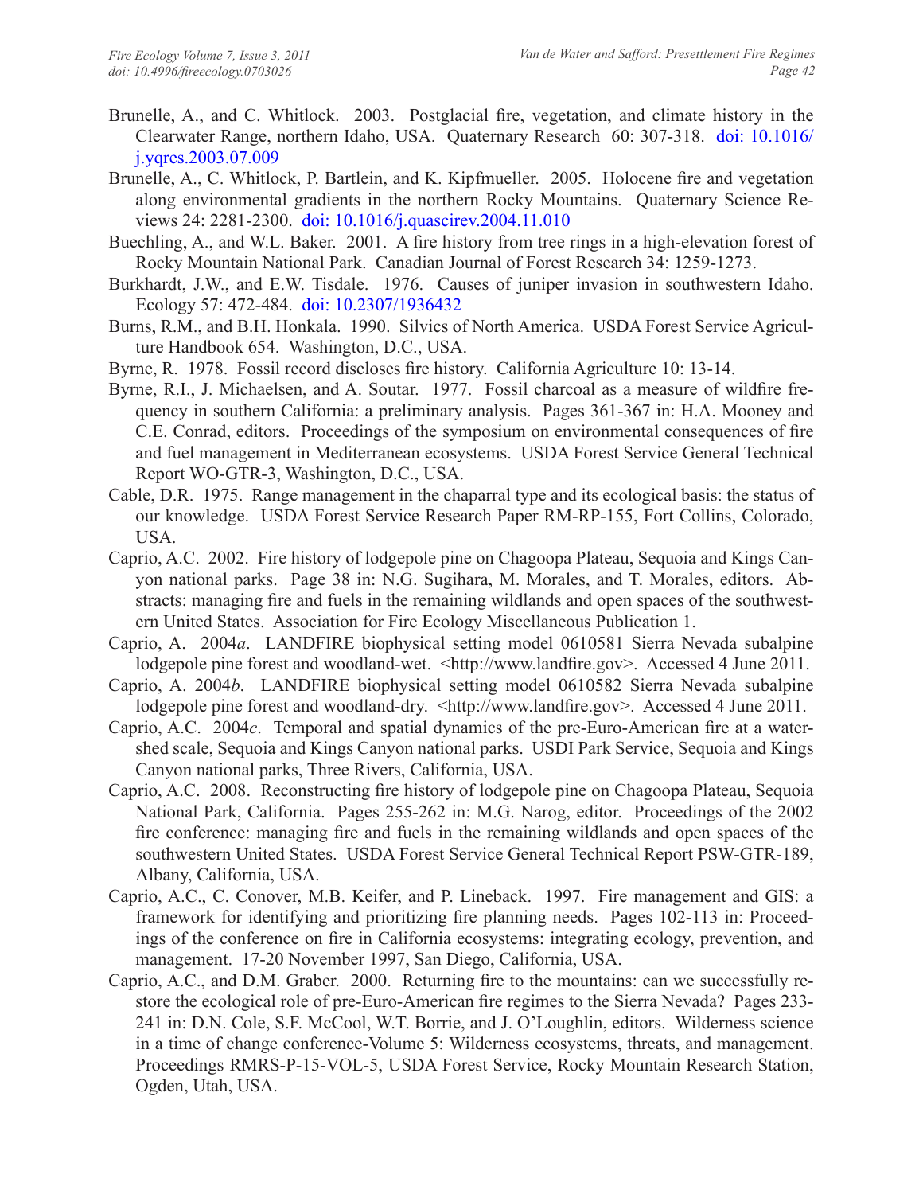Brunelle, A., and C. Whitlock. 2003. Postglacial fire, vegetation, and climate history in the Clearwater Range, northern Idaho, USA. Quaternary Research 60: 307-318. doi: 10.1016/j.yqres.2003.07.009

Brunelle, A., C. Whitlock, P. Bartlein, and K. Kipfmueller. 2005. Holocene fire and vegetation along environmental gradients in the northern Rocky Mountains. Quaternary Science Reviews 24: 2281-2300. doi: 10.1016/j.quascirev.2004.11.010

Buechling, A., and W.L. Baker. 2001. A fire history from tree rings in a high-elevation forest of Rocky Mountain National Park. Canadian Journal of Forest Research 34: 1259-1273.

Burkhardt, J.W., and E.W. Tisdale. 1976. Causes of juniper invasion in southwestern Idaho. Ecology 57: 472-484. doi: 10.2307/1936432

Burns, R.M., and B.H. Honkala. 1990. Silvics of North America. USDA Forest Service Agriculture Handbook 654. Washington, D.C., USA.

Byrne, R. 1978. Fossil record discloses fire history. California Agriculture 10: 13-14.

Byrne, R.I., J. Michaelsen, and A. Soutar. 1977. Fossil charcoal as a measure of wildfire frequency in southern California: a preliminary analysis. Pages 361-367 in: H.A. Mooney and C.E. Conrad, editors. Proceedings of the symposium on environmental consequences of fire and fuel management in Mediterranean ecosystems. USDA Forest Service General Technical Report WO-GTR-3, Washington, D.C., USA.

Cable, D.R. 1975. Range management in the chaparral type and its ecological basis: the status of our knowledge. USDA Forest Service Research Paper RM-RP-155, Fort Collins, Colorado, USA.

Caprio, A.C. 2002. Fire history of lodgepole pine on Chagoopa Plateau, Sequoia and Kings Canyon national parks. Page 38 in: N.G. Sugihara, M. Morales, and T. Morales, editors. Abstracts: managing fire and fuels in the remaining wildlands and open spaces of the southwestern United States. Association for Fire Ecology Miscellaneous Publication 1.

Caprio, A. 2004*a*. LANDFIRE biophysical setting model 0610581 Sierra Nevada subalpine lodgepole pine forest and woodland-wet. <http://www.landfire.gov>. Accessed 4 June 2011.

Caprio, A. 2004*b*. LANDFIRE biophysical setting model 0610582 Sierra Nevada subalpine lodgepole pine forest and woodland-dry. <http://www.landfire.gov>. Accessed 4 June 2011.

Caprio, A.C. 2004*c*. Temporal and spatial dynamics of the pre-Euro-American fire at a watershed scale, Sequoia and Kings Canyon national parks. USDI Park Service, Sequoia and Kings Canyon national parks, Three Rivers, California, USA.

Caprio, A.C. 2008. Reconstructing fire history of lodgepole pine on Chagoopa Plateau, Sequoia National Park, California. Pages 255-262 in: M.G. Narog, editor. Proceedings of the 2002 fire conference: managing fire and fuels in the remaining wildlands and open spaces of the southwestern United States. USDA Forest Service General Technical Report PSW-GTR-189, Albany, California, USA.

Caprio, A.C., C. Conover, M.B. Keifer, and P. Lineback. 1997. Fire management and GIS: a framework for identifying and prioritizing fire planning needs. Pages 102-113 in: Proceedings of the conference on fire in California ecosystems: integrating ecology, prevention, and management. 17-20 November 1997, San Diego, California, USA.

Caprio, A.C., and D.M. Graber. 2000. Returning fire to the mountains: can we successfully restore the ecological role of pre-Euro-American fire regimes to the Sierra Nevada? Pages 233-241 in: D.N. Cole, S.F. McCool, W.T. Borrie, and J. O'Loughlin, editors. Wilderness science in a time of change conference-Volume 5: Wilderness ecosystems, threats, and management. Proceedings RMRS-P-15-VOL-5, USDA Forest Service, Rocky Mountain Research Station, Ogden, Utah, USA.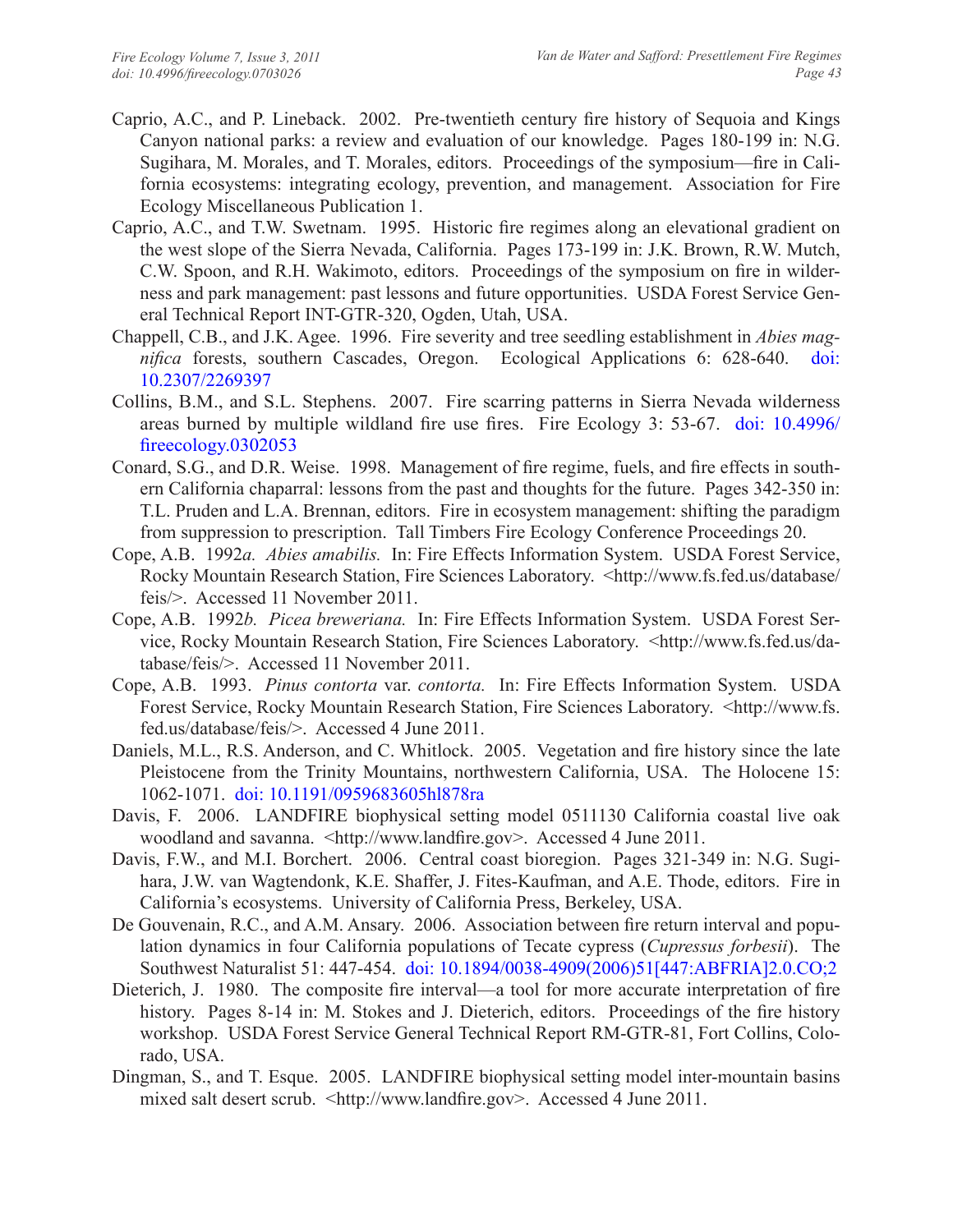Caprio, A.C., and P. Lineback. 2002. Pre-twentieth century fire history of Sequoia and Kings Canyon national parks: a review and evaluation of our knowledge. Pages 180-199 in: N.G. Sugihara, M. Morales, and T. Morales, editors. Proceedings of the symposium—fire in California ecosystems: integrating ecology, prevention, and management. Association for Fire Ecology Miscellaneous Publication 1.

Caprio, A.C., and T.W. Swetnam. 1995. Historic fire regimes along an elevational gradient on the west slope of the Sierra Nevada, California. Pages 173-199 in: J.K. Brown, R.W. Mutch, C.W. Spoon, and R.H. Wakimoto, editors. Proceedings of the symposium on fire in wilderness and park management: past lessons and future opportunities. USDA Forest Service General Technical Report INT-GTR-320, Ogden, Utah, USA.

Chappell, C.B., and J.K. Agee. 1996. Fire severity and tree seedling establishment in *Abies magnifica* forests, southern Cascades, Oregon. Ecological Applications 6: 628-640. doi: 10.2307/2269397

Collins, B.M., and S.L. Stephens. 2007. Fire scarring patterns in Sierra Nevada wilderness areas burned by multiple wildland fire use fires. Fire Ecology 3: 53-67. doi: 10.4996/fireecology.0302053

Conard, S.G., and D.R. Weise. 1998. Management of fire regime, fuels, and fire effects in southern California chaparral: lessons from the past and thoughts for the future. Pages 342-350 in: T.L. Pruden and L.A. Brennan, editors. Fire in ecosystem management: shifting the paradigm from suppression to prescription. Tall Timbers Fire Ecology Conference Proceedings 20.

Cope, A.B. 1992*a*. *Abies amabilis.* In: Fire Effects Information System. USDA Forest Service, Rocky Mountain Research Station, Fire Sciences Laboratory. <http://www.fs.fed.us/database/feis/>. Accessed 11 November 2011.

Cope, A.B. 1992*b*. *Picea breweriana.* In: Fire Effects Information System. USDA Forest Service, Rocky Mountain Research Station, Fire Sciences Laboratory. <http://www.fs.fed.us/database/feis/>. Accessed 11 November 2011.

Cope, A.B. 1993. *Pinus contorta* var. *contorta.* In: Fire Effects Information System. USDA Forest Service, Rocky Mountain Research Station, Fire Sciences Laboratory. <http://www.fs.fed.us/database/feis/>. Accessed 4 June 2011.

Daniels, M.L., R.S. Anderson, and C. Whitlock. 2005. Vegetation and fire history since the late Pleistocene from the Trinity Mountains, northwestern California, USA. The Holocene 15: 1062-1071. doi: 10.1191/0959683605hl878ra

Davis, F. 2006. LANDFIRE biophysical setting model 0511130 California coastal live oak woodland and savanna. <http://www.landfire.gov>. Accessed 4 June 2011.

Davis, F.W., and M.I. Borchert. 2006. Central coast bioregion. Pages 321-349 in: N.G. Sugihara, J.W. van Wagtendonk, K.E. Shaffer, J. Fites-Kaufman, and A.E. Thode, editors. Fire in California's ecosystems. University of California Press, Berkeley, USA.

De Gouvenain, R.C., and A.M. Ansary. 2006. Association between fire return interval and population dynamics in four California populations of Tecate cypress (*Cupressus forbesii*). The Southwest Naturalist 51: 447-454. doi: 10.1894/0038-4909(2006)51[447:ABFRIA]2.0.CO;2

Dieterich, J. 1980. The composite fire interval—a tool for more accurate interpretation of fire history. Pages 8-14 in: M. Stokes and J. Dieterich, editors. Proceedings of the fire history workshop. USDA Forest Service General Technical Report RM-GTR-81, Fort Collins, Colorado, USA.

Dingman, S., and T. Esque. 2005. LANDFIRE biophysical setting model inter-mountain basins mixed salt desert scrub. <http://www.landfire.gov>. Accessed 4 June 2011.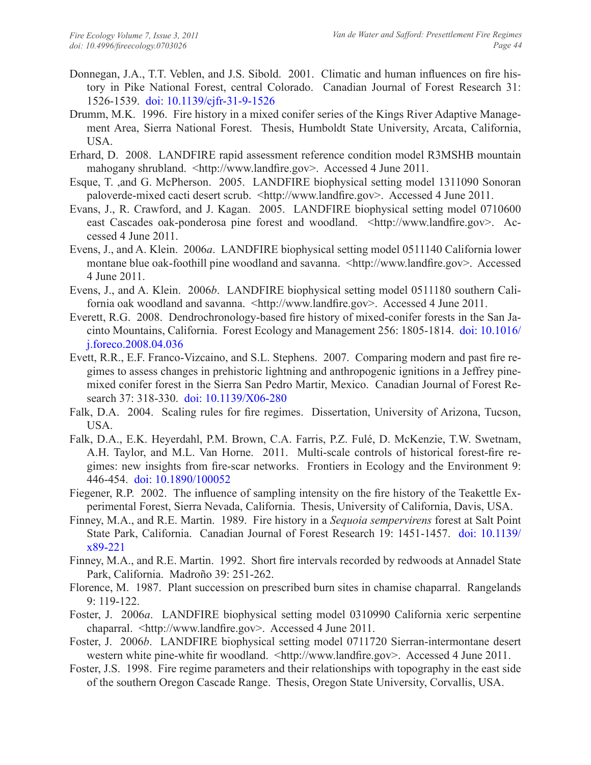Donnegan, J.A., T.T. Veblen, and J.S. Sibold. 2001. Climatic and human influences on fire history in Pike National Forest, central Colorado. Canadian Journal of Forest Research 31: 1526-1539. doi: 10.1139/cjfr-31-9-1526

Drumm, M.K. 1996. Fire history in a mixed conifer series of the Kings River Adaptive Management Area, Sierra National Forest. Thesis, Humboldt State University, Arcata, California, USA.

Erhard, D. 2008. LANDFIRE rapid assessment reference condition model R3MSHB mountain mahogany shrubland. <http://www.landfire.gov>. Accessed 4 June 2011.

Esque, T. ,and G. McPherson. 2005. LANDFIRE biophysical setting model 1311090 Sonoran paloverde-mixed cacti desert scrub. <http://www.landfire.gov>. Accessed 4 June 2011.

Evans, J., R. Crawford, and J. Kagan. 2005. LANDFIRE biophysical setting model 0710600 east Cascades oak-ponderosa pine forest and woodland. <http://www.landfire.gov>. Accessed 4 June 2011.

Evens, J., and A. Klein. 2006*a*. LANDFIRE biophysical setting model 0511140 California lower montane blue oak-foothill pine woodland and savanna. <http://www.landfire.gov>. Accessed 4 June 2011.

Evens, J., and A. Klein. 2006*b*. LANDFIRE biophysical setting model 0511180 southern California oak woodland and savanna. <http://www.landfire.gov>. Accessed 4 June 2011.

Everett, R.G. 2008. Dendrochronology-based fire history of mixed-conifer forests in the San Jacinto Mountains, California. Forest Ecology and Management 256: 1805-1814. doi: 10.1016/j.foreco.2008.04.036

Evett, R.R., E.F. Franco-Vizcaino, and S.L. Stephens. 2007. Comparing modern and past fire regimes to assess changes in prehistoric lightning and anthropogenic ignitions in a Jeffrey pine-mixed conifer forest in the Sierra San Pedro Martir, Mexico. Canadian Journal of Forest Research 37: 318-330. doi: 10.1139/X06-280

Falk, D.A. 2004. Scaling rules for fire regimes. Dissertation, University of Arizona, Tucson, USA.

Falk, D.A., E.K. Heyerdahl, P.M. Brown, C.A. Farris, P.Z. Fulé, D. McKenzie, T.W. Swetnam, A.H. Taylor, and M.L. Van Horne. 2011. Multi-scale controls of historical forest-fire regimes: new insights from fire-scar networks. Frontiers in Ecology and the Environment 9: 446-454. doi: 10.1890/100052

Fiegener, R.P. 2002. The influence of sampling intensity on the fire history of the Teakettle Experimental Forest, Sierra Nevada, California. Thesis, University of California, Davis, USA.

Finney, M.A., and R.E. Martin. 1989. Fire history in a *Sequoia sempervirens* forest at Salt Point State Park, California. Canadian Journal of Forest Research 19: 1451-1457. doi: 10.1139/x89-221

Finney, M.A., and R.E. Martin. 1992. Short fire intervals recorded by redwoods at Annadel State Park, California. Madroño 39: 251-262.

Florence, M. 1987. Plant succession on prescribed burn sites in chamise chaparral. Rangelands 9: 119-122.

Foster, J. 2006*a*. LANDFIRE biophysical setting model 0310990 California xeric serpentine chaparral. <http://www.landfire.gov>. Accessed 4 June 2011.

Foster, J. 2006*b*. LANDFIRE biophysical setting model 0711720 Sierran-intermontane desert western white pine-white fir woodland. <http://www.landfire.gov>. Accessed 4 June 2011.

Foster, J.S. 1998. Fire regime parameters and their relationships with topography in the east side of the southern Oregon Cascade Range. Thesis, Oregon State University, Corvallis, USA.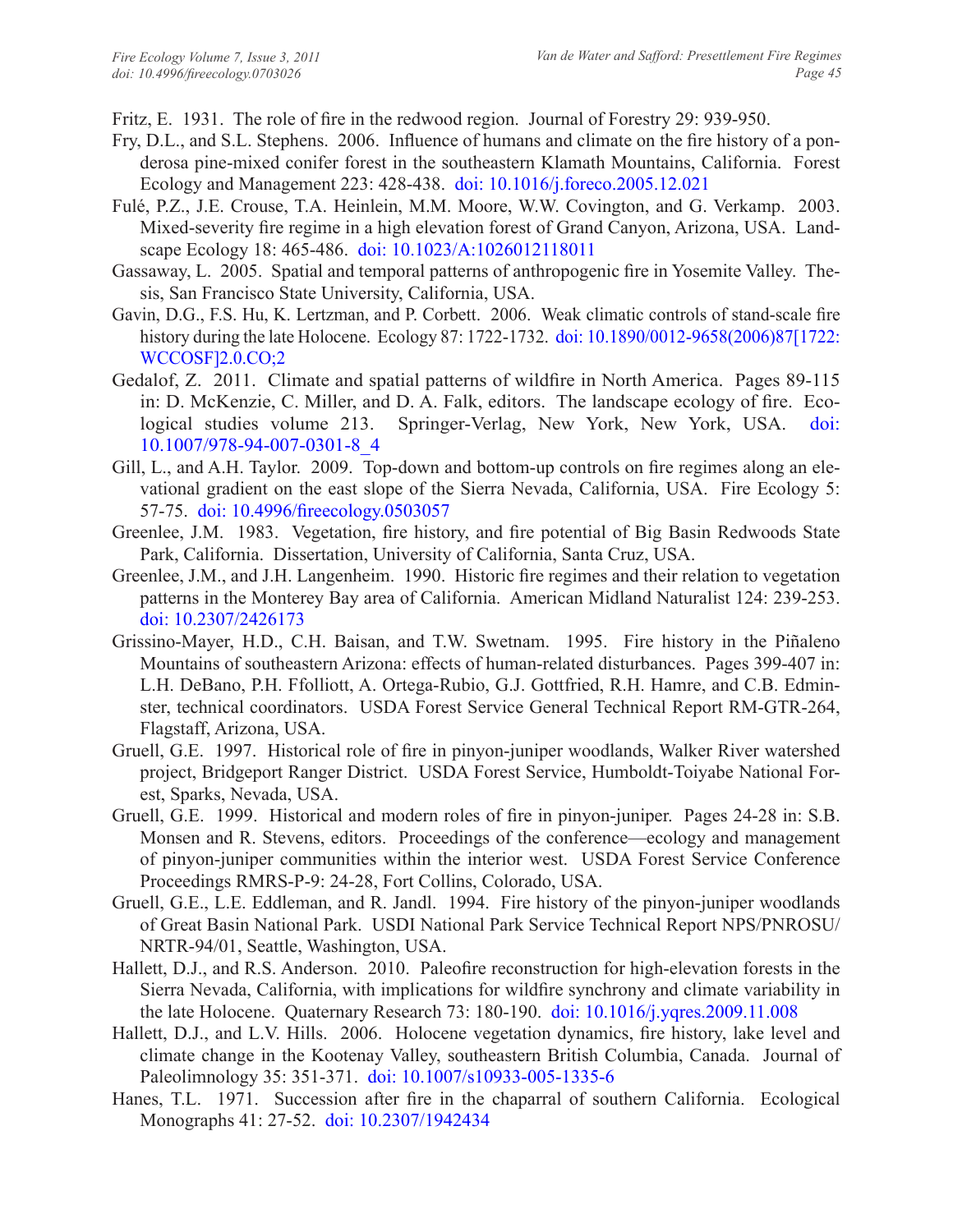Fritz, E. 1931. The role of fire in the redwood region. Journal of Forestry 29: 939-950.

Fry, D.L., and S.L. Stephens. 2006. Influence of humans and climate on the fire history of a ponderosa pine-mixed conifer forest in the southeastern Klamath Mountains, California. Forest Ecology and Management 223: 428-438. doi: 10.1016/j.foreco.2005.12.021

Fulé, P.Z., J.E. Crouse, T.A. Heinlein, M.M. Moore, W.W. Covington, and G. Verkamp. 2003. Mixed-severity fire regime in a high elevation forest of Grand Canyon, Arizona, USA. Landscape Ecology 18: 465-486. doi: 10.1023/A:1026012118011

Gassaway, L. 2005. Spatial and temporal patterns of anthropogenic fire in Yosemite Valley. Thesis, San Francisco State University, California, USA.

Gavin, D.G., F.S. Hu, K. Lertzman, and P. Corbett. 2006. Weak climatic controls of stand-scale fire history during the late Holocene. Ecology 87: 1722-1732. doi: 10.1890/0012-9658(2006)87[1722:WCCOSF]2.0.CO;2

Gedalof, Z. 2011. Climate and spatial patterns of wildfire in North America. Pages 89-115 in: D. McKenzie, C. Miller, and D. A. Falk, editors. The landscape ecology of fire. Ecological studies volume 213. Springer-Verlag, New York, New York, USA. doi: 10.1007/978-94-007-0301-8_4

Gill, L., and A.H. Taylor. 2009. Top-down and bottom-up controls on fire regimes along an elevational gradient on the east slope of the Sierra Nevada, California, USA. Fire Ecology 5: 57-75. doi: 10.4996/fireecology.0503057

Greenlee, J.M. 1983. Vegetation, fire history, and fire potential of Big Basin Redwoods State Park, California. Dissertation, University of California, Santa Cruz, USA.

Greenlee, J.M., and J.H. Langenheim. 1990. Historic fire regimes and their relation to vegetation patterns in the Monterey Bay area of California. American Midland Naturalist 124: 239-253. doi: 10.2307/2426173

Grissino-Mayer, H.D., C.H. Baisan, and T.W. Swetnam. 1995. Fire history in the Piñaleno Mountains of southeastern Arizona: effects of human-related disturbances. Pages 399-407 in: L.H. DeBano, P.H. Ffolliott, A. Ortega-Rubio, G.J. Gottfried, R.H. Hamre, and C.B. Edminster, technical coordinators. USDA Forest Service General Technical Report RM-GTR-264, Flagstaff, Arizona, USA.

Gruell, G.E. 1997. Historical role of fire in pinyon-juniper woodlands, Walker River watershed project, Bridgeport Ranger District. USDA Forest Service, Humboldt-Toiyabe National Forest, Sparks, Nevada, USA.

Gruell, G.E. 1999. Historical and modern roles of fire in pinyon-juniper. Pages 24-28 in: S.B. Monsen and R. Stevens, editors. Proceedings of the conference—ecology and management of pinyon-juniper communities within the interior west. USDA Forest Service Conference Proceedings RMRS-P-9: 24-28, Fort Collins, Colorado, USA.

Gruell, G.E., L.E. Eddleman, and R. Jandl. 1994. Fire history of the pinyon-juniper woodlands of Great Basin National Park. USDI National Park Service Technical Report NPS/PNROSU/NRTR-94/01, Seattle, Washington, USA.

Hallett, D.J., and R.S. Anderson. 2010. Paleofire reconstruction for high-elevation forests in the Sierra Nevada, California, with implications for wildfire synchrony and climate variability in the late Holocene. Quaternary Research 73: 180-190. doi: 10.1016/j.yqres.2009.11.008

Hallett, D.J., and L.V. Hills. 2006. Holocene vegetation dynamics, fire history, lake level and climate change in the Kootenay Valley, southeastern British Columbia, Canada. Journal of Paleolimnology 35: 351-371. doi: 10.1007/s10933-005-1335-6

Hanes, T.L. 1971. Succession after fire in the chaparral of southern California. Ecological Monographs 41: 27-52. doi: 10.2307/1942434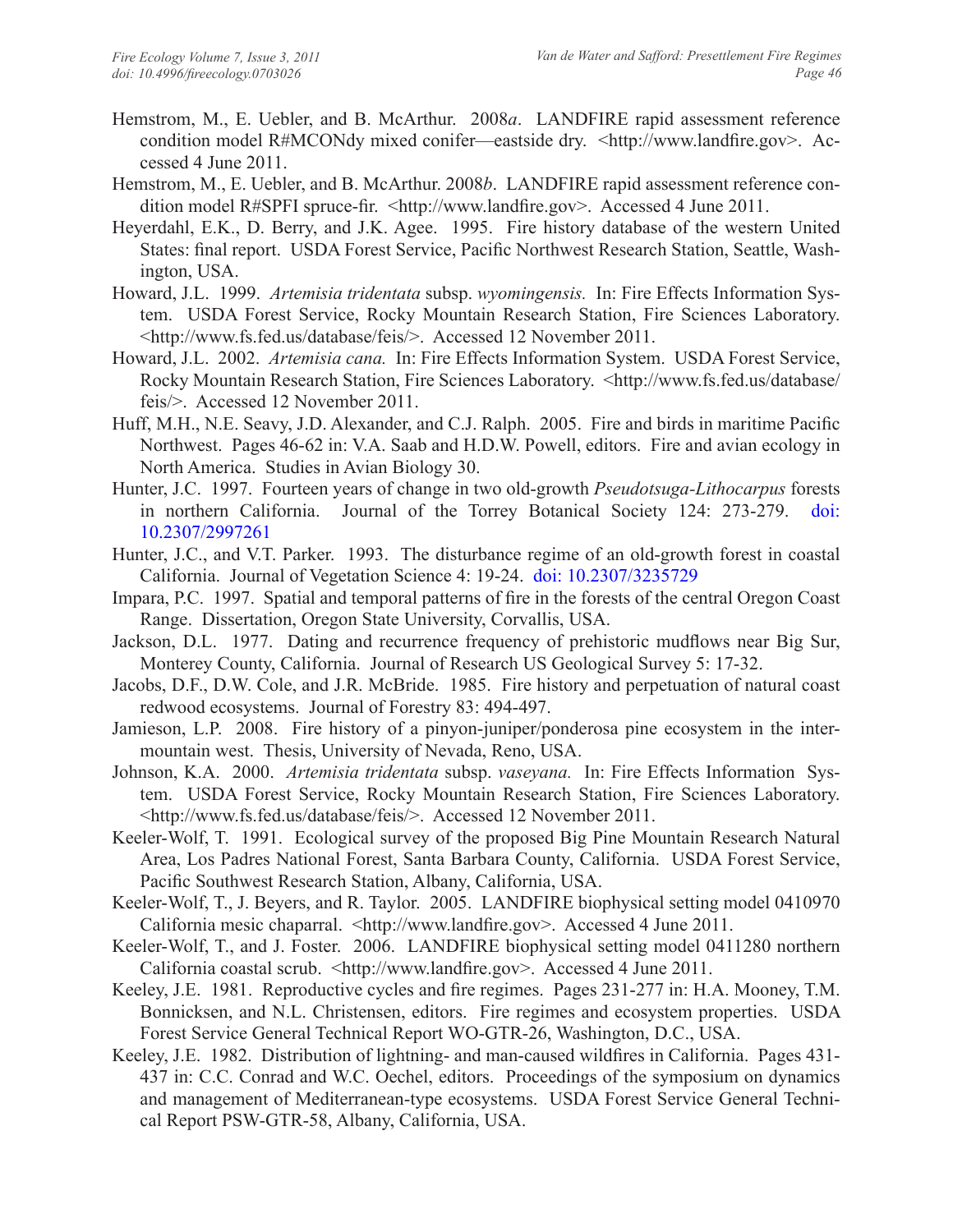Hemstrom, M., E. Uebler, and B. McArthur. 2008*a*. LANDFIRE rapid assessment reference condition model R#MCONdy mixed conifer—eastside dry. <http://www.landfire.gov>. Accessed 4 June 2011.

Hemstrom, M., E. Uebler, and B. McArthur. 2008*b*. LANDFIRE rapid assessment reference condition model R#SPFI spruce-fir. <http://www.landfire.gov>. Accessed 4 June 2011.

Heyerdahl, E.K., D. Berry, and J.K. Agee. 1995. Fire history database of the western United States: final report. USDA Forest Service, Pacific Northwest Research Station, Seattle, Washington, USA.

Howard, J.L. 1999. *Artemisia tridentata* subsp. *wyomingensis.* In: Fire Effects Information System. USDA Forest Service, Rocky Mountain Research Station, Fire Sciences Laboratory. <http://www.fs.fed.us/database/feis/>. Accessed 12 November 2011.

Howard, J.L. 2002. *Artemisia cana.* In: Fire Effects Information System. USDA Forest Service, Rocky Mountain Research Station, Fire Sciences Laboratory. <http://www.fs.fed.us/database/feis/>. Accessed 12 November 2011.

Huff, M.H., N.E. Seavy, J.D. Alexander, and C.J. Ralph. 2005. Fire and birds in maritime Pacific Northwest. Pages 46-62 in: V.A. Saab and H.D.W. Powell, editors. Fire and avian ecology in North America. Studies in Avian Biology 30.

Hunter, J.C. 1997. Fourteen years of change in two old-growth *Pseudotsuga-Lithocarpus* forests in northern California. Journal of the Torrey Botanical Society 124: 273-279. doi: 10.2307/2997261

Hunter, J.C., and V.T. Parker. 1993. The disturbance regime of an old-growth forest in coastal California. Journal of Vegetation Science 4: 19-24. doi: 10.2307/3235729

Impara, P.C. 1997. Spatial and temporal patterns of fire in the forests of the central Oregon Coast Range. Dissertation, Oregon State University, Corvallis, USA.

Jackson, D.L. 1977. Dating and recurrence frequency of prehistoric mudflows near Big Sur, Monterey County, California. Journal of Research US Geological Survey 5: 17-32.

Jacobs, D.F., D.W. Cole, and J.R. McBride. 1985. Fire history and perpetuation of natural coast redwood ecosystems. Journal of Forestry 83: 494-497.

Jamieson, L.P. 2008. Fire history of a pinyon-juniper/ponderosa pine ecosystem in the intermountain west. Thesis, University of Nevada, Reno, USA.

Johnson, K.A. 2000. *Artemisia tridentata* subsp. *vaseyana.* In: Fire Effects Information System. USDA Forest Service, Rocky Mountain Research Station, Fire Sciences Laboratory. <http://www.fs.fed.us/database/feis/>. Accessed 12 November 2011.

Keeler-Wolf, T. 1991. Ecological survey of the proposed Big Pine Mountain Research Natural Area, Los Padres National Forest, Santa Barbara County, California. USDA Forest Service, Pacific Southwest Research Station, Albany, California, USA.

Keeler-Wolf, T., J. Beyers, and R. Taylor. 2005. LANDFIRE biophysical setting model 0410970 California mesic chaparral. <http://www.landfire.gov>. Accessed 4 June 2011.

Keeler-Wolf, T., and J. Foster. 2006. LANDFIRE biophysical setting model 0411280 northern California coastal scrub. <http://www.landfire.gov>. Accessed 4 June 2011.

Keeley, J.E. 1981. Reproductive cycles and fire regimes. Pages 231-277 in: H.A. Mooney, T.M. Bonnicksen, and N.L. Christensen, editors. Fire regimes and ecosystem properties. USDA Forest Service General Technical Report WO-GTR-26, Washington, D.C., USA.

Keeley, J.E. 1982. Distribution of lightning- and man-caused wildfires in California. Pages 431-437 in: C.C. Conrad and W.C. Oechel, editors. Proceedings of the symposium on dynamics and management of Mediterranean-type ecosystems. USDA Forest Service General Technical Report PSW-GTR-58, Albany, California, USA.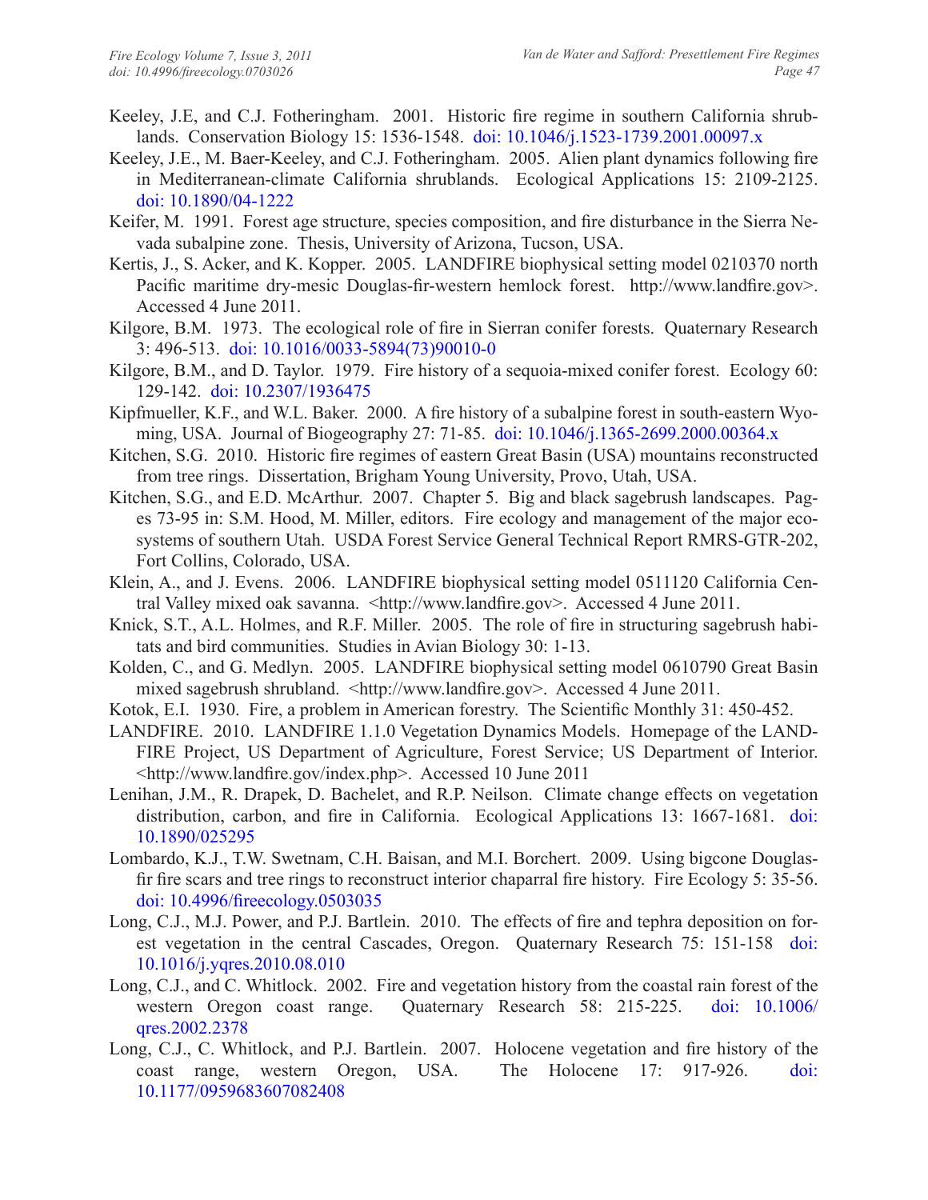Keeley, J.E, and C.J. Fotheringham. 2001. Historic fire regime in southern California shrublands. Conservation Biology 15: 1536-1548. doi: 10.1046/j.1523-1739.2001.00097.x

Keeley, J.E., M. Baer-Keeley, and C.J. Fotheringham. 2005. Alien plant dynamics following fire in Mediterranean-climate California shrublands. Ecological Applications 15: 2109-2125. doi: 10.1890/04-1222

Keifer, M. 1991. Forest age structure, species composition, and fire disturbance in the Sierra Nevada subalpine zone. Thesis, University of Arizona, Tucson, USA.

Kertis, J., S. Acker, and K. Kopper. 2005. LANDFIRE biophysical setting model 0210370 north Pacific maritime dry-mesic Douglas-fir-western hemlock forest. http://www.landfire.gov>. Accessed 4 June 2011.

Kilgore, B.M. 1973. The ecological role of fire in Sierran conifer forests. Quaternary Research 3: 496-513. doi: 10.1016/0033-5894(73)90010-0

Kilgore, B.M., and D. Taylor. 1979. Fire history of a sequoia-mixed conifer forest. Ecology 60: 129-142. doi: 10.2307/1936475

Kipfmueller, K.F., and W.L. Baker. 2000. A fire history of a subalpine forest in south-eastern Wyoming, USA. Journal of Biogeography 27: 71-85. doi: 10.1046/j.1365-2699.2000.00364.x

Kitchen, S.G. 2010. Historic fire regimes of eastern Great Basin (USA) mountains reconstructed from tree rings. Dissertation, Brigham Young University, Provo, Utah, USA.

Kitchen, S.G., and E.D. McArthur. 2007. Chapter 5. Big and black sagebrush landscapes. Pages 73-95 in: S.M. Hood, M. Miller, editors. Fire ecology and management of the major ecosystems of southern Utah. USDA Forest Service General Technical Report RMRS-GTR-202, Fort Collins, Colorado, USA.

Klein, A., and J. Evens. 2006. LANDFIRE biophysical setting model 0511120 California Central Valley mixed oak savanna. <http://www.landfire.gov>. Accessed 4 June 2011.

Knick, S.T., A.L. Holmes, and R.F. Miller. 2005. The role of fire in structuring sagebrush habitats and bird communities. Studies in Avian Biology 30: 1-13.

Kolden, C., and G. Medlyn. 2005. LANDFIRE biophysical setting model 0610790 Great Basin mixed sagebrush shrubland. <http://www.landfire.gov>. Accessed 4 June 2011.

Kotok, E.I. 1930. Fire, a problem in American forestry. The Scientific Monthly 31: 450-452.

LANDFIRE. 2010. LANDFIRE 1.1.0 Vegetation Dynamics Models. Homepage of the LANDFIRE Project, US Department of Agriculture, Forest Service; US Department of Interior. <http://www.landfire.gov/index.php>. Accessed 10 June 2011

Lenihan, J.M., R. Drapek, D. Bachelet, and R.P. Neilson. Climate change effects on vegetation distribution, carbon, and fire in California. Ecological Applications 13: 1667-1681. doi: 10.1890/025295

Lombardo, K.J., T.W. Swetnam, C.H. Baisan, and M.I. Borchert. 2009. Using bigcone Douglas-fir fire scars and tree rings to reconstruct interior chaparral fire history. Fire Ecology 5: 35-56. doi: 10.4996/fireecology.0503035

Long, C.J., M.J. Power, and P.J. Bartlein. 2010. The effects of fire and tephra deposition on forest vegetation in the central Cascades, Oregon. Quaternary Research 75: 151-158 doi: 10.1016/j.yqres.2010.08.010

Long, C.J., and C. Whitlock. 2002. Fire and vegetation history from the coastal rain forest of the western Oregon coast range. Quaternary Research 58: 215-225. doi: 10.1006/qres.2002.2378

Long, C.J., C. Whitlock, and P.J. Bartlein. 2007. Holocene vegetation and fire history of the coast range, western Oregon, USA. The Holocene 17: 917-926. doi: 10.1177/0959683607082408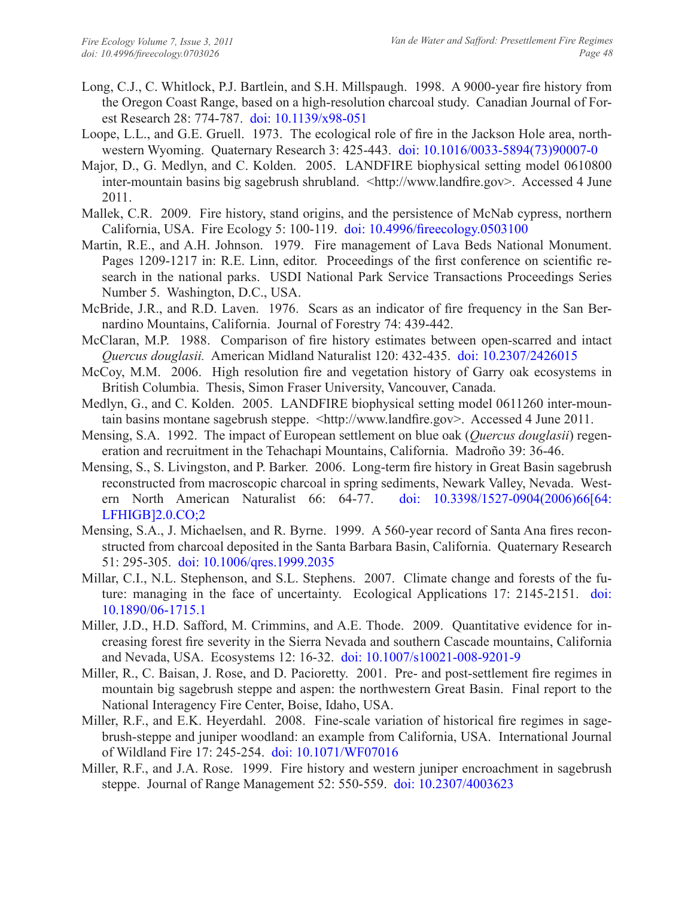Long, C.J., C. Whitlock, P.J. Bartlein, and S.H. Millspaugh. 1998. A 9000-year fire history from the Oregon Coast Range, based on a high-resolution charcoal study. Canadian Journal of Forest Research 28: 774-787. doi: 10.1139/x98-051

Loope, L.L., and G.E. Gruell. 1973. The ecological role of fire in the Jackson Hole area, northwestern Wyoming. Quaternary Research 3: 425-443. doi: 10.1016/0033-5894(73)90007-0

Major, D., G. Medlyn, and C. Kolden. 2005. LANDFIRE biophysical setting model 0610800 inter-mountain basins big sagebrush shrubland. <http://www.landfire.gov>. Accessed 4 June 2011.

Mallek, C.R. 2009. Fire history, stand origins, and the persistence of McNab cypress, northern California, USA. Fire Ecology 5: 100-119. doi: 10.4996/fireecology.0503100

Martin, R.E., and A.H. Johnson. 1979. Fire management of Lava Beds National Monument. Pages 1209-1217 in: R.E. Linn, editor. Proceedings of the first conference on scientific research in the national parks. USDI National Park Service Transactions Proceedings Series Number 5. Washington, D.C., USA.

McBride, J.R., and R.D. Laven. 1976. Scars as an indicator of fire frequency in the San Bernardino Mountains, California. Journal of Forestry 74: 439-442.

McClaran, M.P. 1988. Comparison of fire history estimates between open-scarred and intact *Quercus douglasii.* American Midland Naturalist 120: 432-435. doi: 10.2307/2426015

McCoy, M.M. 2006. High resolution fire and vegetation history of Garry oak ecosystems in British Columbia. Thesis, Simon Fraser University, Vancouver, Canada.

Medlyn, G., and C. Kolden. 2005. LANDFIRE biophysical setting model 0611260 inter-mountain basins montane sagebrush steppe. <http://www.landfire.gov>. Accessed 4 June 2011.

Mensing, S.A. 1992. The impact of European settlement on blue oak (*Quercus douglasii*) regeneration and recruitment in the Tehachapi Mountains, California. Madroño 39: 36-46.

Mensing, S., S. Livingston, and P. Barker. 2006. Long-term fire history in Great Basin sagebrush reconstructed from macroscopic charcoal in spring sediments, Newark Valley, Nevada. Western North American Naturalist 66: 64-77. doi: 10.3398/1527-0904(2006)66[64:LFHIGB]2.0.CO;2

Mensing, S.A., J. Michaelsen, and R. Byrne. 1999. A 560-year record of Santa Ana fires reconstructed from charcoal deposited in the Santa Barbara Basin, California. Quaternary Research 51: 295-305. doi: 10.1006/qres.1999.2035

Millar, C.I., N.L. Stephenson, and S.L. Stephens. 2007. Climate change and forests of the future: managing in the face of uncertainty. Ecological Applications 17: 2145-2151. doi: 10.1890/06-1715.1

Miller, J.D., H.D. Safford, M. Crimmins, and A.E. Thode. 2009. Quantitative evidence for increasing forest fire severity in the Sierra Nevada and southern Cascade mountains, California and Nevada, USA. Ecosystems 12: 16-32. doi: 10.1007/s10021-008-9201-9

Miller, R., C. Baisan, J. Rose, and D. Pacioretty. 2001. Pre- and post-settlement fire regimes in mountain big sagebrush steppe and aspen: the northwestern Great Basin. Final report to the National Interagency Fire Center, Boise, Idaho, USA.

Miller, R.F., and E.K. Heyerdahl. 2008. Fine-scale variation of historical fire regimes in sagebrush-steppe and juniper woodland: an example from California, USA. International Journal of Wildland Fire 17: 245-254. doi: 10.1071/WF07016

Miller, R.F., and J.A. Rose. 1999. Fire history and western juniper encroachment in sagebrush steppe. Journal of Range Management 52: 550-559. doi: 10.2307/4003623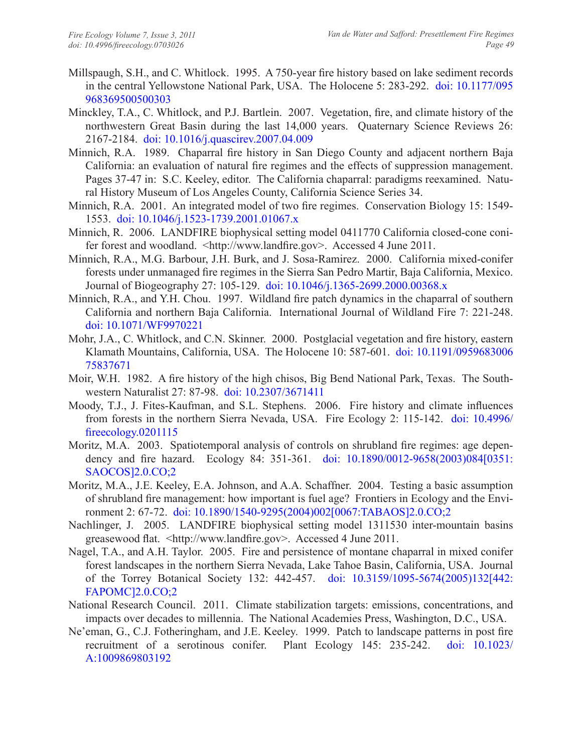Millspaugh, S.H., and C. Whitlock. 1995. A 750-year fire history based on lake sediment records in the central Yellowstone National Park, USA. The Holocene 5: 283-292. doi: 10.1177/095968369500500303

Minckley, T.A., C. Whitlock, and P.J. Bartlein. 2007. Vegetation, fire, and climate history of the northwestern Great Basin during the last 14,000 years. Quaternary Science Reviews 26: 2167-2184. doi: 10.1016/j.quascirev.2007.04.009

Minnich, R.A. 1989. Chaparral fire history in San Diego County and adjacent northern Baja California: an evaluation of natural fire regimes and the effects of suppression management. Pages 37-47 in: S.C. Keeley, editor. The California chaparral: paradigms reexamined. Natural History Museum of Los Angeles County, California Science Series 34.

Minnich, R.A. 2001. An integrated model of two fire regimes. Conservation Biology 15: 1549-1553. doi: 10.1046/j.1523-1739.2001.01067.x

Minnich, R. 2006. LANDFIRE biophysical setting model 0411770 California closed-cone conifer forest and woodland. <http://www.landfire.gov>. Accessed 4 June 2011.

Minnich, R.A., M.G. Barbour, J.H. Burk, and J. Sosa-Ramirez. 2000. California mixed-conifer forests under unmanaged fire regimes in the Sierra San Pedro Martir, Baja California, Mexico. Journal of Biogeography 27: 105-129. doi: 10.1046/j.1365-2699.2000.00368.x

Minnich, R.A., and Y.H. Chou. 1997. Wildland fire patch dynamics in the chaparral of southern California and northern Baja California. International Journal of Wildland Fire 7: 221-248. doi: 10.1071/WF9970221

Mohr, J.A., C. Whitlock, and C.N. Skinner. 2000. Postglacial vegetation and fire history, eastern Klamath Mountains, California, USA. The Holocene 10: 587-601. doi: 10.1191/095968300675837671

Moir, W.H. 1982. A fire history of the high chisos, Big Bend National Park, Texas. The Southwestern Naturalist 27: 87-98. doi: 10.2307/3671411

Moody, T.J., J. Fites-Kaufman, and S.L. Stephens. 2006. Fire history and climate influences from forests in the northern Sierra Nevada, USA. Fire Ecology 2: 115-142. doi: 10.4996/fireecology.0201115

Moritz, M.A. 2003. Spatiotemporal analysis of controls on shrubland fire regimes: age dependency and fire hazard. Ecology 84: 351-361. doi: 10.1890/0012-9658(2003)084[0351:SAOCOS]2.0.CO;2

Moritz, M.A., J.E. Keeley, E.A. Johnson, and A.A. Schaffner. 2004. Testing a basic assumption of shrubland fire management: how important is fuel age? Frontiers in Ecology and the Environment 2: 67-72. doi: 10.1890/1540-9295(2004)002[0067:TABAOS]2.0.CO;2

Nachlinger, J. 2005. LANDFIRE biophysical setting model 1311530 inter-mountain basins greasewood flat. <http://www.landfire.gov>. Accessed 4 June 2011.

Nagel, T.A., and A.H. Taylor. 2005. Fire and persistence of montane chaparral in mixed conifer forest landscapes in the northern Sierra Nevada, Lake Tahoe Basin, California, USA. Journal of the Torrey Botanical Society 132: 442-457. doi: 10.3159/1095-5674(2005)132[442:FAPOMC]2.0.CO;2

National Research Council. 2011. Climate stabilization targets: emissions, concentrations, and impacts over decades to millennia. The National Academies Press, Washington, D.C., USA.

Ne'eman, G., C.J. Fotheringham, and J.E. Keeley. 1999. Patch to landscape patterns in post fire recruitment of a serotinous conifer. Plant Ecology 145: 235-242. doi: 10.1023/A:1009869803192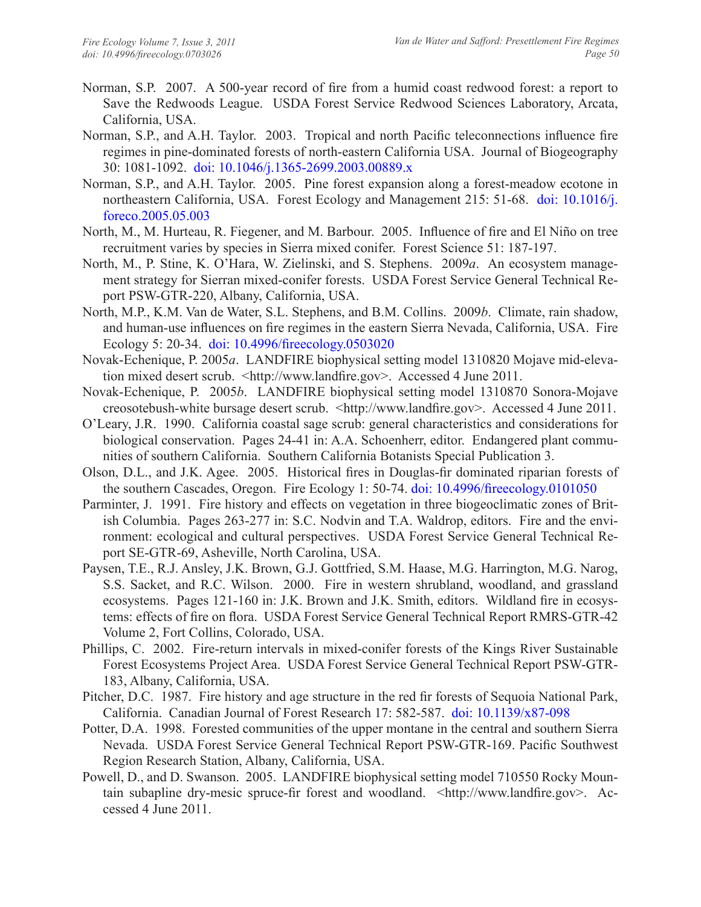Norman, S.P. 2007. A 500-year record of fire from a humid coast redwood forest: a report to Save the Redwoods League. USDA Forest Service Redwood Sciences Laboratory, Arcata, California, USA.

Norman, S.P., and A.H. Taylor. 2003. Tropical and north Pacific teleconnections influence fire regimes in pine-dominated forests of north-eastern California USA. Journal of Biogeography 30: 1081-1092. doi: 10.1046/j.1365-2699.2003.00889.x

Norman, S.P., and A.H. Taylor. 2005. Pine forest expansion along a forest-meadow ecotone in northeastern California, USA. Forest Ecology and Management 215: 51-68. doi: 10.1016/j.foreco.2005.05.003

North, M., M. Hurteau, R. Fiegener, and M. Barbour. 2005. Influence of fire and El Niño on tree recruitment varies by species in Sierra mixed conifer. Forest Science 51: 187-197.

North, M., P. Stine, K. O'Hara, W. Zielinski, and S. Stephens. 2009*a*. An ecosystem management strategy for Sierran mixed-conifer forests. USDA Forest Service General Technical Report PSW-GTR-220, Albany, California, USA.

North, M.P., K.M. Van de Water, S.L. Stephens, and B.M. Collins. 2009*b*. Climate, rain shadow, and human-use influences on fire regimes in the eastern Sierra Nevada, California, USA. Fire Ecology 5: 20-34. doi: 10.4996/fireecology.0503020

Novak-Echenique, P. 2005*a*. LANDFIRE biophysical setting model 1310820 Mojave mid-elevation mixed desert scrub. <http://www.landfire.gov>. Accessed 4 June 2011.

Novak-Echenique, P. 2005*b*. LANDFIRE biophysical setting model 1310870 Sonora-Mojave creosotebush-white bursage desert scrub. <http://www.landfire.gov>. Accessed 4 June 2011.

O'Leary, J.R. 1990. California coastal sage scrub: general characteristics and considerations for biological conservation. Pages 24-41 in: A.A. Schoenherr, editor. Endangered plant communities of southern California. Southern California Botanists Special Publication 3.

Olson, D.L., and J.K. Agee. 2005. Historical fires in Douglas-fir dominated riparian forests of the southern Cascades, Oregon. Fire Ecology 1: 50-74. doi: 10.4996/fireecology.0101050

Parminter, J. 1991. Fire history and effects on vegetation in three biogeoclimatic zones of British Columbia. Pages 263-277 in: S.C. Nodvin and T.A. Waldrop, editors. Fire and the environment: ecological and cultural perspectives. USDA Forest Service General Technical Report SE-GTR-69, Asheville, North Carolina, USA.

Paysen, T.E., R.J. Ansley, J.K. Brown, G.J. Gottfried, S.M. Haase, M.G. Harrington, M.G. Narog, S.S. Sacket, and R.C. Wilson. 2000. Fire in western shrubland, woodland, and grassland ecosystems. Pages 121-160 in: J.K. Brown and J.K. Smith, editors. Wildland fire in ecosystems: effects of fire on flora. USDA Forest Service General Technical Report RMRS-GTR-42 Volume 2, Fort Collins, Colorado, USA.

Phillips, C. 2002. Fire-return intervals in mixed-conifer forests of the Kings River Sustainable Forest Ecosystems Project Area. USDA Forest Service General Technical Report PSW-GTR-183, Albany, California, USA.

Pitcher, D.C. 1987. Fire history and age structure in the red fir forests of Sequoia National Park, California. Canadian Journal of Forest Research 17: 582-587. doi: 10.1139/x87-098

Potter, D.A. 1998. Forested communities of the upper montane in the central and southern Sierra Nevada. USDA Forest Service General Technical Report PSW-GTR-169. Pacific Southwest Region Research Station, Albany, California, USA.

Powell, D., and D. Swanson. 2005. LANDFIRE biophysical setting model 710550 Rocky Mountain subapline dry-mesic spruce-fir forest and woodland. <http://www.landfire.gov>. Accessed 4 June 2011.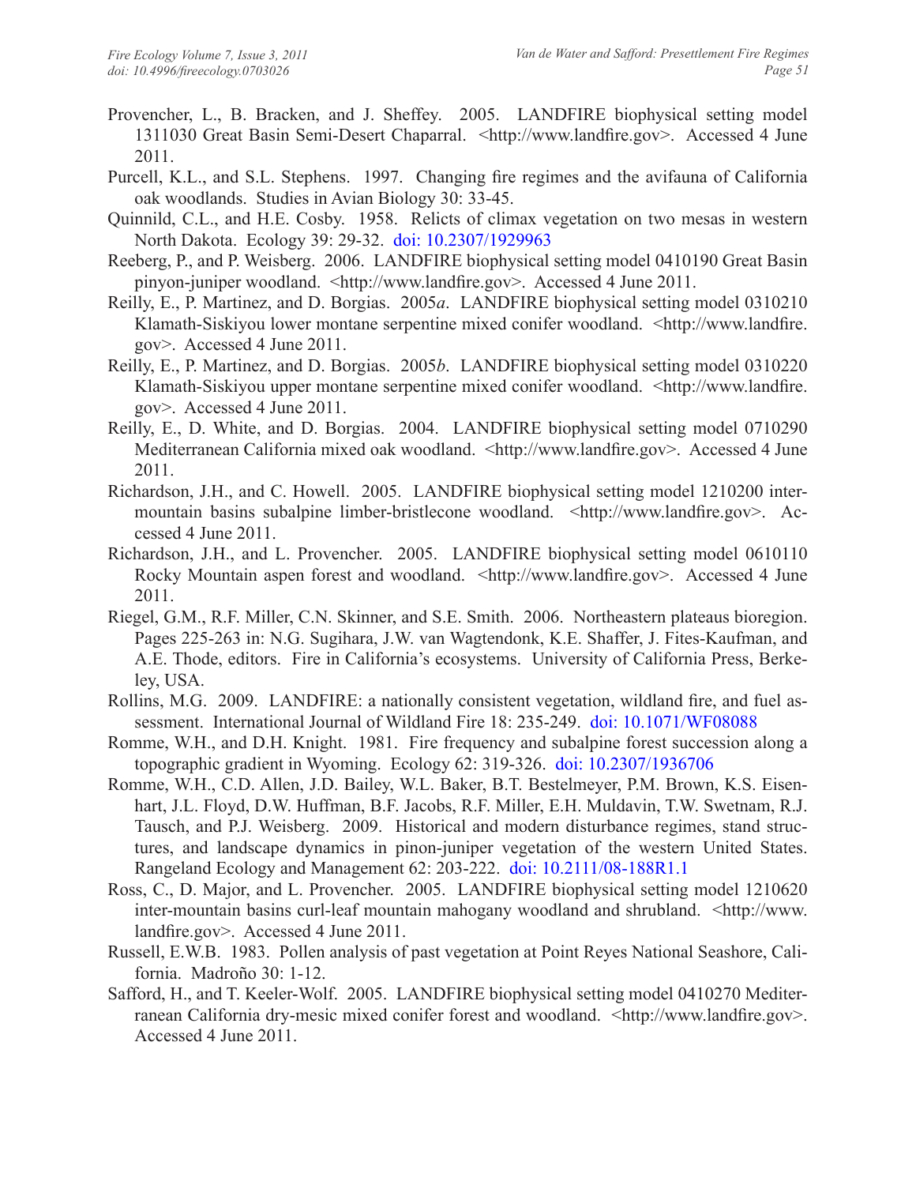Provencher, L., B. Bracken, and J. Sheffey. 2005. LANDFIRE biophysical setting model 1311030 Great Basin Semi-Desert Chaparral. <http://www.landfire.gov>. Accessed 4 June 2011.

Purcell, K.L., and S.L. Stephens. 1997. Changing fire regimes and the avifauna of California oak woodlands. Studies in Avian Biology 30: 33-45.

Quinnild, C.L., and H.E. Cosby. 1958. Relicts of climax vegetation on two mesas in western North Dakota. Ecology 39: 29-32. doi: 10.2307/1929963

Reeberg, P., and P. Weisberg. 2006. LANDFIRE biophysical setting model 0410190 Great Basin pinyon-juniper woodland. <http://www.landfire.gov>. Accessed 4 June 2011.

Reilly, E., P. Martinez, and D. Borgias. 2005*a*. LANDFIRE biophysical setting model 0310210 Klamath-Siskiyou lower montane serpentine mixed conifer woodland. <http://www.landfire.gov>. Accessed 4 June 2011.

Reilly, E., P. Martinez, and D. Borgias. 2005*b*. LANDFIRE biophysical setting model 0310220 Klamath-Siskiyou upper montane serpentine mixed conifer woodland. <http://www.landfire.gov>. Accessed 4 June 2011.

Reilly, E., D. White, and D. Borgias. 2004. LANDFIRE biophysical setting model 0710290 Mediterranean California mixed oak woodland. <http://www.landfire.gov>. Accessed 4 June 2011.

Richardson, J.H., and C. Howell. 2005. LANDFIRE biophysical setting model 1210200 inter-mountain basins subalpine limber-bristlecone woodland. <http://www.landfire.gov>. Accessed 4 June 2011.

Richardson, J.H., and L. Provencher. 2005. LANDFIRE biophysical setting model 0610110 Rocky Mountain aspen forest and woodland. <http://www.landfire.gov>. Accessed 4 June 2011.

Riegel, G.M., R.F. Miller, C.N. Skinner, and S.E. Smith. 2006. Northeastern plateaus bioregion. Pages 225-263 in: N.G. Sugihara, J.W. van Wagtendonk, K.E. Shaffer, J. Fites-Kaufman, and A.E. Thode, editors. Fire in California's ecosystems. University of California Press, Berkeley, USA.

Rollins, M.G. 2009. LANDFIRE: a nationally consistent vegetation, wildland fire, and fuel assessment. International Journal of Wildland Fire 18: 235-249. doi: 10.1071/WF08088

Romme, W.H., and D.H. Knight. 1981. Fire frequency and subalpine forest succession along a topographic gradient in Wyoming. Ecology 62: 319-326. doi: 10.2307/1936706

Romme, W.H., C.D. Allen, J.D. Bailey, W.L. Baker, B.T. Bestelmeyer, P.M. Brown, K.S. Eisenhart, J.L. Floyd, D.W. Huffman, B.F. Jacobs, R.F. Miller, E.H. Muldavin, T.W. Swetnam, R.J. Tausch, and P.J. Weisberg. 2009. Historical and modern disturbance regimes, stand structures, and landscape dynamics in pinon-juniper vegetation of the western United States. Rangeland Ecology and Management 62: 203-222. doi: 10.2111/08-188R1.1

Ross, C., D. Major, and L. Provencher. 2005. LANDFIRE biophysical setting model 1210620 inter-mountain basins curl-leaf mountain mahogany woodland and shrubland. <http://www.landfire.gov>. Accessed 4 June 2011.

Russell, E.W.B. 1983. Pollen analysis of past vegetation at Point Reyes National Seashore, California. Madroño 30: 1-12.

Safford, H., and T. Keeler-Wolf. 2005. LANDFIRE biophysical setting model 0410270 Mediterranean California dry-mesic mixed conifer forest and woodland. <http://www.landfire.gov>. Accessed 4 June 2011.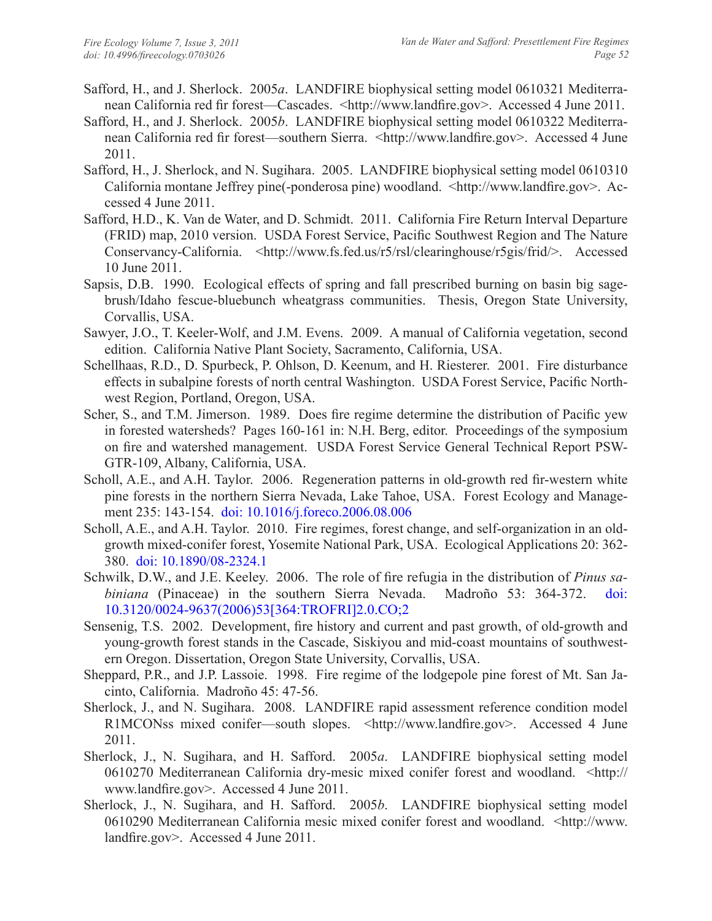Safford, H., and J. Sherlock. 2005*a*. LANDFIRE biophysical setting model 0610321 Mediterranean California red fir forest—Cascades. <http://www.landfire.gov>. Accessed 4 June 2011.

Safford, H., and J. Sherlock. 2005*b*. LANDFIRE biophysical setting model 0610322 Mediterranean California red fir forest—southern Sierra. <http://www.landfire.gov>. Accessed 4 June 2011.

Safford, H., J. Sherlock, and N. Sugihara. 2005. LANDFIRE biophysical setting model 0610310 California montane Jeffrey pine(-ponderosa pine) woodland. <http://www.landfire.gov>. Accessed 4 June 2011.

Safford, H.D., K. Van de Water, and D. Schmidt. 2011. California Fire Return Interval Departure (FRID) map, 2010 version. USDA Forest Service, Pacific Southwest Region and The Nature Conservancy-California. <http://www.fs.fed.us/r5/rsl/clearinghouse/r5gis/frid/>. Accessed 10 June 2011.

Sapsis, D.B. 1990. Ecological effects of spring and fall prescribed burning on basin big sagebrush/Idaho fescue-bluebunch wheatgrass communities. Thesis, Oregon State University, Corvallis, USA.

Sawyer, J.O., T. Keeler-Wolf, and J.M. Evens. 2009. A manual of California vegetation, second edition. California Native Plant Society, Sacramento, California, USA.

Schellhaas, R.D., D. Spurbeck, P. Ohlson, D. Keenum, and H. Riesterer. 2001. Fire disturbance effects in subalpine forests of north central Washington. USDA Forest Service, Pacific Northwest Region, Portland, Oregon, USA.

Scher, S., and T.M. Jimerson. 1989. Does fire regime determine the distribution of Pacific yew in forested watersheds? Pages 160-161 in: N.H. Berg, editor. Proceedings of the symposium on fire and watershed management. USDA Forest Service General Technical Report PSW-GTR-109, Albany, California, USA.

Scholl, A.E., and A.H. Taylor. 2006. Regeneration patterns in old-growth red fir-western white pine forests in the northern Sierra Nevada, Lake Tahoe, USA. Forest Ecology and Management 235: 143-154. doi: 10.1016/j.foreco.2006.08.006

Scholl, A.E., and A.H. Taylor. 2010. Fire regimes, forest change, and self-organization in an old-growth mixed-conifer forest, Yosemite National Park, USA. Ecological Applications 20: 362-380. doi: 10.1890/08-2324.1

Schwilk, D.W., and J.E. Keeley. 2006. The role of fire refugia in the distribution of *Pinus sabiniana* (Pinaceae) in the southern Sierra Nevada. Madroño 53: 364-372. doi: 10.3120/0024-9637(2006)53[364:TROFRI]2.0.CO;2

Sensenig, T.S. 2002. Development, fire history and current and past growth, of old-growth and young-growth forest stands in the Cascade, Siskiyou and mid-coast mountains of southwestern Oregon. Dissertation, Oregon State University, Corvallis, USA.

Sheppard, P.R., and J.P. Lassoie. 1998. Fire regime of the lodgepole pine forest of Mt. San Jacinto, California. Madroño 45: 47-56.

Sherlock, J., and N. Sugihara. 2008. LANDFIRE rapid assessment reference condition model R1MCONss mixed conifer—south slopes. <http://www.landfire.gov>. Accessed 4 June 2011.

Sherlock, J., N. Sugihara, and H. Safford. 2005*a*. LANDFIRE biophysical setting model 0610270 Mediterranean California dry-mesic mixed conifer forest and woodland. <http://www.landfire.gov>. Accessed 4 June 2011.

Sherlock, J., N. Sugihara, and H. Safford. 2005*b*. LANDFIRE biophysical setting model 0610290 Mediterranean California mesic mixed conifer forest and woodland. <http://www.landfire.gov>. Accessed 4 June 2011.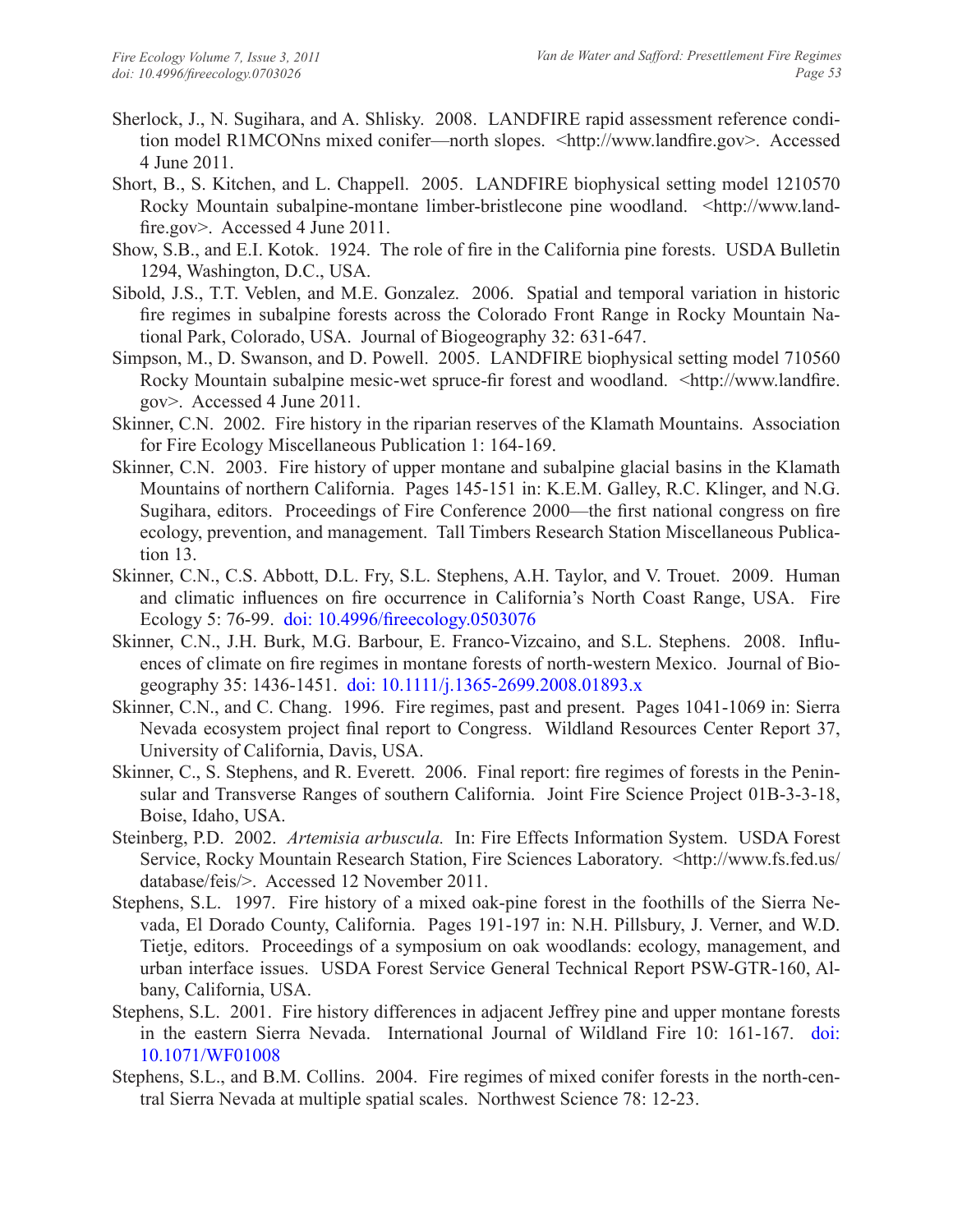Sherlock, J., N. Sugihara, and A. Shlisky. 2008. LANDFIRE rapid assessment reference condition model R1MCONns mixed conifer—north slopes. <http://www.landfire.gov>. Accessed 4 June 2011.

Short, B., S. Kitchen, and L. Chappell. 2005. LANDFIRE biophysical setting model 1210570 Rocky Mountain subalpine-montane limber-bristlecone pine woodland. <http://www.landfire.gov>. Accessed 4 June 2011.

Show, S.B., and E.I. Kotok. 1924. The role of fire in the California pine forests. USDA Bulletin 1294, Washington, D.C., USA.

Sibold, J.S., T.T. Veblen, and M.E. Gonzalez. 2006. Spatial and temporal variation in historic fire regimes in subalpine forests across the Colorado Front Range in Rocky Mountain National Park, Colorado, USA. Journal of Biogeography 32: 631-647.

Simpson, M., D. Swanson, and D. Powell. 2005. LANDFIRE biophysical setting model 710560 Rocky Mountain subalpine mesic-wet spruce-fir forest and woodland. <http://www.landfire.gov>. Accessed 4 June 2011.

Skinner, C.N. 2002. Fire history in the riparian reserves of the Klamath Mountains. Association for Fire Ecology Miscellaneous Publication 1: 164-169.

Skinner, C.N. 2003. Fire history of upper montane and subalpine glacial basins in the Klamath Mountains of northern California. Pages 145-151 in: K.E.M. Galley, R.C. Klinger, and N.G. Sugihara, editors. Proceedings of Fire Conference 2000—the first national congress on fire ecology, prevention, and management. Tall Timbers Research Station Miscellaneous Publication 13.

Skinner, C.N., C.S. Abbott, D.L. Fry, S.L. Stephens, A.H. Taylor, and V. Trouet. 2009. Human and climatic influences on fire occurrence in California's North Coast Range, USA. Fire Ecology 5: 76-99. doi: 10.4996/fireecology.0503076

Skinner, C.N., J.H. Burk, M.G. Barbour, E. Franco-Vizcaino, and S.L. Stephens. 2008. Influences of climate on fire regimes in montane forests of north-western Mexico. Journal of Biogeography 35: 1436-1451. doi: 10.1111/j.1365-2699.2008.01893.x

Skinner, C.N., and C. Chang. 1996. Fire regimes, past and present. Pages 1041-1069 in: Sierra Nevada ecosystem project final report to Congress. Wildland Resources Center Report 37, University of California, Davis, USA.

Skinner, C., S. Stephens, and R. Everett. 2006. Final report: fire regimes of forests in the Peninsular and Transverse Ranges of southern California. Joint Fire Science Project 01B-3-3-18, Boise, Idaho, USA.

Steinberg, P.D. 2002. *Artemisia arbuscula.* In: Fire Effects Information System. USDA Forest Service, Rocky Mountain Research Station, Fire Sciences Laboratory. <http://www.fs.fed.us/database/feis/>. Accessed 12 November 2011.

Stephens, S.L. 1997. Fire history of a mixed oak-pine forest in the foothills of the Sierra Nevada, El Dorado County, California. Pages 191-197 in: N.H. Pillsbury, J. Verner, and W.D. Tietje, editors. Proceedings of a symposium on oak woodlands: ecology, management, and urban interface issues. USDA Forest Service General Technical Report PSW-GTR-160, Albany, California, USA.

Stephens, S.L. 2001. Fire history differences in adjacent Jeffrey pine and upper montane forests in the eastern Sierra Nevada. International Journal of Wildland Fire 10: 161-167. doi: 10.1071/WF01008

Stephens, S.L., and B.M. Collins. 2004. Fire regimes of mixed conifer forests in the north-central Sierra Nevada at multiple spatial scales. Northwest Science 78: 12-23.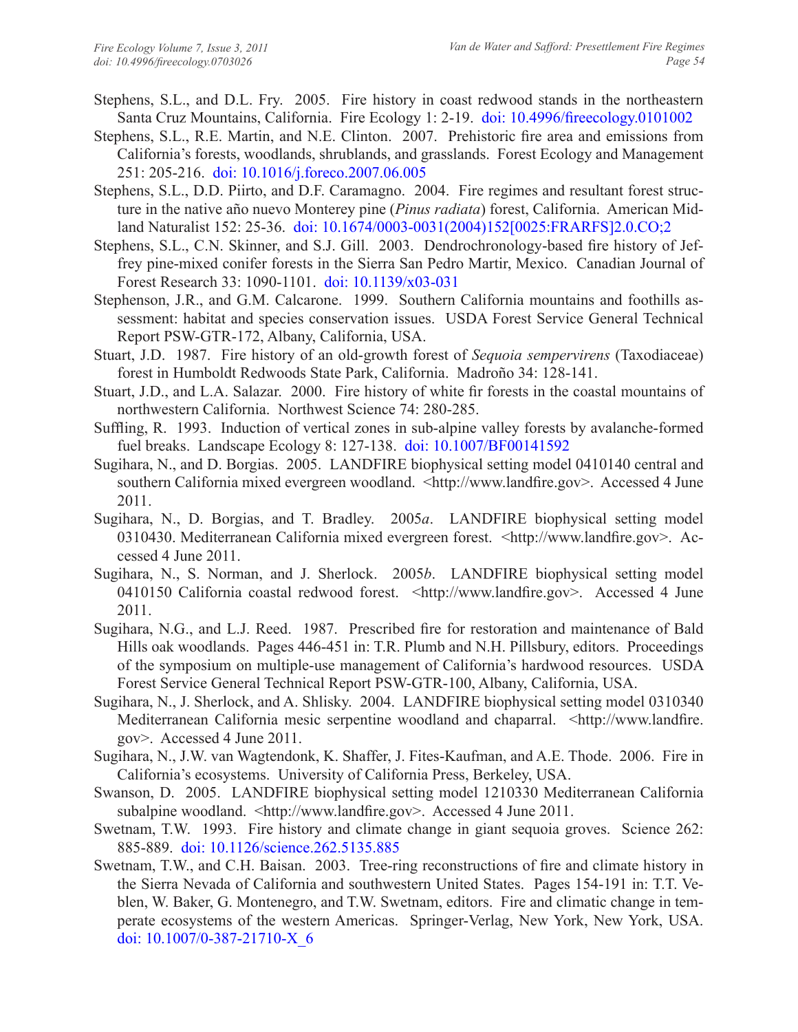Stephens, S.L., and D.L. Fry. 2005. Fire history in coast redwood stands in the northeastern Santa Cruz Mountains, California. Fire Ecology 1: 2-19. doi: 10.4996/fireecology.0101002

Stephens, S.L., R.E. Martin, and N.E. Clinton. 2007. Prehistoric fire area and emissions from California's forests, woodlands, shrublands, and grasslands. Forest Ecology and Management 251: 205-216. doi: 10.1016/j.foreco.2007.06.005

Stephens, S.L., D.D. Piirto, and D.F. Caramagno. 2004. Fire regimes and resultant forest structure in the native año nuevo Monterey pine (*Pinus radiata*) forest, California. American Midland Naturalist 152: 25-36. doi: 10.1674/0003-0031(2004)152[0025:FRARFS]2.0.CO;2

Stephens, S.L., C.N. Skinner, and S.J. Gill. 2003. Dendrochronology-based fire history of Jeffrey pine-mixed conifer forests in the Sierra San Pedro Martir, Mexico. Canadian Journal of Forest Research 33: 1090-1101. doi: 10.1139/x03-031

Stephenson, J.R., and G.M. Calcarone. 1999. Southern California mountains and foothills assessment: habitat and species conservation issues. USDA Forest Service General Technical Report PSW-GTR-172, Albany, California, USA.

Stuart, J.D. 1987. Fire history of an old-growth forest of *Sequoia sempervirens* (Taxodiaceae) forest in Humboldt Redwoods State Park, California. Madroño 34: 128-141.

Stuart, J.D., and L.A. Salazar. 2000. Fire history of white fir forests in the coastal mountains of northwestern California. Northwest Science 74: 280-285.

Suffling, R. 1993. Induction of vertical zones in sub-alpine valley forests by avalanche-formed fuel breaks. Landscape Ecology 8: 127-138. doi: 10.1007/BF00141592

Sugihara, N., and D. Borgias. 2005. LANDFIRE biophysical setting model 0410140 central and southern California mixed evergreen woodland. <http://www.landfire.gov>. Accessed 4 June 2011.

Sugihara, N., D. Borgias, and T. Bradley. 2005*a*. LANDFIRE biophysical setting model 0310430. Mediterranean California mixed evergreen forest. <http://www.landfire.gov>. Accessed 4 June 2011.

Sugihara, N., S. Norman, and J. Sherlock. 2005*b*. LANDFIRE biophysical setting model 0410150 California coastal redwood forest. <http://www.landfire.gov>. Accessed 4 June 2011.

Sugihara, N.G., and L.J. Reed. 1987. Prescribed fire for restoration and maintenance of Bald Hills oak woodlands. Pages 446-451 in: T.R. Plumb and N.H. Pillsbury, editors. Proceedings of the symposium on multiple-use management of California's hardwood resources. USDA Forest Service General Technical Report PSW-GTR-100, Albany, California, USA.

Sugihara, N., J. Sherlock, and A. Shlisky. 2004. LANDFIRE biophysical setting model 0310340 Mediterranean California mesic serpentine woodland and chaparral. <http://www.landfire.gov>. Accessed 4 June 2011.

Sugihara, N., J.W. van Wagtendonk, K. Shaffer, J. Fites-Kaufman, and A.E. Thode. 2006. Fire in California's ecosystems. University of California Press, Berkeley, USA.

Swanson, D. 2005. LANDFIRE biophysical setting model 1210330 Mediterranean California subalpine woodland. <http://www.landfire.gov>. Accessed 4 June 2011.

Swetnam, T.W. 1993. Fire history and climate change in giant sequoia groves. Science 262: 885-889. doi: 10.1126/science.262.5135.885

Swetnam, T.W., and C.H. Baisan. 2003. Tree-ring reconstructions of fire and climate history in the Sierra Nevada of California and southwestern United States. Pages 154-191 in: T.T. Veblen, W. Baker, G. Montenegro, and T.W. Swetnam, editors. Fire and climatic change in temperate ecosystems of the western Americas. Springer-Verlag, New York, New York, USA. doi: 10.1007/0-387-21710-X_6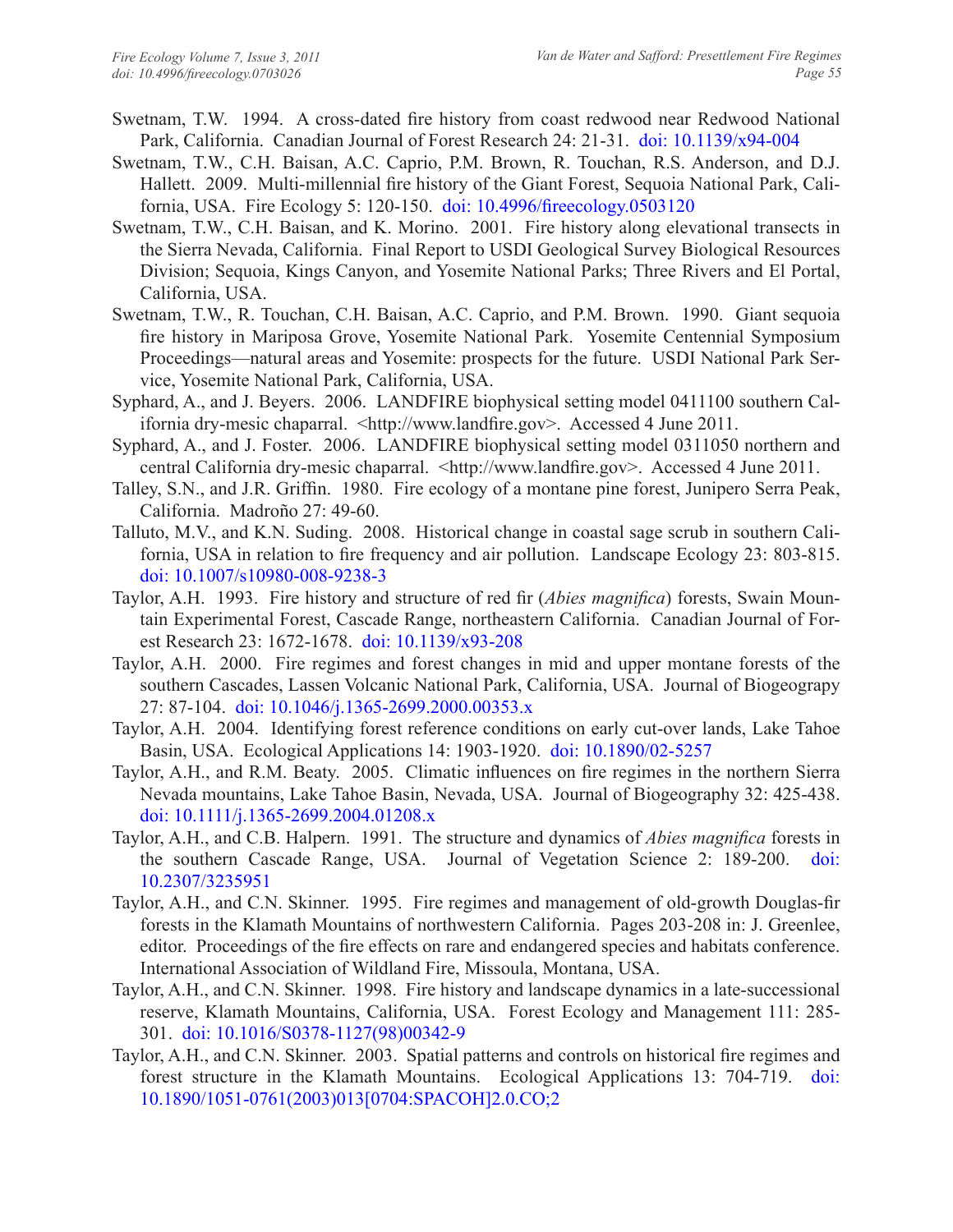Swetnam, T.W. 1994. A cross-dated fire history from coast redwood near Redwood National Park, California. Canadian Journal of Forest Research 24: 21-31. doi: 10.1139/x94-004

Swetnam, T.W., C.H. Baisan, A.C. Caprio, P.M. Brown, R. Touchan, R.S. Anderson, and D.J. Hallett. 2009. Multi-millennial fire history of the Giant Forest, Sequoia National Park, California, USA. Fire Ecology 5: 120-150. doi: 10.4996/fireecology.0503120

Swetnam, T.W., C.H. Baisan, and K. Morino. 2001. Fire history along elevational transects in the Sierra Nevada, California. Final Report to USDI Geological Survey Biological Resources Division; Sequoia, Kings Canyon, and Yosemite National Parks; Three Rivers and El Portal, California, USA.

Swetnam, T.W., R. Touchan, C.H. Baisan, A.C. Caprio, and P.M. Brown. 1990. Giant sequoia fire history in Mariposa Grove, Yosemite National Park. Yosemite Centennial Symposium Proceedings—natural areas and Yosemite: prospects for the future. USDI National Park Service, Yosemite National Park, California, USA.

Syphard, A., and J. Beyers. 2006. LANDFIRE biophysical setting model 0411100 southern California dry-mesic chaparral. <http://www.landfire.gov>. Accessed 4 June 2011.

Syphard, A., and J. Foster. 2006. LANDFIRE biophysical setting model 0311050 northern and central California dry-mesic chaparral. <http://www.landfire.gov>. Accessed 4 June 2011.

Talley, S.N., and J.R. Griffin. 1980. Fire ecology of a montane pine forest, Junipero Serra Peak, California. Madroño 27: 49-60.

Talluto, M.V., and K.N. Suding. 2008. Historical change in coastal sage scrub in southern California, USA in relation to fire frequency and air pollution. Landscape Ecology 23: 803-815. doi: 10.1007/s10980-008-9238-3

Taylor, A.H. 1993. Fire history and structure of red fir (*Abies magnifica*) forests, Swain Mountain Experimental Forest, Cascade Range, northeastern California. Canadian Journal of Forest Research 23: 1672-1678. doi: 10.1139/x93-208

Taylor, A.H. 2000. Fire regimes and forest changes in mid and upper montane forests of the southern Cascades, Lassen Volcanic National Park, California, USA. Journal of Biogeograpy 27: 87-104. doi: 10.1046/j.1365-2699.2000.00353.x

Taylor, A.H. 2004. Identifying forest reference conditions on early cut-over lands, Lake Tahoe Basin, USA. Ecological Applications 14: 1903-1920. doi: 10.1890/02-5257

Taylor, A.H., and R.M. Beaty. 2005. Climatic influences on fire regimes in the northern Sierra Nevada mountains, Lake Tahoe Basin, Nevada, USA. Journal of Biogeography 32: 425-438. doi: 10.1111/j.1365-2699.2004.01208.x

Taylor, A.H., and C.B. Halpern. 1991. The structure and dynamics of *Abies magnifica* forests in the southern Cascade Range, USA. Journal of Vegetation Science 2: 189-200. doi: 10.2307/3235951

Taylor, A.H., and C.N. Skinner. 1995. Fire regimes and management of old-growth Douglas-fir forests in the Klamath Mountains of northwestern California. Pages 203-208 in: J. Greenlee, editor. Proceedings of the fire effects on rare and endangered species and habitats conference. International Association of Wildland Fire, Missoula, Montana, USA.

Taylor, A.H., and C.N. Skinner. 1998. Fire history and landscape dynamics in a late-successional reserve, Klamath Mountains, California, USA. Forest Ecology and Management 111: 285-301. doi: 10.1016/S0378-1127(98)00342-9

Taylor, A.H., and C.N. Skinner. 2003. Spatial patterns and controls on historical fire regimes and forest structure in the Klamath Mountains. Ecological Applications 13: 704-719. doi: 10.1890/1051-0761(2003)013[0704:SPACOH]2.0.CO;2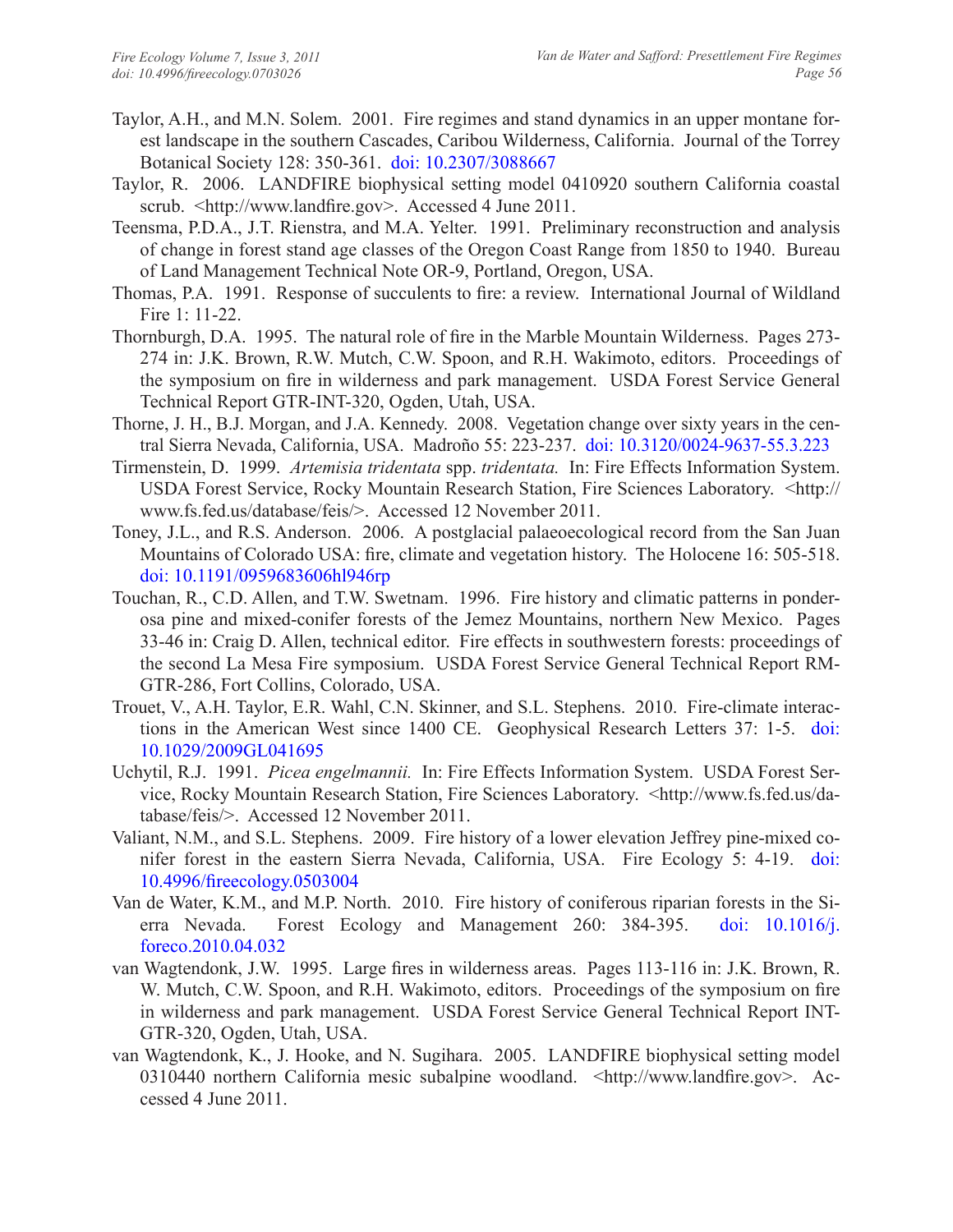Taylor, A.H., and M.N. Solem. 2001. Fire regimes and stand dynamics in an upper montane forest landscape in the southern Cascades, Caribou Wilderness, California. Journal of the Torrey Botanical Society 128: 350-361. doi: 10.2307/3088667

Taylor, R. 2006. LANDFIRE biophysical setting model 0410920 southern California coastal scrub. <http://www.landfire.gov>. Accessed 4 June 2011.

Teensma, P.D.A., J.T. Rienstra, and M.A. Yelter. 1991. Preliminary reconstruction and analysis of change in forest stand age classes of the Oregon Coast Range from 1850 to 1940. Bureau of Land Management Technical Note OR-9, Portland, Oregon, USA.

Thomas, P.A. 1991. Response of succulents to fire: a review. International Journal of Wildland Fire 1: 11-22.

Thornburgh, D.A. 1995. The natural role of fire in the Marble Mountain Wilderness. Pages 273-274 in: J.K. Brown, R.W. Mutch, C.W. Spoon, and R.H. Wakimoto, editors. Proceedings of the symposium on fire in wilderness and park management. USDA Forest Service General Technical Report GTR-INT-320, Ogden, Utah, USA.

Thorne, J. H., B.J. Morgan, and J.A. Kennedy. 2008. Vegetation change over sixty years in the central Sierra Nevada, California, USA. Madroño 55: 223-237. doi: 10.3120/0024-9637-55.3.223

Tirmenstein, D. 1999. *Artemisia tridentata* spp. *tridentata.* In: Fire Effects Information System. USDA Forest Service, Rocky Mountain Research Station, Fire Sciences Laboratory. <http://www.fs.fed.us/database/feis/>. Accessed 12 November 2011.

Toney, J.L., and R.S. Anderson. 2006. A postglacial palaeoecological record from the San Juan Mountains of Colorado USA: fire, climate and vegetation history. The Holocene 16: 505-518. doi: 10.1191/0959683606hl946rp

Touchan, R., C.D. Allen, and T.W. Swetnam. 1996. Fire history and climatic patterns in ponderosa pine and mixed-conifer forests of the Jemez Mountains, northern New Mexico. Pages 33-46 in: Craig D. Allen, technical editor. Fire effects in southwestern forests: proceedings of the second La Mesa Fire symposium. USDA Forest Service General Technical Report RM-GTR-286, Fort Collins, Colorado, USA.

Trouet, V., A.H. Taylor, E.R. Wahl, C.N. Skinner, and S.L. Stephens. 2010. Fire-climate interactions in the American West since 1400 CE. Geophysical Research Letters 37: 1-5. doi: 10.1029/2009GL041695

Uchytil, R.J. 1991. *Picea engelmannii.* In: Fire Effects Information System. USDA Forest Service, Rocky Mountain Research Station, Fire Sciences Laboratory. <http://www.fs.fed.us/database/feis/>. Accessed 12 November 2011.

Valiant, N.M., and S.L. Stephens. 2009. Fire history of a lower elevation Jeffrey pine-mixed conifer forest in the eastern Sierra Nevada, California, USA. Fire Ecology 5: 4-19. doi: 10.4996/fireecology.0503004

Van de Water, K.M., and M.P. North. 2010. Fire history of coniferous riparian forests in the Sierra Nevada. Forest Ecology and Management 260: 384-395. doi: 10.1016/j.foreco.2010.04.032

van Wagtendonk, J.W. 1995. Large fires in wilderness areas. Pages 113-116 in: J.K. Brown, R.W. Mutch, C.W. Spoon, and R.H. Wakimoto, editors. Proceedings of the symposium on fire in wilderness and park management. USDA Forest Service General Technical Report INT-GTR-320, Ogden, Utah, USA.

van Wagtendonk, K., J. Hooke, and N. Sugihara. 2005. LANDFIRE biophysical setting model 0310440 northern California mesic subalpine woodland. <http://www.landfire.gov>. Accessed 4 June 2011.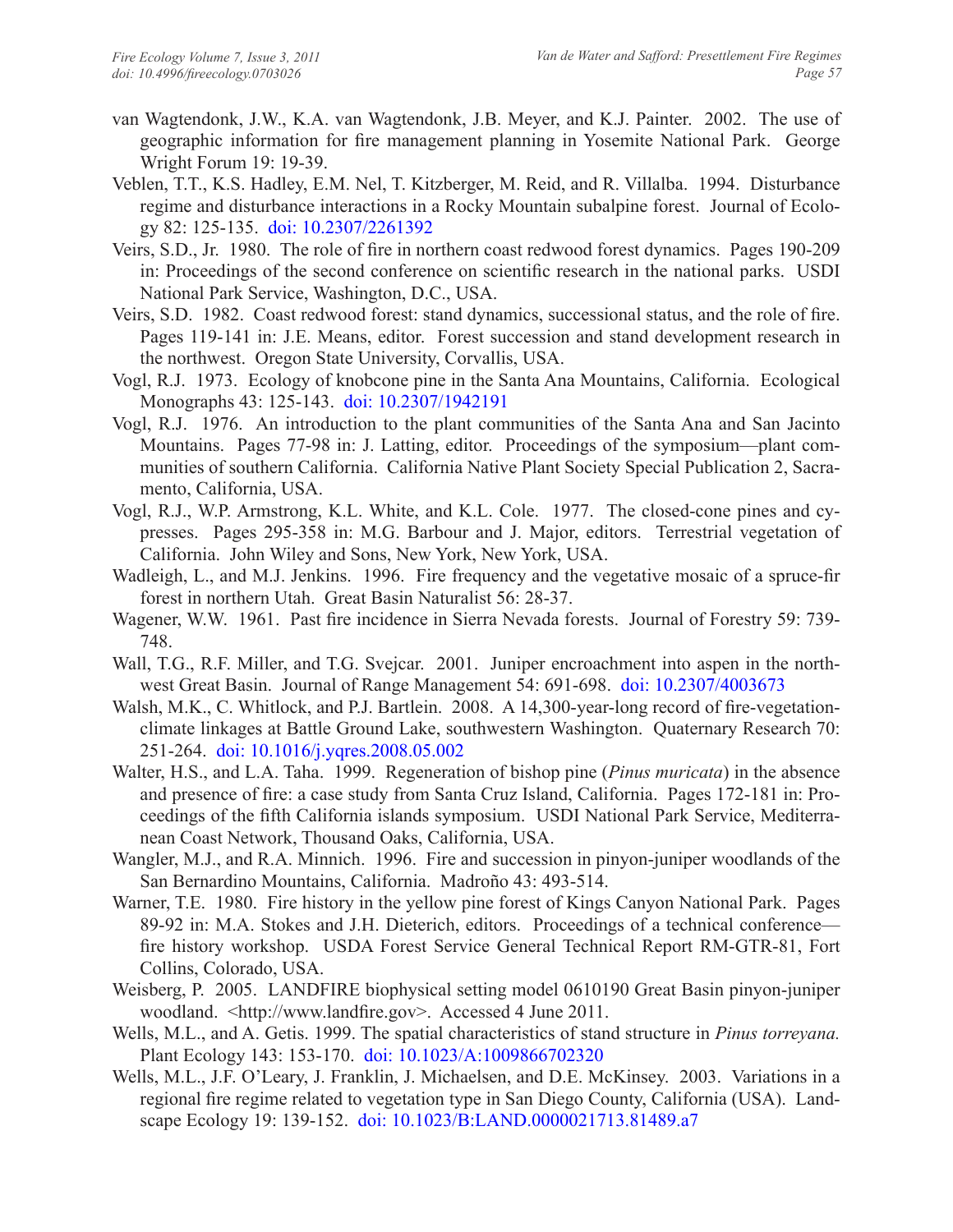van Wagtendonk, J.W., K.A. van Wagtendonk, J.B. Meyer, and K.J. Painter. 2002. The use of geographic information for fire management planning in Yosemite National Park. George Wright Forum 19: 19-39.

Veblen, T.T., K.S. Hadley, E.M. Nel, T. Kitzberger, M. Reid, and R. Villalba. 1994. Disturbance regime and disturbance interactions in a Rocky Mountain subalpine forest. Journal of Ecology 82: 125-135. doi: 10.2307/2261392

Veirs, S.D., Jr. 1980. The role of fire in northern coast redwood forest dynamics. Pages 190-209 in: Proceedings of the second conference on scientific research in the national parks. USDI National Park Service, Washington, D.C., USA.

Veirs, S.D. 1982. Coast redwood forest: stand dynamics, successional status, and the role of fire. Pages 119-141 in: J.E. Means, editor. Forest succession and stand development research in the northwest. Oregon State University, Corvallis, USA.

Vogl, R.J. 1973. Ecology of knobcone pine in the Santa Ana Mountains, California. Ecological Monographs 43: 125-143. doi: 10.2307/1942191

Vogl, R.J. 1976. An introduction to the plant communities of the Santa Ana and San Jacinto Mountains. Pages 77-98 in: J. Latting, editor. Proceedings of the symposium—plant communities of southern California. California Native Plant Society Special Publication 2, Sacramento, California, USA.

Vogl, R.J., W.P. Armstrong, K.L. White, and K.L. Cole. 1977. The closed-cone pines and cypresses. Pages 295-358 in: M.G. Barbour and J. Major, editors. Terrestrial vegetation of California. John Wiley and Sons, New York, New York, USA.

Wadleigh, L., and M.J. Jenkins. 1996. Fire frequency and the vegetative mosaic of a spruce-fir forest in northern Utah. Great Basin Naturalist 56: 28-37.

Wagener, W.W. 1961. Past fire incidence in Sierra Nevada forests. Journal of Forestry 59: 739-748.

Wall, T.G., R.F. Miller, and T.G. Svejcar. 2001. Juniper encroachment into aspen in the northwest Great Basin. Journal of Range Management 54: 691-698. doi: 10.2307/4003673

Walsh, M.K., C. Whitlock, and P.J. Bartlein. 2008. A 14,300-year-long record of fire-vegetation-climate linkages at Battle Ground Lake, southwestern Washington. Quaternary Research 70: 251-264. doi: 10.1016/j.yqres.2008.05.002

Walter, H.S., and L.A. Taha. 1999. Regeneration of bishop pine (*Pinus muricata*) in the absence and presence of fire: a case study from Santa Cruz Island, California. Pages 172-181 in: Proceedings of the fifth California islands symposium. USDI National Park Service, Mediterranean Coast Network, Thousand Oaks, California, USA.

Wangler, M.J., and R.A. Minnich. 1996. Fire and succession in pinyon-juniper woodlands of the San Bernardino Mountains, California. Madroño 43: 493-514.

Warner, T.E. 1980. Fire history in the yellow pine forest of Kings Canyon National Park. Pages 89-92 in: M.A. Stokes and J.H. Dieterich, editors. Proceedings of a technical conference—fire history workshop. USDA Forest Service General Technical Report RM-GTR-81, Fort Collins, Colorado, USA.

Weisberg, P. 2005. LANDFIRE biophysical setting model 0610190 Great Basin pinyon-juniper woodland. <http://www.landfire.gov>. Accessed 4 June 2011.

Wells, M.L., and A. Getis. 1999. The spatial characteristics of stand structure in *Pinus torreyana.* Plant Ecology 143: 153-170. doi: 10.1023/A:1009866702320

Wells, M.L., J.F. O'Leary, J. Franklin, J. Michaelsen, and D.E. McKinsey. 2003. Variations in a regional fire regime related to vegetation type in San Diego County, California (USA). Landscape Ecology 19: 139-152. doi: 10.1023/B:LAND.0000021713.81489.a7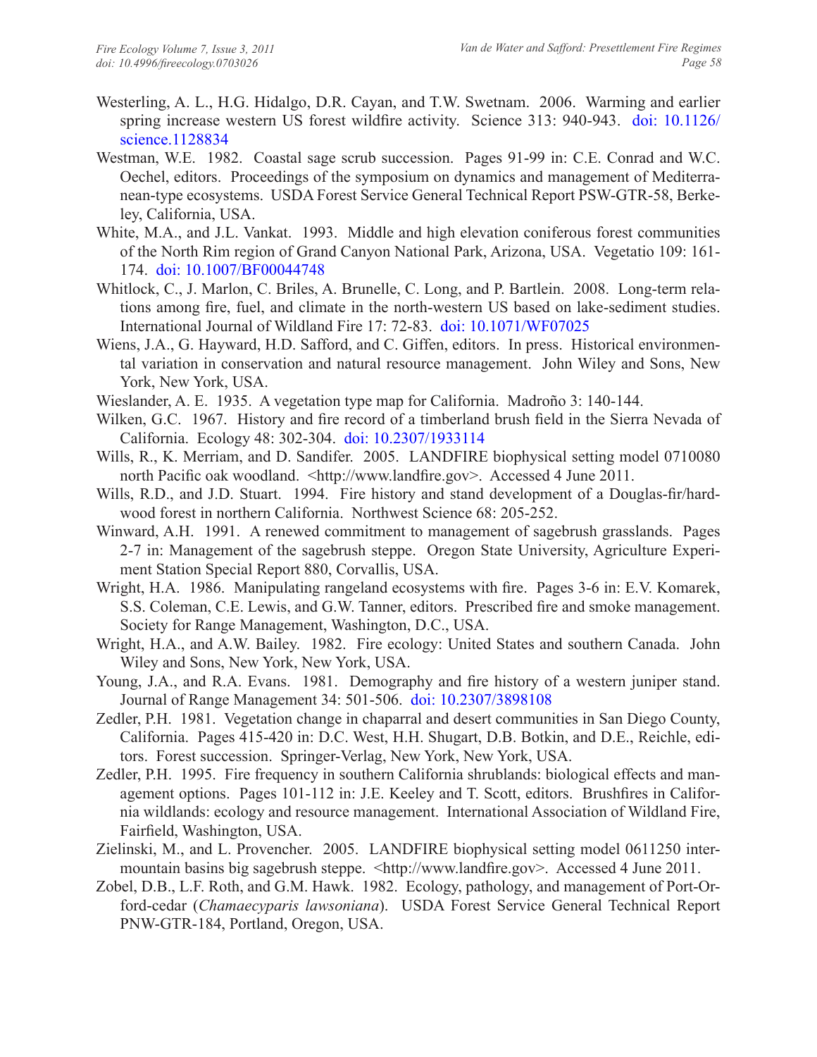Westerling, A. L., H.G. Hidalgo, D.R. Cayan, and T.W. Swetnam. 2006. Warming and earlier spring increase western US forest wildfire activity. Science 313: 940-943. doi: 10.1126/science.1128834

Westman, W.E. 1982. Coastal sage scrub succession. Pages 91-99 in: C.E. Conrad and W.C. Oechel, editors. Proceedings of the symposium on dynamics and management of Mediterranean-type ecosystems. USDA Forest Service General Technical Report PSW-GTR-58, Berkeley, California, USA.

White, M.A., and J.L. Vankat. 1993. Middle and high elevation coniferous forest communities of the North Rim region of Grand Canyon National Park, Arizona, USA. Vegetatio 109: 161-174. doi: 10.1007/BF00044748

Whitlock, C., J. Marlon, C. Briles, A. Brunelle, C. Long, and P. Bartlein. 2008. Long-term relations among fire, fuel, and climate in the north-western US based on lake-sediment studies. International Journal of Wildland Fire 17: 72-83. doi: 10.1071/WF07025

Wiens, J.A., G. Hayward, H.D. Safford, and C. Giffen, editors. In press. Historical environmental variation in conservation and natural resource management. John Wiley and Sons, New York, New York, USA.

Wieslander, A. E. 1935. A vegetation type map for California. Madroño 3: 140-144.

Wilken, G.C. 1967. History and fire record of a timberland brush field in the Sierra Nevada of California. Ecology 48: 302-304. doi: 10.2307/1933114

Wills, R., K. Merriam, and D. Sandifer. 2005. LANDFIRE biophysical setting model 0710080 north Pacific oak woodland. <http://www.landfire.gov>. Accessed 4 June 2011.

Wills, R.D., and J.D. Stuart. 1994. Fire history and stand development of a Douglas-fir/hardwood forest in northern California. Northwest Science 68: 205-252.

Winward, A.H. 1991. A renewed commitment to management of sagebrush grasslands. Pages 2-7 in: Management of the sagebrush steppe. Oregon State University, Agriculture Experiment Station Special Report 880, Corvallis, USA.

Wright, H.A. 1986. Manipulating rangeland ecosystems with fire. Pages 3-6 in: E.V. Komarek, S.S. Coleman, C.E. Lewis, and G.W. Tanner, editors. Prescribed fire and smoke management. Society for Range Management, Washington, D.C., USA.

Wright, H.A., and A.W. Bailey. 1982. Fire ecology: United States and southern Canada. John Wiley and Sons, New York, New York, USA.

Young, J.A., and R.A. Evans. 1981. Demography and fire history of a western juniper stand. Journal of Range Management 34: 501-506. doi: 10.2307/3898108

Zedler, P.H. 1981. Vegetation change in chaparral and desert communities in San Diego County, California. Pages 415-420 in: D.C. West, H.H. Shugart, D.B. Botkin, and D.E., Reichle, editors. Forest succession. Springer-Verlag, New York, New York, USA.

Zedler, P.H. 1995. Fire frequency in southern California shrublands: biological effects and management options. Pages 101-112 in: J.E. Keeley and T. Scott, editors. Brushfires in California wildlands: ecology and resource management. International Association of Wildland Fire, Fairfield, Washington, USA.

Zielinski, M., and L. Provencher. 2005. LANDFIRE biophysical setting model 0611250 intermountain basins big sagebrush steppe. <http://www.landfire.gov>. Accessed 4 June 2011.

Zobel, D.B., L.F. Roth, and G.M. Hawk. 1982. Ecology, pathology, and management of Port-Orford-cedar (*Chamaecyparis lawsoniana*). USDA Forest Service General Technical Report PNW-GTR-184, Portland, Oregon, USA.